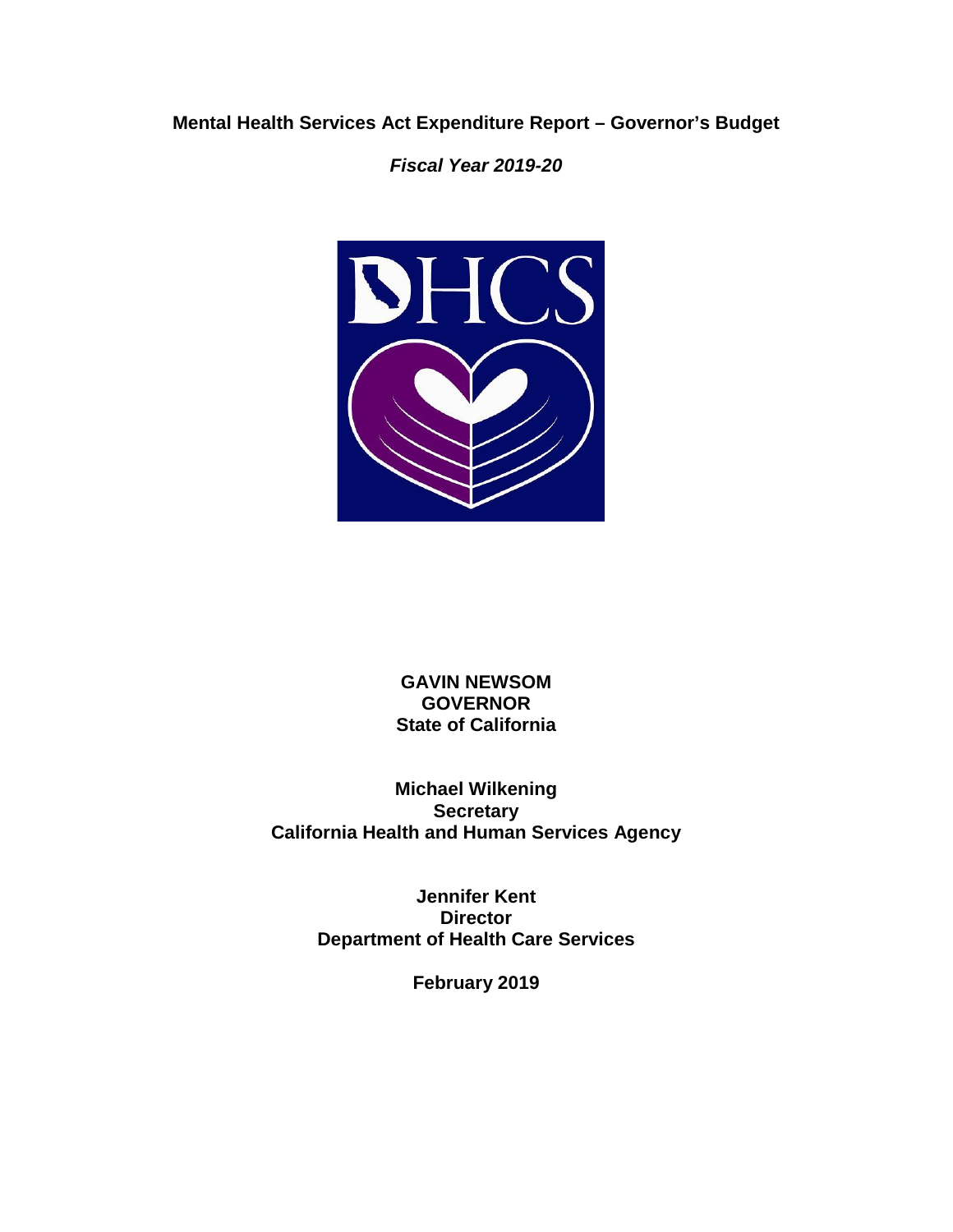# Mental Health Services Act Expenditure Report – Governor's Budget

***Fiscal Year 2019-20***

**GAVIN NEWSOM**
**GOVERNOR**
**State of California**

**Michael Wilkening**
**Secretary**
**California Health and Human Services Agency**

**Jennifer Kent**
**Director**
**Department of Health Care Services**

**February 2019**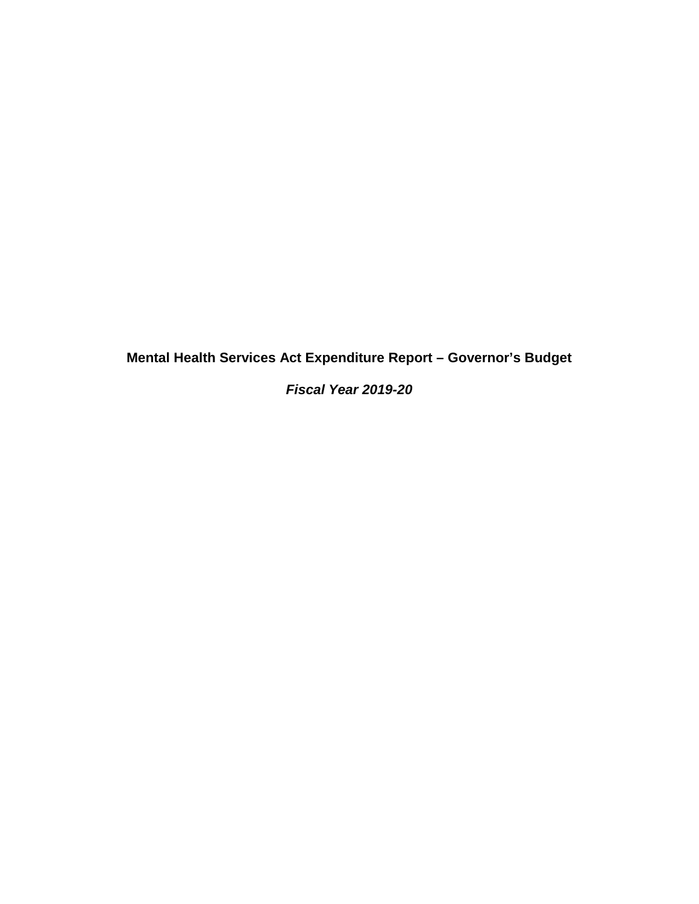# Mental Health Services Act Expenditure Report – Governor's Budget

***Fiscal Year 2019-20***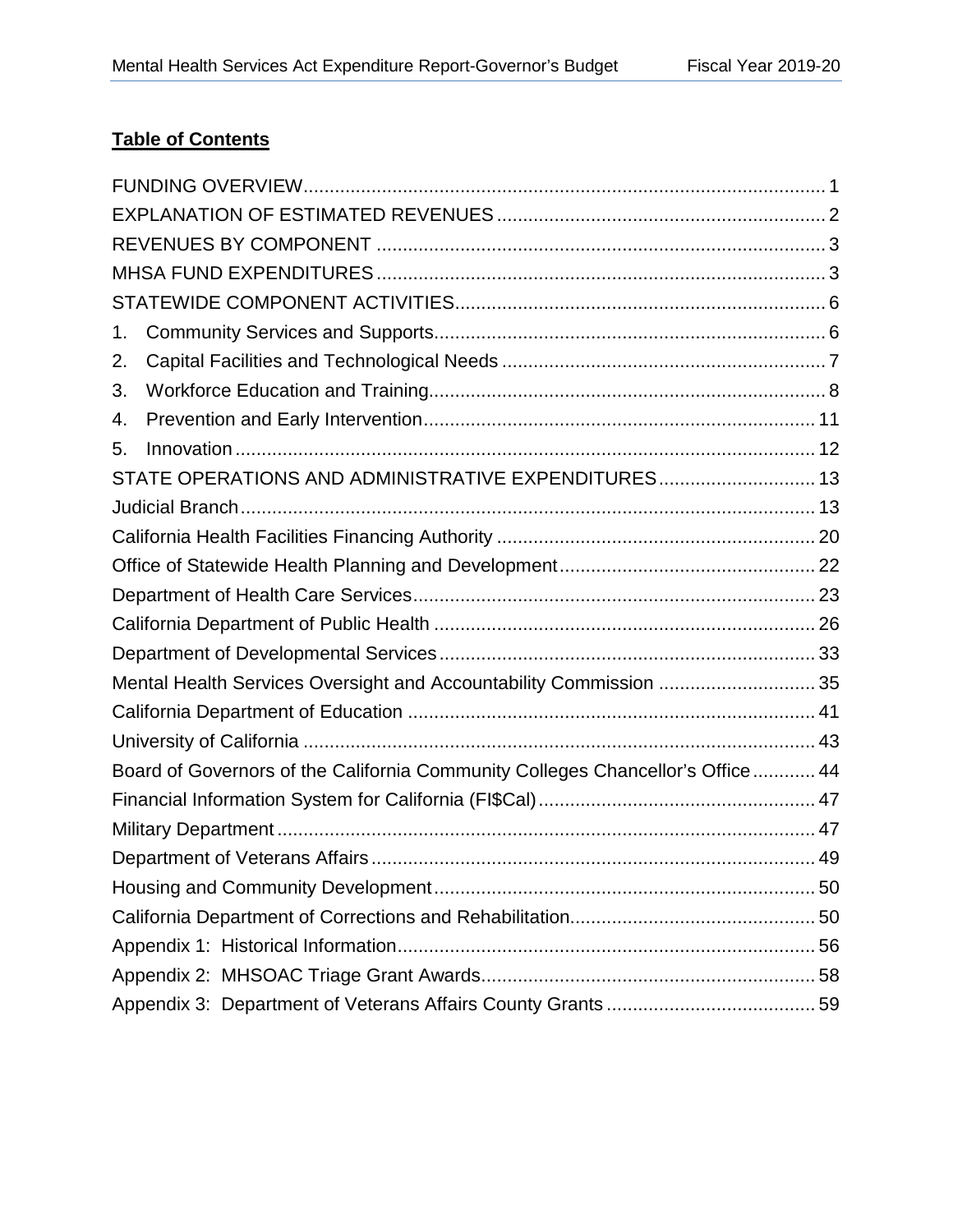**Table of Contents**

FUNDING OVERVIEW.....1
EXPLANATION OF ESTIMATED REVENUES.....2
REVENUES BY COMPONENT.....3
MHSA FUND EXPENDITURES.....3
STATEWIDE COMPONENT ACTIVITIES.....6
1. Community Services and Supports.....6
2. Capital Facilities and Technological Needs.....7
3. Workforce Education and Training.....8
4. Prevention and Early Intervention.....11
5. Innovation.....12
STATE OPERATIONS AND ADMINISTRATIVE EXPENDITURES.....13
Judicial Branch.....13
California Health Facilities Financing Authority.....20
Office of Statewide Health Planning and Development.....22
Department of Health Care Services.....23
California Department of Public Health.....26
Department of Developmental Services.....33
Mental Health Services Oversight and Accountability Commission.....35
California Department of Education.....41
University of California.....43
Board of Governors of the California Community Colleges Chancellor's Office.....44
Financial Information System for California (FI$Cal).....47
Military Department.....47
Department of Veterans Affairs.....49
Housing and Community Development.....50
California Department of Corrections and Rehabilitation.....50
Appendix 1: Historical Information.....56
Appendix 2: MHSOAC Triage Grant Awards.....58
Appendix 3: Department of Veterans Affairs County Grants.....59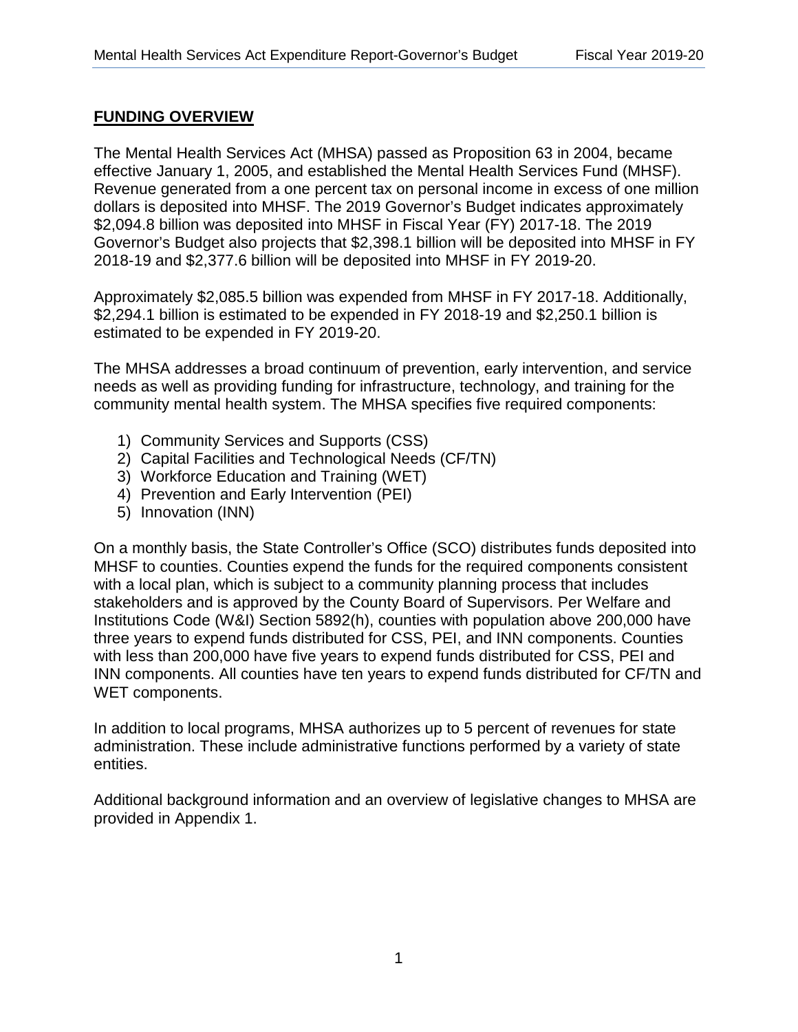## FUNDING OVERVIEW

The Mental Health Services Act (MHSA) passed as Proposition 63 in 2004, became effective January 1, 2005, and established the Mental Health Services Fund (MHSF). Revenue generated from a one percent tax on personal income in excess of one million dollars is deposited into MHSF. The 2019 Governor's Budget indicates approximately $2,094.8 billion was deposited into MHSF in Fiscal Year (FY) 2017-18. The 2019 Governor's Budget also projects that $2,398.1 billion will be deposited into MHSF in FY 2018-19 and $2,377.6 billion will be deposited into MHSF in FY 2019-20.

Approximately $2,085.5 billion was expended from MHSF in FY 2017-18. Additionally, $2,294.1 billion is estimated to be expended in FY 2018-19 and $2,250.1 billion is estimated to be expended in FY 2019-20.

The MHSA addresses a broad continuum of prevention, early intervention, and service needs as well as providing funding for infrastructure, technology, and training for the community mental health system. The MHSA specifies five required components:

1) Community Services and Supports (CSS)
2) Capital Facilities and Technological Needs (CF/TN)
3) Workforce Education and Training (WET)
4) Prevention and Early Intervention (PEI)
5) Innovation (INN)

On a monthly basis, the State Controller's Office (SCO) distributes funds deposited into MHSF to counties. Counties expend the funds for the required components consistent with a local plan, which is subject to a community planning process that includes stakeholders and is approved by the County Board of Supervisors. Per Welfare and Institutions Code (W&I) Section 5892(h), counties with population above 200,000 have three years to expend funds distributed for CSS, PEI, and INN components. Counties with less than 200,000 have five years to expend funds distributed for CSS, PEI and INN components. All counties have ten years to expend funds distributed for CF/TN and WET components.

In addition to local programs, MHSA authorizes up to 5 percent of revenues for state administration. These include administrative functions performed by a variety of state entities.

Additional background information and an overview of legislative changes to MHSA are provided in Appendix 1.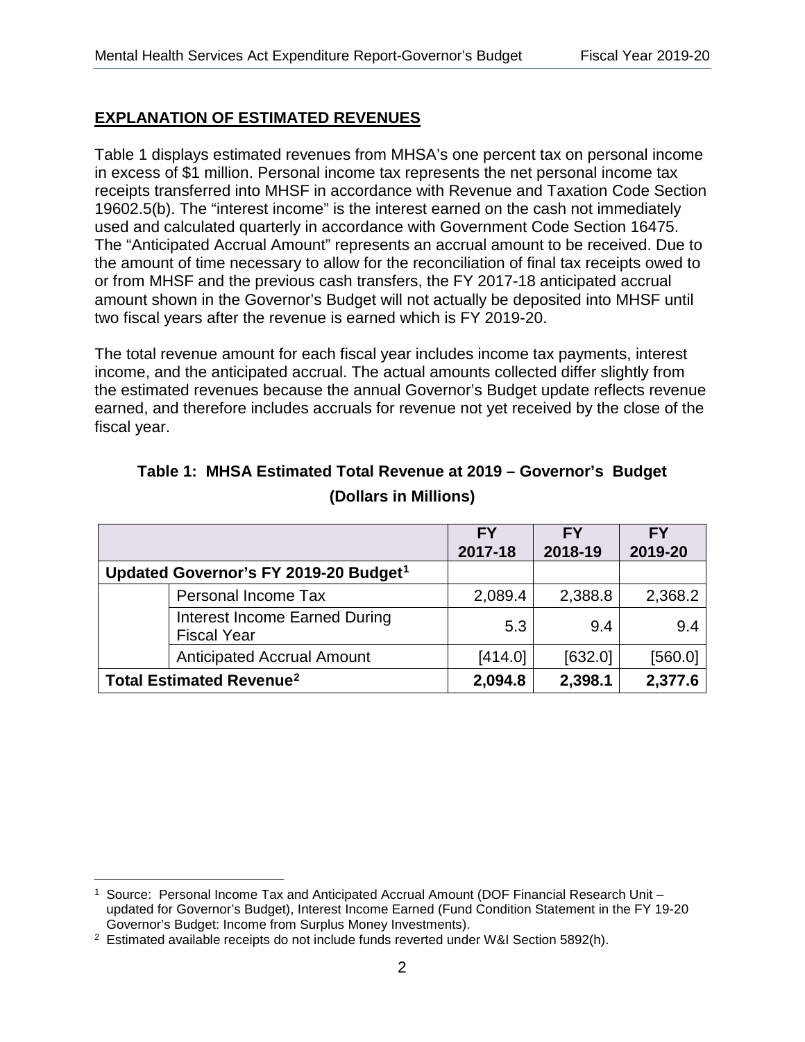## EXPLANATION OF ESTIMATED REVENUES

Table 1 displays estimated revenues from MHSA's one percent tax on personal income in excess of $1 million. Personal income tax represents the net personal income tax receipts transferred into MHSF in accordance with Revenue and Taxation Code Section 19602.5(b). The "interest income" is the interest earned on the cash not immediately used and calculated quarterly in accordance with Government Code Section 16475. The "Anticipated Accrual Amount" represents an accrual amount to be received. Due to the amount of time necessary to allow for the reconciliation of final tax receipts owed to or from MHSF and the previous cash transfers, the FY 2017-18 anticipated accrual amount shown in the Governor's Budget will not actually be deposited into MHSF until two fiscal years after the revenue is earned which is FY 2019-20.

The total revenue amount for each fiscal year includes income tax payments, interest income, and the anticipated accrual. The actual amounts collected differ slightly from the estimated revenues because the annual Governor's Budget update reflects revenue earned, and therefore includes accruals for revenue not yet received by the close of the fiscal year.

**Table 1: MHSA Estimated Total Revenue at 2019 – Governor's Budget (Dollars in Millions)**

| | | FY 2017-18 | FY 2018-19 | FY 2019-20 |
|---|---|---|---|---|
| **Updated Governor's FY 2019-20 Budget**[1] | | | | |
| | Personal Income Tax | 2,089.4 | 2,388.8 | 2,368.2 |
| | Interest Income Earned During Fiscal Year | 5.3 | 9.4 | 9.4 |
| | Anticipated Accrual Amount | [414.0] | [632.0] | [560.0] |
| **Total Estimated Revenue**[2] | | **2,094.8** | **2,398.1** | **2,377.6** |

[1] Source: Personal Income Tax and Anticipated Accrual Amount (DOF Financial Research Unit – updated for Governor's Budget), Interest Income Earned (Fund Condition Statement in the FY 19-20 Governor's Budget: Income from Surplus Money Investments).

[2] Estimated available receipts do not include funds reverted under W&I Section 5892(h).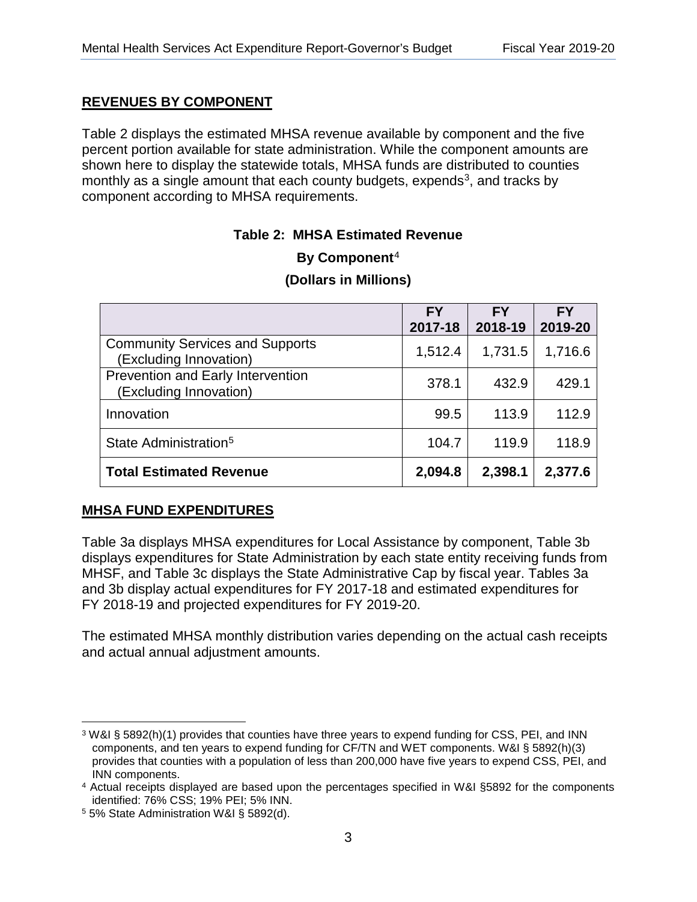## REVENUES BY COMPONENT

Table 2 displays the estimated MHSA revenue available by component and the five percent portion available for state administration. While the component amounts are shown here to display the statewide totals, MHSA funds are distributed to counties monthly as a single amount that each county budgets, expends[3], and tracks by component according to MHSA requirements.

**Table 2: MHSA Estimated Revenue**

**By Component[4]**

**(Dollars in Millions)**

| | FY 2017-18 | FY 2018-19 | FY 2019-20 |
|---|---|---|---|
| Community Services and Supports (Excluding Innovation) | 1,512.4 | 1,731.5 | 1,716.6 |
| Prevention and Early Intervention (Excluding Innovation) | 378.1 | 432.9 | 429.1 |
| Innovation | 99.5 | 113.9 | 112.9 |
| State Administration[5] | 104.7 | 119.9 | 118.9 |
| **Total Estimated Revenue** | **2,094.8** | **2,398.1** | **2,377.6** |

## MHSA FUND EXPENDITURES

Table 3a displays MHSA expenditures for Local Assistance by component, Table 3b displays expenditures for State Administration by each state entity receiving funds from MHSF, and Table 3c displays the State Administrative Cap by fiscal year. Tables 3a and 3b display actual expenditures for FY 2017-18 and estimated expenditures for FY 2018-19 and projected expenditures for FY 2019-20.

The estimated MHSA monthly distribution varies depending on the actual cash receipts and actual annual adjustment amounts.

---

[3] W&I § 5892(h)(1) provides that counties have three years to expend funding for CSS, PEI, and INN components, and ten years to expend funding for CF/TN and WET components. W&I § 5892(h)(3) provides that counties with a population of less than 200,000 have five years to expend CSS, PEI, and INN components.

[4] Actual receipts displayed are based upon the percentages specified in W&I §5892 for the components identified: 76% CSS; 19% PEI; 5% INN.

[5] 5% State Administration W&I § 5892(d).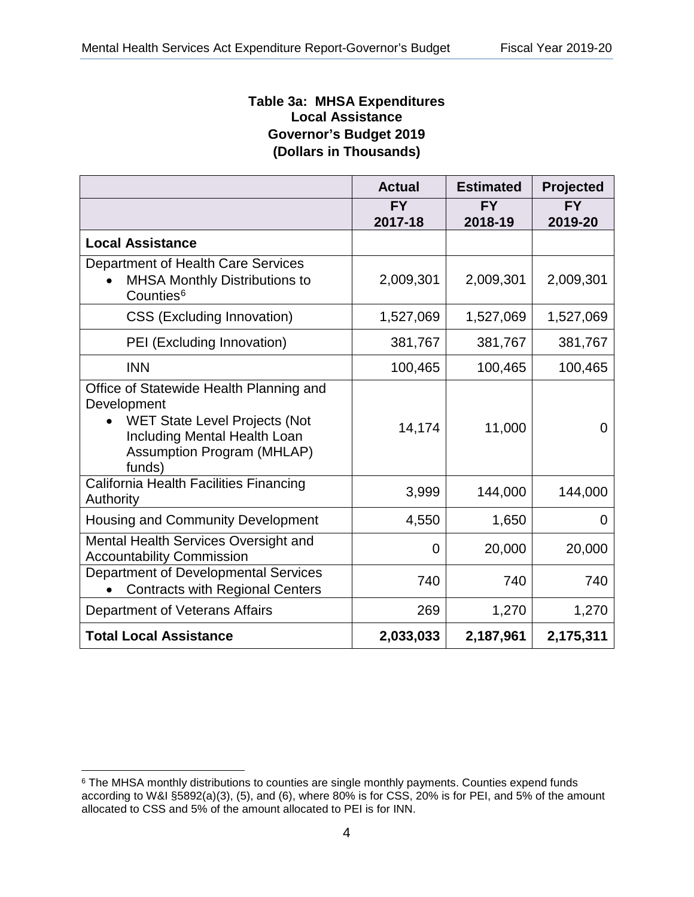**Table 3a: MHSA Expenditures**
**Local Assistance**
**Governor's Budget 2019**
**(Dollars in Thousands)**

| | **Actual** | **Estimated** | **Projected** |
|---|---|---|---|
| | **FY 2017-18** | **FY 2018-19** | **FY 2019-20** |
| **Local Assistance** | | | |
| Department of Health Care Services<br>• MHSA Monthly Distributions to Counties[6] | 2,009,301 | 2,009,301 | 2,009,301 |
| CSS (Excluding Innovation) | 1,527,069 | 1,527,069 | 1,527,069 |
| PEI (Excluding Innovation) | 381,767 | 381,767 | 381,767 |
| INN | 100,465 | 100,465 | 100,465 |
| Office of Statewide Health Planning and Development<br>• WET State Level Projects (Not Including Mental Health Loan Assumption Program (MHLAP) funds) | 14,174 | 11,000 | 0 |
| California Health Facilities Financing Authority | 3,999 | 144,000 | 144,000 |
| Housing and Community Development | 4,550 | 1,650 | 0 |
| Mental Health Services Oversight and Accountability Commission | 0 | 20,000 | 20,000 |
| Department of Developmental Services<br>• Contracts with Regional Centers | 740 | 740 | 740 |
| Department of Veterans Affairs | 269 | 1,270 | 1,270 |
| **Total Local Assistance** | **2,033,033** | **2,187,961** | **2,175,311** |

[6] The MHSA monthly distributions to counties are single monthly payments. Counties expend funds according to W&I §5892(a)(3), (5), and (6), where 80% is for CSS, 20% is for PEI, and 5% of the amount allocated to CSS and 5% of the amount allocated to PEI is for INN.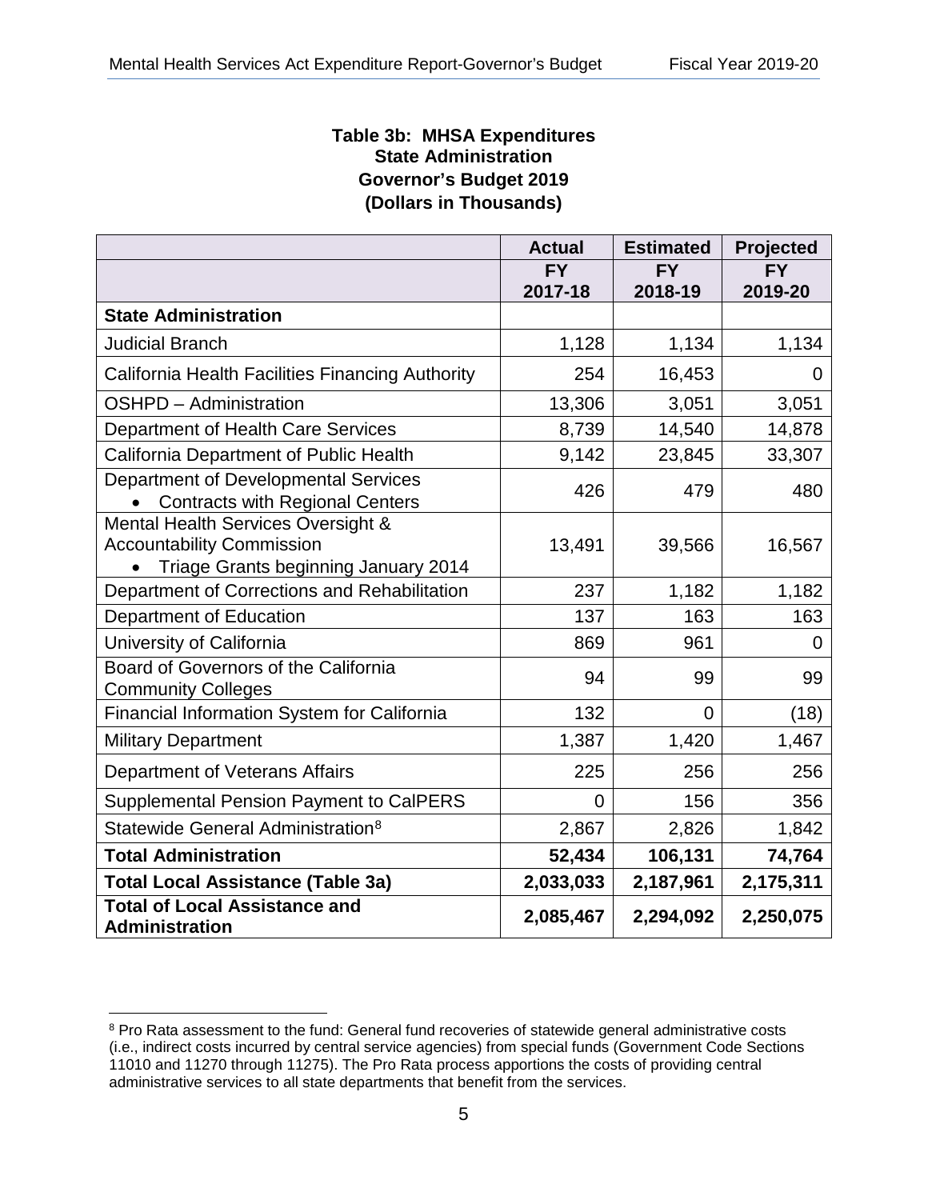**Table 3b: MHSA Expenditures**
**State Administration**
**Governor's Budget 2019**
**(Dollars in Thousands)**

| | Actual | Estimated | Projected |
|---|---|---|---|
| | **FY 2017-18** | **FY 2018-19** | **FY 2019-20** |
| **State Administration** | | | |
| Judicial Branch | 1,128 | 1,134 | 1,134 |
| California Health Facilities Financing Authority | 254 | 16,453 | 0 |
| OSHPD – Administration | 13,306 | 3,051 | 3,051 |
| Department of Health Care Services | 8,739 | 14,540 | 14,878 |
| California Department of Public Health | 9,142 | 23,845 | 33,307 |
| Department of Developmental Services<br>• Contracts with Regional Centers | 426 | 479 | 480 |
| Mental Health Services Oversight & Accountability Commission<br>• Triage Grants beginning January 2014 | 13,491 | 39,566 | 16,567 |
| Department of Corrections and Rehabilitation | 237 | 1,182 | 1,182 |
| Department of Education | 137 | 163 | 163 |
| University of California | 869 | 961 | 0 |
| Board of Governors of the California Community Colleges | 94 | 99 | 99 |
| Financial Information System for California | 132 | 0 | (18) |
| Military Department | 1,387 | 1,420 | 1,467 |
| Department of Veterans Affairs | 225 | 256 | 256 |
| Supplemental Pension Payment to CalPERS | 0 | 156 | 356 |
| Statewide General Administration[8] | 2,867 | 2,826 | 1,842 |
| **Total Administration** | **52,434** | **106,131** | **74,764** |
| **Total Local Assistance (Table 3a)** | **2,033,033** | **2,187,961** | **2,175,311** |
| **Total of Local Assistance and Administration** | **2,085,467** | **2,294,092** | **2,250,075** |

[8] Pro Rata assessment to the fund: General fund recoveries of statewide general administrative costs (i.e., indirect costs incurred by central service agencies) from special funds (Government Code Sections 11010 and 11270 through 11275). The Pro Rata process apportions the costs of providing central administrative services to all state departments that benefit from the services.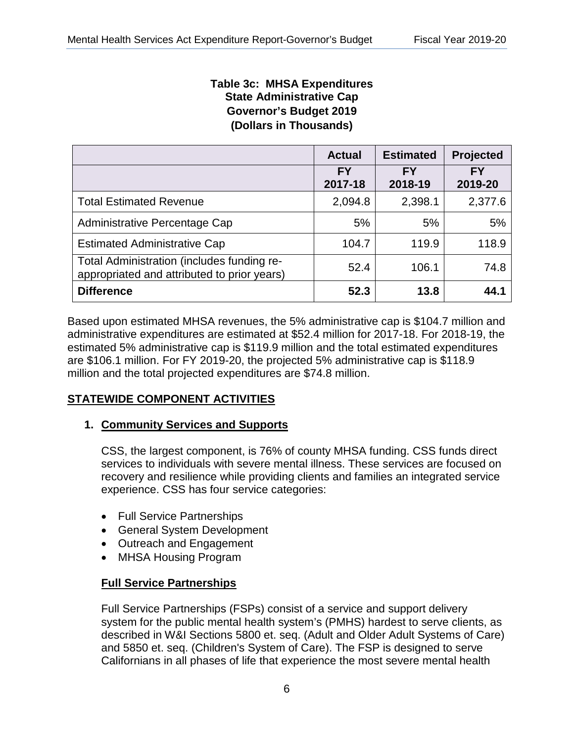**Table 3c: MHSA Expenditures**
**State Administrative Cap**
**Governor's Budget 2019**
**(Dollars in Thousands)**

| | **Actual** | **Estimated** | **Projected** |
|---|---|---|---|
| | **FY 2017-18** | **FY 2018-19** | **FY 2019-20** |
| Total Estimated Revenue | 2,094.8 | 2,398.1 | 2,377.6 |
| Administrative Percentage Cap | 5% | 5% | 5% |
| Estimated Administrative Cap | 104.7 | 119.9 | 118.9 |
| Total Administration (includes funding re-appropriated and attributed to prior years) | 52.4 | 106.1 | 74.8 |
| **Difference** | **52.3** | **13.8** | **44.1** |

Based upon estimated MHSA revenues, the 5% administrative cap is $104.7 million and administrative expenditures are estimated at $52.4 million for 2017-18. For 2018-19, the estimated 5% administrative cap is $119.9 million and the total estimated expenditures are $106.1 million. For FY 2019-20, the projected 5% administrative cap is $118.9 million and the total projected expenditures are $74.8 million.

## STATEWIDE COMPONENT ACTIVITIES

### 1. Community Services and Supports

CSS, the largest component, is 76% of county MHSA funding. CSS funds direct services to individuals with severe mental illness. These services are focused on recovery and resilience while providing clients and families an integrated service experience. CSS has four service categories:

- Full Service Partnerships
- General System Development
- Outreach and Engagement
- MHSA Housing Program

#### Full Service Partnerships

Full Service Partnerships (FSPs) consist of a service and support delivery system for the public mental health system's (PMHS) hardest to serve clients, as described in W&I Sections 5800 et. seq. (Adult and Older Adult Systems of Care) and 5850 et. seq. (Children's System of Care). The FSP is designed to serve Californians in all phases of life that experience the most severe mental health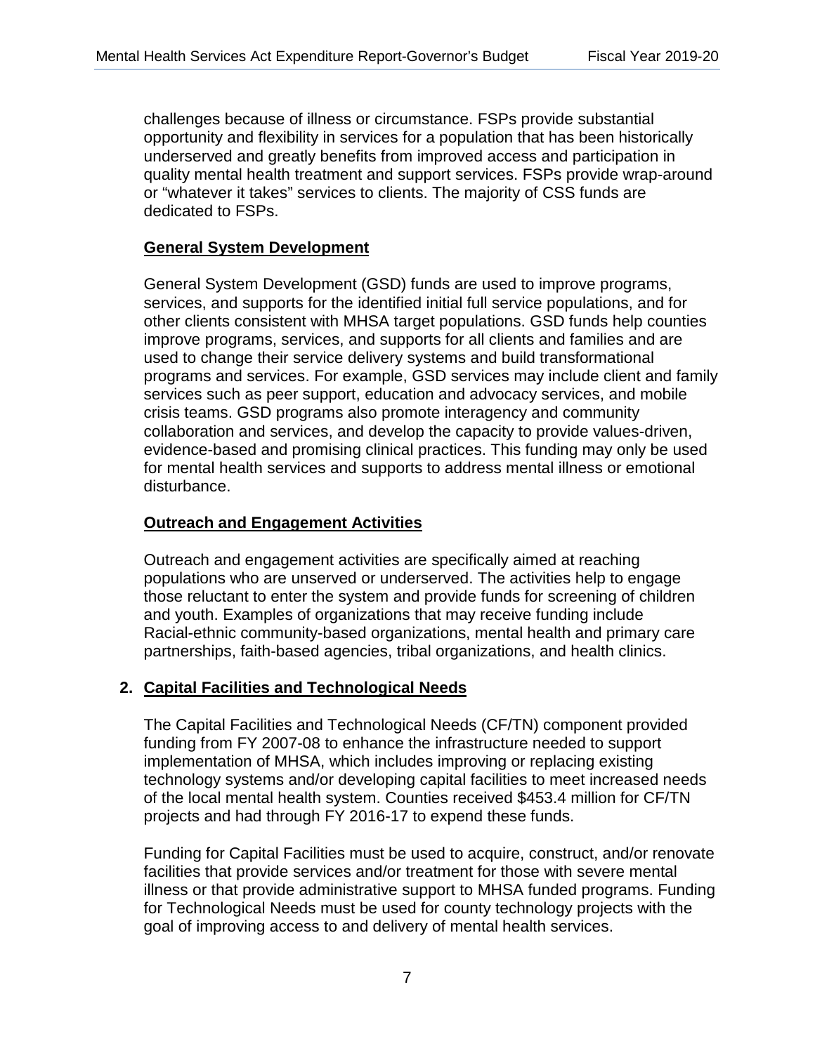challenges because of illness or circumstance. FSPs provide substantial opportunity and flexibility in services for a population that has been historically underserved and greatly benefits from improved access and participation in quality mental health treatment and support services. FSPs provide wrap-around or "whatever it takes" services to clients. The majority of CSS funds are dedicated to FSPs.

### General System Development

General System Development (GSD) funds are used to improve programs, services, and supports for the identified initial full service populations, and for other clients consistent with MHSA target populations. GSD funds help counties improve programs, services, and supports for all clients and families and are used to change their service delivery systems and build transformational programs and services. For example, GSD services may include client and family services such as peer support, education and advocacy services, and mobile crisis teams. GSD programs also promote interagency and community collaboration and services, and develop the capacity to provide values-driven, evidence-based and promising clinical practices. This funding may only be used for mental health services and supports to address mental illness or emotional disturbance.

### Outreach and Engagement Activities

Outreach and engagement activities are specifically aimed at reaching populations who are unserved or underserved. The activities help to engage those reluctant to enter the system and provide funds for screening of children and youth. Examples of organizations that may receive funding include Racial-ethnic community-based organizations, mental health and primary care partnerships, faith-based agencies, tribal organizations, and health clinics.

## 2. Capital Facilities and Technological Needs

The Capital Facilities and Technological Needs (CF/TN) component provided funding from FY 2007-08 to enhance the infrastructure needed to support implementation of MHSA, which includes improving or replacing existing technology systems and/or developing capital facilities to meet increased needs of the local mental health system. Counties received $453.4 million for CF/TN projects and had through FY 2016-17 to expend these funds.

Funding for Capital Facilities must be used to acquire, construct, and/or renovate facilities that provide services and/or treatment for those with severe mental illness or that provide administrative support to MHSA funded programs. Funding for Technological Needs must be used for county technology projects with the goal of improving access to and delivery of mental health services.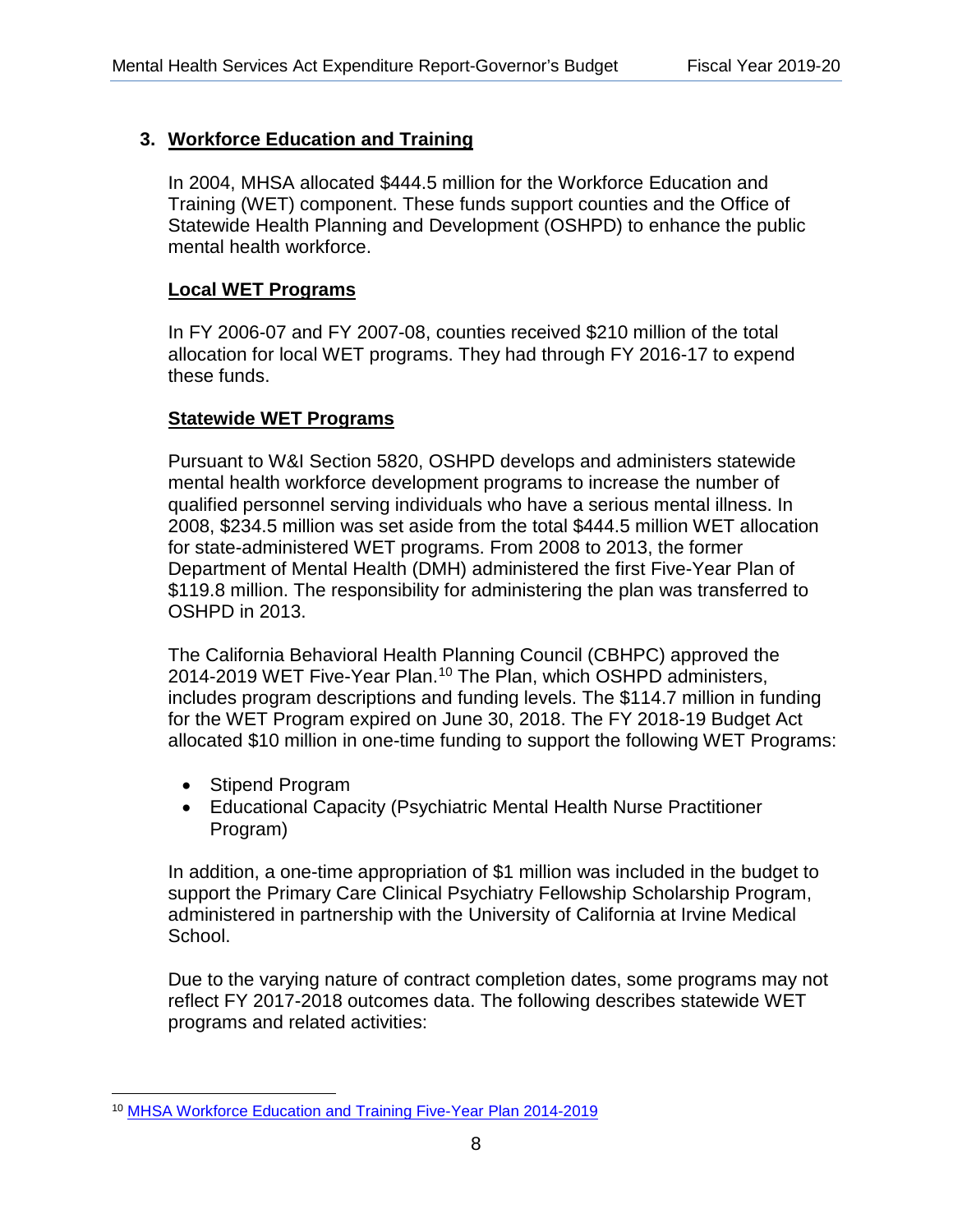## 3. Workforce Education and Training

In 2004, MHSA allocated $444.5 million for the Workforce Education and Training (WET) component. These funds support counties and the Office of Statewide Health Planning and Development (OSHPD) to enhance the public mental health workforce.

### Local WET Programs

In FY 2006-07 and FY 2007-08, counties received $210 million of the total allocation for local WET programs. They had through FY 2016-17 to expend these funds.

### Statewide WET Programs

Pursuant to W&I Section 5820, OSHPD develops and administers statewide mental health workforce development programs to increase the number of qualified personnel serving individuals who have a serious mental illness. In 2008, $234.5 million was set aside from the total $444.5 million WET allocation for state-administered WET programs. From 2008 to 2013, the former Department of Mental Health (DMH) administered the first Five-Year Plan of $119.8 million. The responsibility for administering the plan was transferred to OSHPD in 2013.

The California Behavioral Health Planning Council (CBHPC) approved the 2014-2019 WET Five-Year Plan.[10] The Plan, which OSHPD administers, includes program descriptions and funding levels. The $114.7 million in funding for the WET Program expired on June 30, 2018. The FY 2018-19 Budget Act allocated $10 million in one-time funding to support the following WET Programs:

- Stipend Program
- Educational Capacity (Psychiatric Mental Health Nurse Practitioner Program)

In addition, a one-time appropriation of $1 million was included in the budget to support the Primary Care Clinical Psychiatry Fellowship Scholarship Program, administered in partnership with the University of California at Irvine Medical School.

Due to the varying nature of contract completion dates, some programs may not reflect FY 2017-2018 outcomes data. The following describes statewide WET programs and related activities:

---

[10] MHSA Workforce Education and Training Five-Year Plan 2014-2019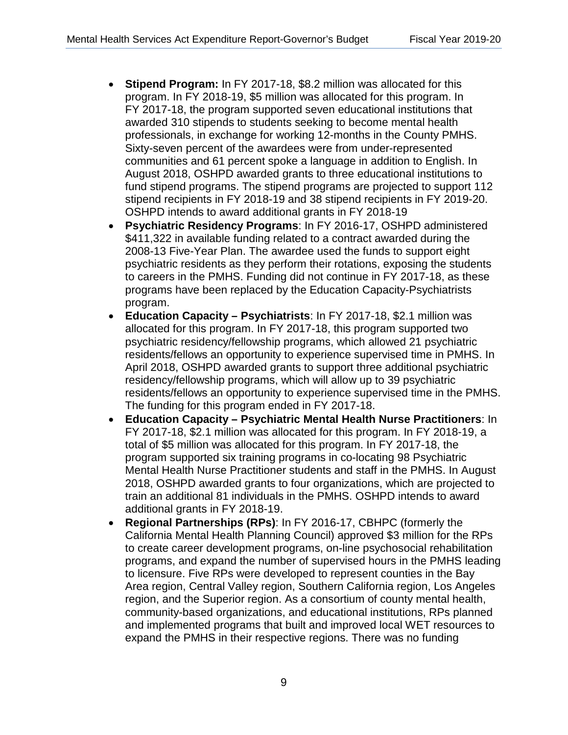- **Stipend Program:** In FY 2017-18, $8.2 million was allocated for this program. In FY 2018-19, $5 million was allocated for this program. In FY 2017-18, the program supported seven educational institutions that awarded 310 stipends to students seeking to become mental health professionals, in exchange for working 12-months in the County PMHS. Sixty-seven percent of the awardees were from under-represented communities and 61 percent spoke a language in addition to English. In August 2018, OSHPD awarded grants to three educational institutions to fund stipend programs. The stipend programs are projected to support 112 stipend recipients in FY 2018-19 and 38 stipend recipients in FY 2019-20. OSHPD intends to award additional grants in FY 2018-19
- **Psychiatric Residency Programs**: In FY 2016-17, OSHPD administered $411,322 in available funding related to a contract awarded during the 2008-13 Five-Year Plan. The awardee used the funds to support eight psychiatric residents as they perform their rotations, exposing the students to careers in the PMHS. Funding did not continue in FY 2017-18, as these programs have been replaced by the Education Capacity-Psychiatrists program.
- **Education Capacity – Psychiatrists**: In FY 2017-18, $2.1 million was allocated for this program. In FY 2017-18, this program supported two psychiatric residency/fellowship programs, which allowed 21 psychiatric residents/fellows an opportunity to experience supervised time in PMHS. In April 2018, OSHPD awarded grants to support three additional psychiatric residency/fellowship programs, which will allow up to 39 psychiatric residents/fellows an opportunity to experience supervised time in the PMHS. The funding for this program ended in FY 2017-18.
- **Education Capacity – Psychiatric Mental Health Nurse Practitioners**: In FY 2017-18, $2.1 million was allocated for this program. In FY 2018-19, a total of $5 million was allocated for this program. In FY 2017-18, the program supported six training programs in co-locating 98 Psychiatric Mental Health Nurse Practitioner students and staff in the PMHS. In August 2018, OSHPD awarded grants to four organizations, which are projected to train an additional 81 individuals in the PMHS. OSHPD intends to award additional grants in FY 2018-19.
- **Regional Partnerships (RPs)**: In FY 2016-17, CBHPC (formerly the California Mental Health Planning Council) approved $3 million for the RPs to create career development programs, on-line psychosocial rehabilitation programs, and expand the number of supervised hours in the PMHS leading to licensure. Five RPs were developed to represent counties in the Bay Area region, Central Valley region, Southern California region, Los Angeles region, and the Superior region. As a consortium of county mental health, community-based organizations, and educational institutions, RPs planned and implemented programs that built and improved local WET resources to expand the PMHS in their respective regions. There was no funding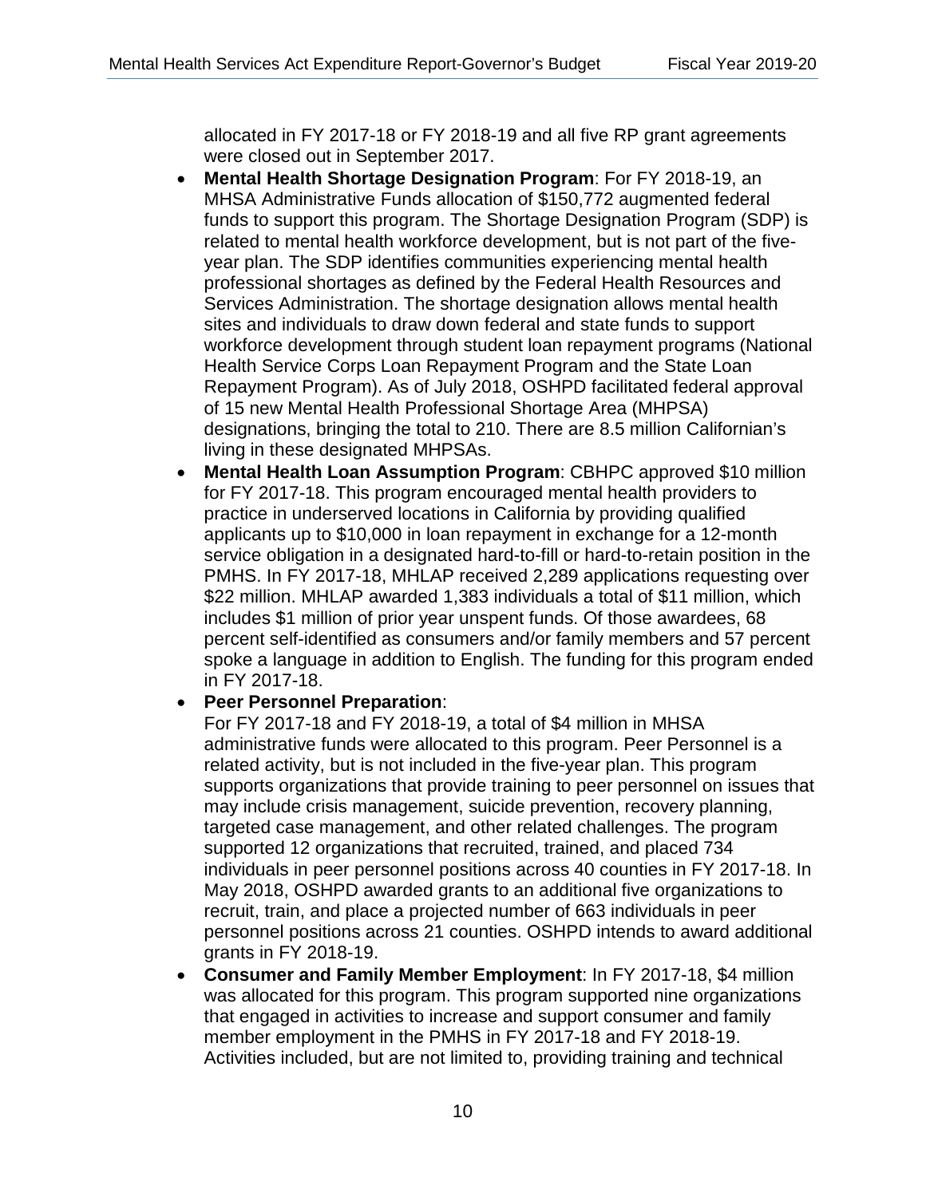allocated in FY 2017-18 or FY 2018-19 and all five RP grant agreements were closed out in September 2017.

- **Mental Health Shortage Designation Program**: For FY 2018-19, an MHSA Administrative Funds allocation of $150,772 augmented federal funds to support this program. The Shortage Designation Program (SDP) is related to mental health workforce development, but is not part of the five-year plan. The SDP identifies communities experiencing mental health professional shortages as defined by the Federal Health Resources and Services Administration. The shortage designation allows mental health sites and individuals to draw down federal and state funds to support workforce development through student loan repayment programs (National Health Service Corps Loan Repayment Program and the State Loan Repayment Program). As of July 2018, OSHPD facilitated federal approval of 15 new Mental Health Professional Shortage Area (MHPSA) designations, bringing the total to 210. There are 8.5 million Californian's living in these designated MHPSAs.
- **Mental Health Loan Assumption Program**: CBHPC approved $10 million for FY 2017-18. This program encouraged mental health providers to practice in underserved locations in California by providing qualified applicants up to $10,000 in loan repayment in exchange for a 12-month service obligation in a designated hard-to-fill or hard-to-retain position in the PMHS. In FY 2017-18, MHLAP received 2,289 applications requesting over $22 million. MHLAP awarded 1,383 individuals a total of $11 million, which includes $1 million of prior year unspent funds. Of those awardees, 68 percent self-identified as consumers and/or family members and 57 percent spoke a language in addition to English. The funding for this program ended in FY 2017-18.
- **Peer Personnel Preparation**:
  For FY 2017-18 and FY 2018-19, a total of $4 million in MHSA administrative funds were allocated to this program. Peer Personnel is a related activity, but is not included in the five-year plan. This program supports organizations that provide training to peer personnel on issues that may include crisis management, suicide prevention, recovery planning, targeted case management, and other related challenges. The program supported 12 organizations that recruited, trained, and placed 734 individuals in peer personnel positions across 40 counties in FY 2017-18. In May 2018, OSHPD awarded grants to an additional five organizations to recruit, train, and place a projected number of 663 individuals in peer personnel positions across 21 counties. OSHPD intends to award additional grants in FY 2018-19.
- **Consumer and Family Member Employment**: In FY 2017-18, $4 million was allocated for this program. This program supported nine organizations that engaged in activities to increase and support consumer and family member employment in the PMHS in FY 2017-18 and FY 2018-19. Activities included, but are not limited to, providing training and technical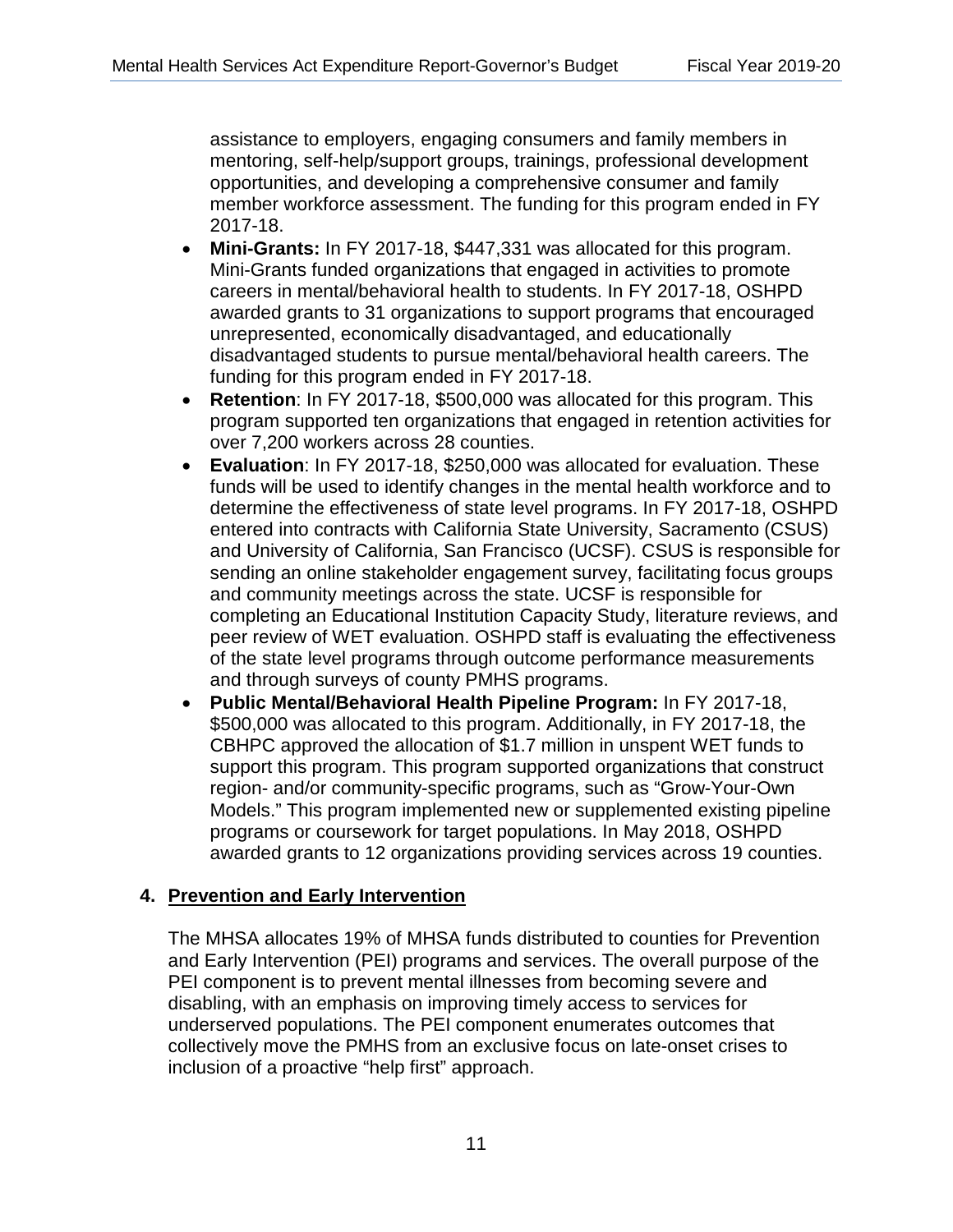assistance to employers, engaging consumers and family members in mentoring, self-help/support groups, trainings, professional development opportunities, and developing a comprehensive consumer and family member workforce assessment. The funding for this program ended in FY 2017-18.

- **Mini-Grants:** In FY 2017-18, $447,331 was allocated for this program. Mini-Grants funded organizations that engaged in activities to promote careers in mental/behavioral health to students. In FY 2017-18, OSHPD awarded grants to 31 organizations to support programs that encouraged unrepresented, economically disadvantaged, and educationally disadvantaged students to pursue mental/behavioral health careers. The funding for this program ended in FY 2017-18.
- **Retention**: In FY 2017-18, $500,000 was allocated for this program. This program supported ten organizations that engaged in retention activities for over 7,200 workers across 28 counties.
- **Evaluation**: In FY 2017-18, $250,000 was allocated for evaluation. These funds will be used to identify changes in the mental health workforce and to determine the effectiveness of state level programs. In FY 2017-18, OSHPD entered into contracts with California State University, Sacramento (CSUS) and University of California, San Francisco (UCSF). CSUS is responsible for sending an online stakeholder engagement survey, facilitating focus groups and community meetings across the state. UCSF is responsible for completing an Educational Institution Capacity Study, literature reviews, and peer review of WET evaluation. OSHPD staff is evaluating the effectiveness of the state level programs through outcome performance measurements and through surveys of county PMHS programs.
- **Public Mental/Behavioral Health Pipeline Program:** In FY 2017-18, $500,000 was allocated to this program. Additionally, in FY 2017-18, the CBHPC approved the allocation of $1.7 million in unspent WET funds to support this program. This program supported organizations that construct region- and/or community-specific programs, such as "Grow-Your-Own Models." This program implemented new or supplemented existing pipeline programs or coursework for target populations. In May 2018, OSHPD awarded grants to 12 organizations providing services across 19 counties.

### 4. Prevention and Early Intervention

The MHSA allocates 19% of MHSA funds distributed to counties for Prevention and Early Intervention (PEI) programs and services. The overall purpose of the PEI component is to prevent mental illnesses from becoming severe and disabling, with an emphasis on improving timely access to services for underserved populations. The PEI component enumerates outcomes that collectively move the PMHS from an exclusive focus on late-onset crises to inclusion of a proactive "help first" approach.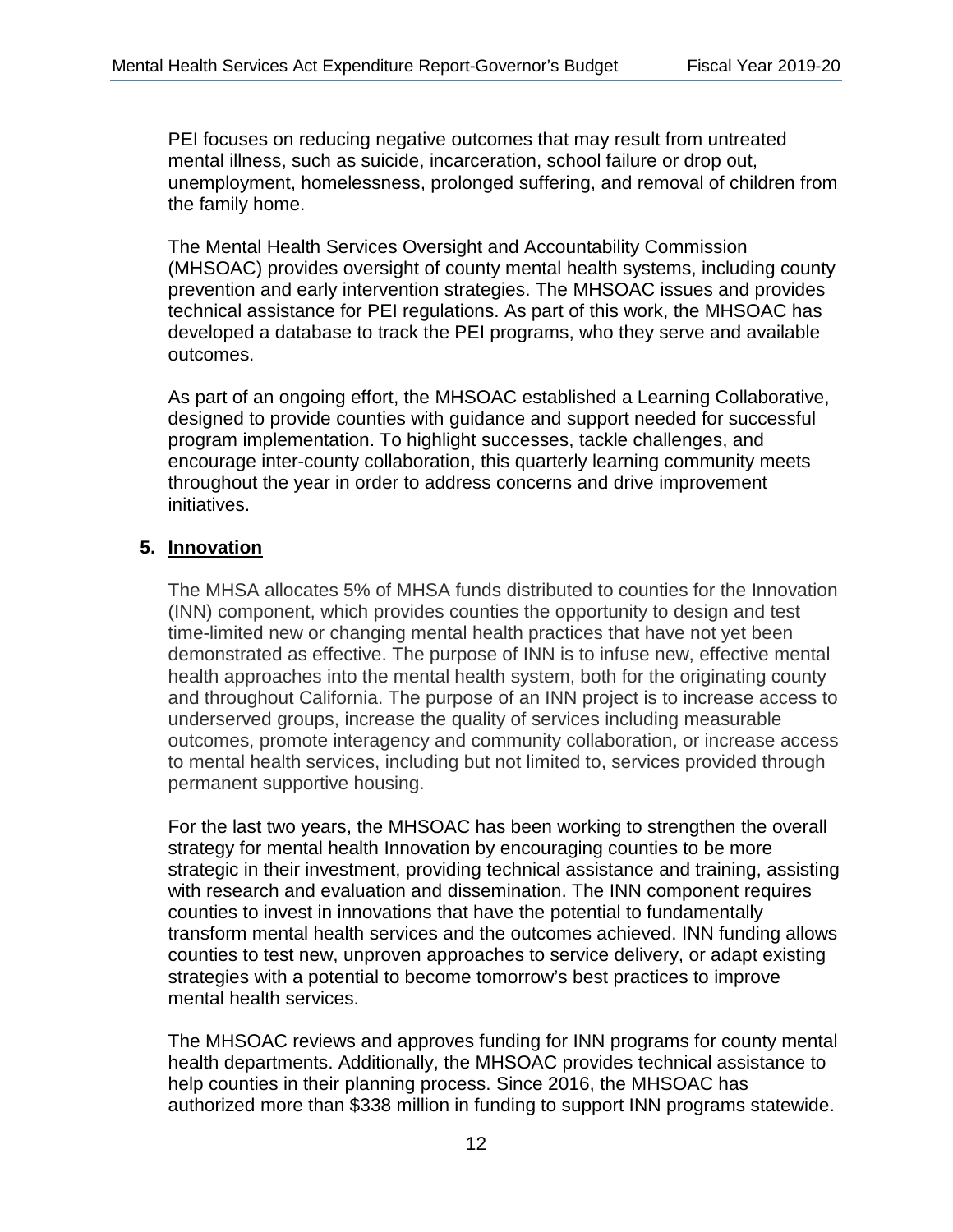PEI focuses on reducing negative outcomes that may result from untreated mental illness, such as suicide, incarceration, school failure or drop out, unemployment, homelessness, prolonged suffering, and removal of children from the family home.

The Mental Health Services Oversight and Accountability Commission (MHSOAC) provides oversight of county mental health systems, including county prevention and early intervention strategies. The MHSOAC issues and provides technical assistance for PEI regulations. As part of this work, the MHSOAC has developed a database to track the PEI programs, who they serve and available outcomes.

As part of an ongoing effort, the MHSOAC established a Learning Collaborative, designed to provide counties with guidance and support needed for successful program implementation. To highlight successes, tackle challenges, and encourage inter-county collaboration, this quarterly learning community meets throughout the year in order to address concerns and drive improvement initiatives.

### 5. Innovation

The MHSA allocates 5% of MHSA funds distributed to counties for the Innovation (INN) component, which provides counties the opportunity to design and test time-limited new or changing mental health practices that have not yet been demonstrated as effective. The purpose of INN is to infuse new, effective mental health approaches into the mental health system, both for the originating county and throughout California. The purpose of an INN project is to increase access to underserved groups, increase the quality of services including measurable outcomes, promote interagency and community collaboration, or increase access to mental health services, including but not limited to, services provided through permanent supportive housing.

For the last two years, the MHSOAC has been working to strengthen the overall strategy for mental health Innovation by encouraging counties to be more strategic in their investment, providing technical assistance and training, assisting with research and evaluation and dissemination. The INN component requires counties to invest in innovations that have the potential to fundamentally transform mental health services and the outcomes achieved. INN funding allows counties to test new, unproven approaches to service delivery, or adapt existing strategies with a potential to become tomorrow's best practices to improve mental health services.

The MHSOAC reviews and approves funding for INN programs for county mental health departments. Additionally, the MHSOAC provides technical assistance to help counties in their planning process. Since 2016, the MHSOAC has authorized more than $338 million in funding to support INN programs statewide.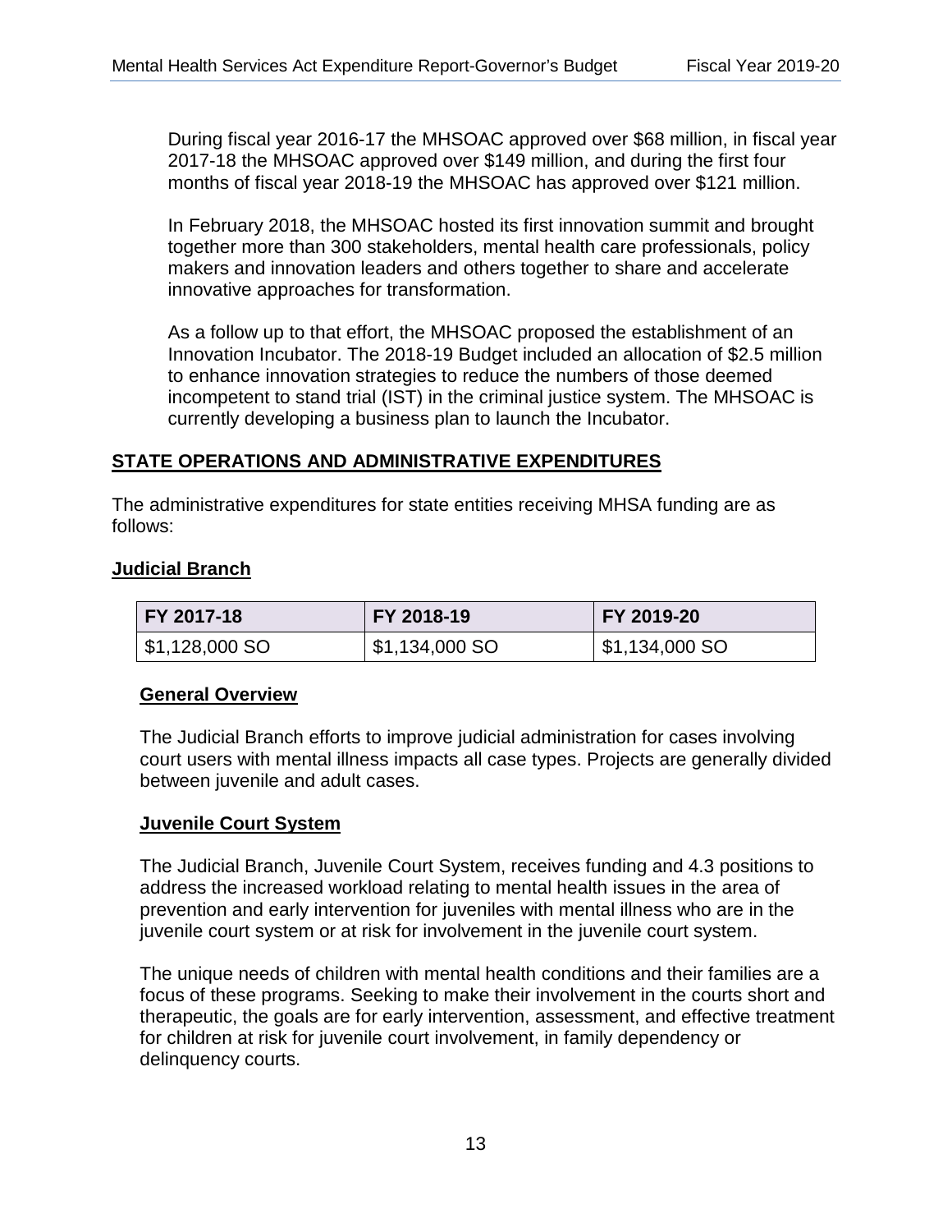During fiscal year 2016-17 the MHSOAC approved over $68 million, in fiscal year 2017-18 the MHSOAC approved over $149 million, and during the first four months of fiscal year 2018-19 the MHSOAC has approved over $121 million.

In February 2018, the MHSOAC hosted its first innovation summit and brought together more than 300 stakeholders, mental health care professionals, policy makers and innovation leaders and others together to share and accelerate innovative approaches for transformation.

As a follow up to that effort, the MHSOAC proposed the establishment of an Innovation Incubator. The 2018-19 Budget included an allocation of $2.5 million to enhance innovation strategies to reduce the numbers of those deemed incompetent to stand trial (IST) in the criminal justice system. The MHSOAC is currently developing a business plan to launch the Incubator.

## STATE OPERATIONS AND ADMINISTRATIVE EXPENDITURES

The administrative expenditures for state entities receiving MHSA funding are as follows:

### Judicial Branch

| FY 2017-18 | FY 2018-19 | FY 2019-20 |
|---|---|---|
| $1,128,000 SO | $1,134,000 SO | $1,134,000 SO |

#### General Overview

The Judicial Branch efforts to improve judicial administration for cases involving court users with mental illness impacts all case types. Projects are generally divided between juvenile and adult cases.

#### Juvenile Court System

The Judicial Branch, Juvenile Court System, receives funding and 4.3 positions to address the increased workload relating to mental health issues in the area of prevention and early intervention for juveniles with mental illness who are in the juvenile court system or at risk for involvement in the juvenile court system.

The unique needs of children with mental health conditions and their families are a focus of these programs. Seeking to make their involvement in the courts short and therapeutic, the goals are for early intervention, assessment, and effective treatment for children at risk for juvenile court involvement, in family dependency or delinquency courts.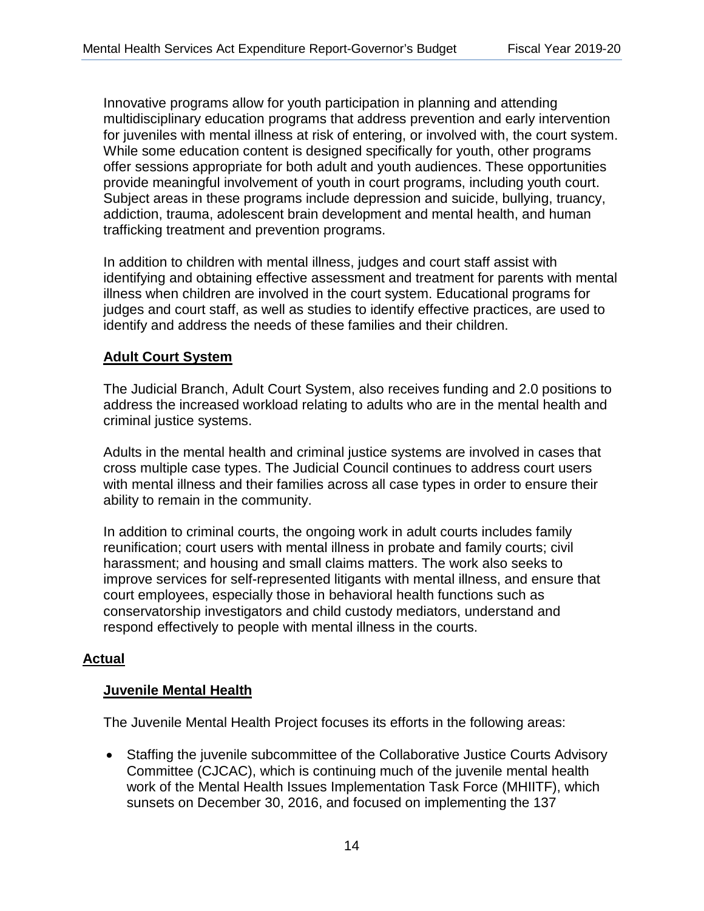Innovative programs allow for youth participation in planning and attending multidisciplinary education programs that address prevention and early intervention for juveniles with mental illness at risk of entering, or involved with, the court system. While some education content is designed specifically for youth, other programs offer sessions appropriate for both adult and youth audiences. These opportunities provide meaningful involvement of youth in court programs, including youth court. Subject areas in these programs include depression and suicide, bullying, truancy, addiction, trauma, adolescent brain development and mental health, and human trafficking treatment and prevention programs.

In addition to children with mental illness, judges and court staff assist with identifying and obtaining effective assessment and treatment for parents with mental illness when children are involved in the court system. Educational programs for judges and court staff, as well as studies to identify effective practices, are used to identify and address the needs of these families and their children.

### Adult Court System

The Judicial Branch, Adult Court System, also receives funding and 2.0 positions to address the increased workload relating to adults who are in the mental health and criminal justice systems.

Adults in the mental health and criminal justice systems are involved in cases that cross multiple case types. The Judicial Council continues to address court users with mental illness and their families across all case types in order to ensure their ability to remain in the community.

In addition to criminal courts, the ongoing work in adult courts includes family reunification; court users with mental illness in probate and family courts; civil harassment; and housing and small claims matters. The work also seeks to improve services for self-represented litigants with mental illness, and ensure that court employees, especially those in behavioral health functions such as conservatorship investigators and child custody mediators, understand and respond effectively to people with mental illness in the courts.

## Actual

### Juvenile Mental Health

The Juvenile Mental Health Project focuses its efforts in the following areas:

- Staffing the juvenile subcommittee of the Collaborative Justice Courts Advisory Committee (CJCAC), which is continuing much of the juvenile mental health work of the Mental Health Issues Implementation Task Force (MHIITF), which sunsets on December 30, 2016, and focused on implementing the 137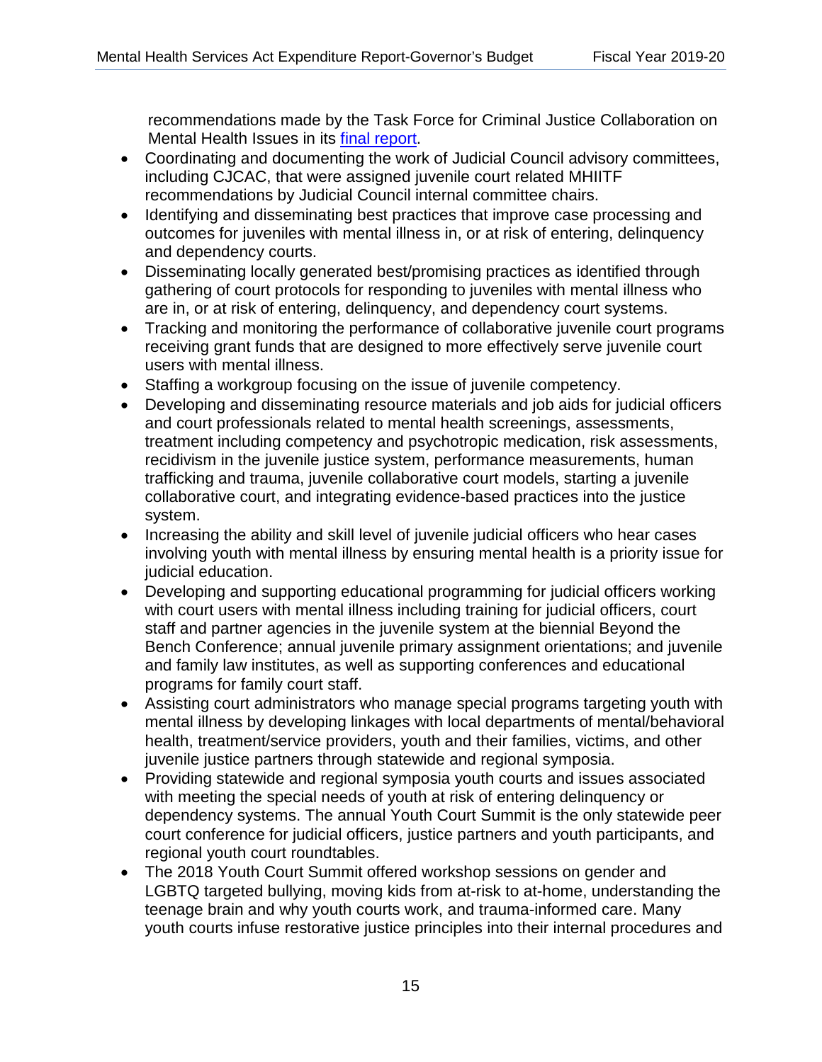recommendations made by the Task Force for Criminal Justice Collaboration on Mental Health Issues in its final report.

- Coordinating and documenting the work of Judicial Council advisory committees, including CJCAC, that were assigned juvenile court related MHIITF recommendations by Judicial Council internal committee chairs.
- Identifying and disseminating best practices that improve case processing and outcomes for juveniles with mental illness in, or at risk of entering, delinquency and dependency courts.
- Disseminating locally generated best/promising practices as identified through gathering of court protocols for responding to juveniles with mental illness who are in, or at risk of entering, delinquency, and dependency court systems.
- Tracking and monitoring the performance of collaborative juvenile court programs receiving grant funds that are designed to more effectively serve juvenile court users with mental illness.
- Staffing a workgroup focusing on the issue of juvenile competency.
- Developing and disseminating resource materials and job aids for judicial officers and court professionals related to mental health screenings, assessments, treatment including competency and psychotropic medication, risk assessments, recidivism in the juvenile justice system, performance measurements, human trafficking and trauma, juvenile collaborative court models, starting a juvenile collaborative court, and integrating evidence-based practices into the justice system.
- Increasing the ability and skill level of juvenile judicial officers who hear cases involving youth with mental illness by ensuring mental health is a priority issue for judicial education.
- Developing and supporting educational programming for judicial officers working with court users with mental illness including training for judicial officers, court staff and partner agencies in the juvenile system at the biennial Beyond the Bench Conference; annual juvenile primary assignment orientations; and juvenile and family law institutes, as well as supporting conferences and educational programs for family court staff.
- Assisting court administrators who manage special programs targeting youth with mental illness by developing linkages with local departments of mental/behavioral health, treatment/service providers, youth and their families, victims, and other juvenile justice partners through statewide and regional symposia.
- Providing statewide and regional symposia youth courts and issues associated with meeting the special needs of youth at risk of entering delinquency or dependency systems. The annual Youth Court Summit is the only statewide peer court conference for judicial officers, justice partners and youth participants, and regional youth court roundtables.
- The 2018 Youth Court Summit offered workshop sessions on gender and LGBTQ targeted bullying, moving kids from at-risk to at-home, understanding the teenage brain and why youth courts work, and trauma-informed care. Many youth courts infuse restorative justice principles into their internal procedures and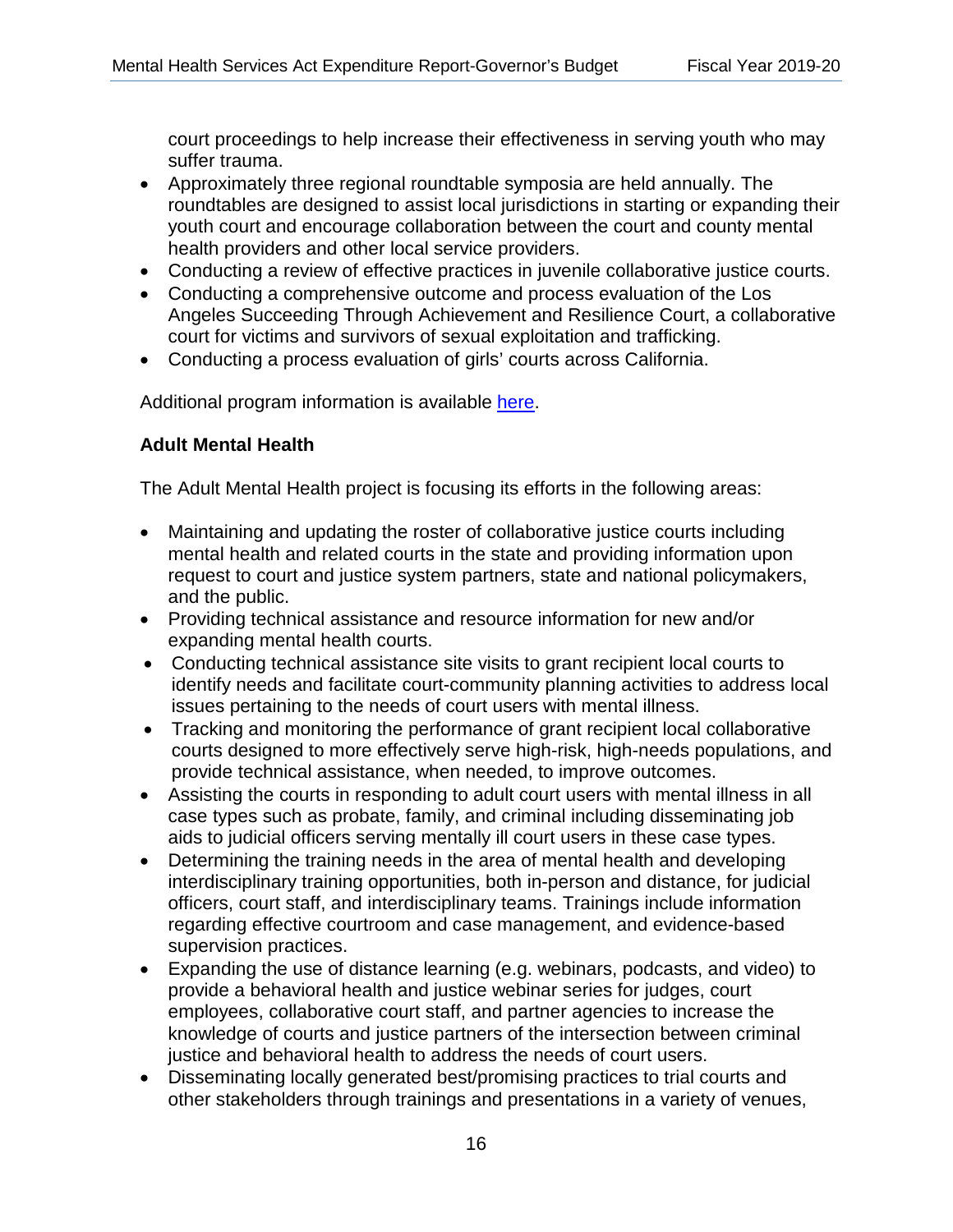court proceedings to help increase their effectiveness in serving youth who may suffer trauma.

- Approximately three regional roundtable symposia are held annually. The roundtables are designed to assist local jurisdictions in starting or expanding their youth court and encourage collaboration between the court and county mental health providers and other local service providers.
- Conducting a review of effective practices in juvenile collaborative justice courts.
- Conducting a comprehensive outcome and process evaluation of the Los Angeles Succeeding Through Achievement and Resilience Court, a collaborative court for victims and survivors of sexual exploitation and trafficking.
- Conducting a process evaluation of girls' courts across California.

Additional program information is available here.

**Adult Mental Health**

The Adult Mental Health project is focusing its efforts in the following areas:

- Maintaining and updating the roster of collaborative justice courts including mental health and related courts in the state and providing information upon request to court and justice system partners, state and national policymakers, and the public.
- Providing technical assistance and resource information for new and/or expanding mental health courts.
- Conducting technical assistance site visits to grant recipient local courts to identify needs and facilitate court-community planning activities to address local issues pertaining to the needs of court users with mental illness.
- Tracking and monitoring the performance of grant recipient local collaborative courts designed to more effectively serve high-risk, high-needs populations, and provide technical assistance, when needed, to improve outcomes.
- Assisting the courts in responding to adult court users with mental illness in all case types such as probate, family, and criminal including disseminating job aids to judicial officers serving mentally ill court users in these case types.
- Determining the training needs in the area of mental health and developing interdisciplinary training opportunities, both in-person and distance, for judicial officers, court staff, and interdisciplinary teams. Trainings include information regarding effective courtroom and case management, and evidence-based supervision practices.
- Expanding the use of distance learning (e.g. webinars, podcasts, and video) to provide a behavioral health and justice webinar series for judges, court employees, collaborative court staff, and partner agencies to increase the knowledge of courts and justice partners of the intersection between criminal justice and behavioral health to address the needs of court users.
- Disseminating locally generated best/promising practices to trial courts and other stakeholders through trainings and presentations in a variety of venues,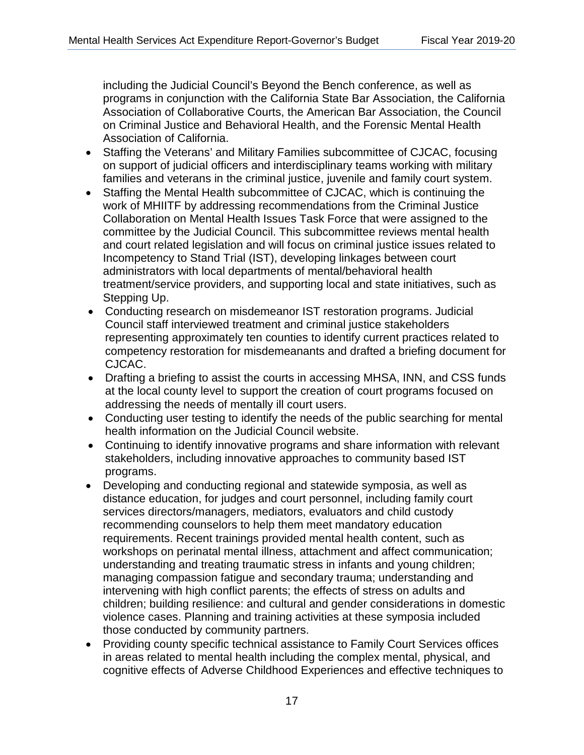including the Judicial Council's Beyond the Bench conference, as well as programs in conjunction with the California State Bar Association, the California Association of Collaborative Courts, the American Bar Association, the Council on Criminal Justice and Behavioral Health, and the Forensic Mental Health Association of California.

- Staffing the Veterans' and Military Families subcommittee of CJCAC, focusing on support of judicial officers and interdisciplinary teams working with military families and veterans in the criminal justice, juvenile and family court system.
- Staffing the Mental Health subcommittee of CJCAC, which is continuing the work of MHIITF by addressing recommendations from the Criminal Justice Collaboration on Mental Health Issues Task Force that were assigned to the committee by the Judicial Council. This subcommittee reviews mental health and court related legislation and will focus on criminal justice issues related to Incompetency to Stand Trial (IST), developing linkages between court administrators with local departments of mental/behavioral health treatment/service providers, and supporting local and state initiatives, such as Stepping Up.
- Conducting research on misdemeanor IST restoration programs. Judicial Council staff interviewed treatment and criminal justice stakeholders representing approximately ten counties to identify current practices related to competency restoration for misdemeanants and drafted a briefing document for CJCAC.
- Drafting a briefing to assist the courts in accessing MHSA, INN, and CSS funds at the local county level to support the creation of court programs focused on addressing the needs of mentally ill court users.
- Conducting user testing to identify the needs of the public searching for mental health information on the Judicial Council website.
- Continuing to identify innovative programs and share information with relevant stakeholders, including innovative approaches to community based IST programs.
- Developing and conducting regional and statewide symposia, as well as distance education, for judges and court personnel, including family court services directors/managers, mediators, evaluators and child custody recommending counselors to help them meet mandatory education requirements. Recent trainings provided mental health content, such as workshops on perinatal mental illness, attachment and affect communication; understanding and treating traumatic stress in infants and young children; managing compassion fatigue and secondary trauma; understanding and intervening with high conflict parents; the effects of stress on adults and children; building resilience: and cultural and gender considerations in domestic violence cases. Planning and training activities at these symposia included those conducted by community partners.
- Providing county specific technical assistance to Family Court Services offices in areas related to mental health including the complex mental, physical, and cognitive effects of Adverse Childhood Experiences and effective techniques to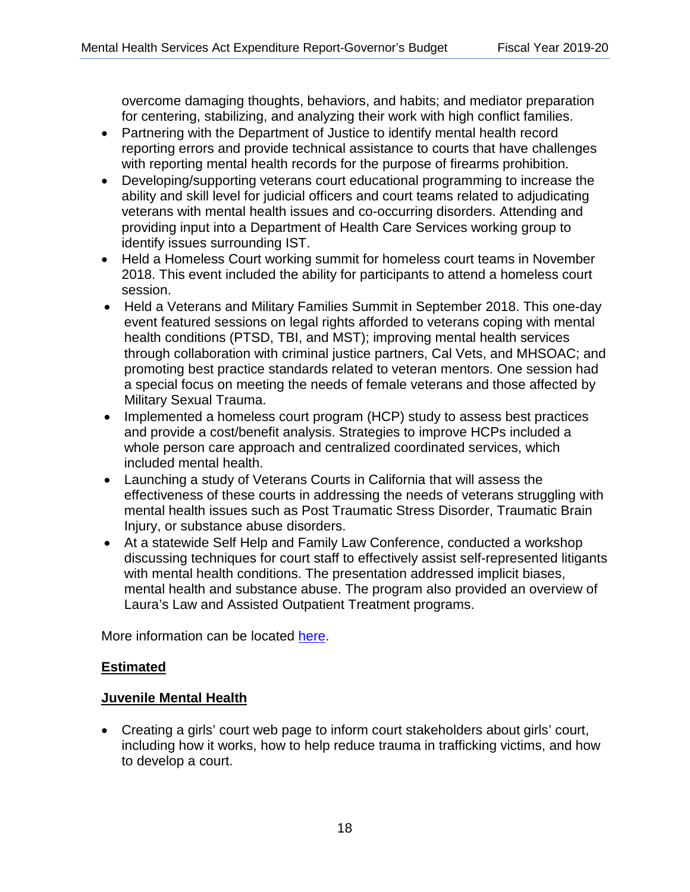overcome damaging thoughts, behaviors, and habits; and mediator preparation for centering, stabilizing, and analyzing their work with high conflict families.

- Partnering with the Department of Justice to identify mental health record reporting errors and provide technical assistance to courts that have challenges with reporting mental health records for the purpose of firearms prohibition.
- Developing/supporting veterans court educational programming to increase the ability and skill level for judicial officers and court teams related to adjudicating veterans with mental health issues and co-occurring disorders. Attending and providing input into a Department of Health Care Services working group to identify issues surrounding IST.
- Held a Homeless Court working summit for homeless court teams in November 2018. This event included the ability for participants to attend a homeless court session.
- Held a Veterans and Military Families Summit in September 2018. This one-day event featured sessions on legal rights afforded to veterans coping with mental health conditions (PTSD, TBI, and MST); improving mental health services through collaboration with criminal justice partners, Cal Vets, and MHSOAC; and promoting best practice standards related to veteran mentors. One session had a special focus on meeting the needs of female veterans and those affected by Military Sexual Trauma.
- Implemented a homeless court program (HCP) study to assess best practices and provide a cost/benefit analysis. Strategies to improve HCPs included a whole person care approach and centralized coordinated services, which included mental health.
- Launching a study of Veterans Courts in California that will assess the effectiveness of these courts in addressing the needs of veterans struggling with mental health issues such as Post Traumatic Stress Disorder, Traumatic Brain Injury, or substance abuse disorders.
- At a statewide Self Help and Family Law Conference, conducted a workshop discussing techniques for court staff to effectively assist self-represented litigants with mental health conditions. The presentation addressed implicit biases, mental health and substance abuse. The program also provided an overview of Laura's Law and Assisted Outpatient Treatment programs.

More information can be located here.

**Estimated**

**Juvenile Mental Health**

- Creating a girls' court web page to inform court stakeholders about girls' court, including how it works, how to help reduce trauma in trafficking victims, and how to develop a court.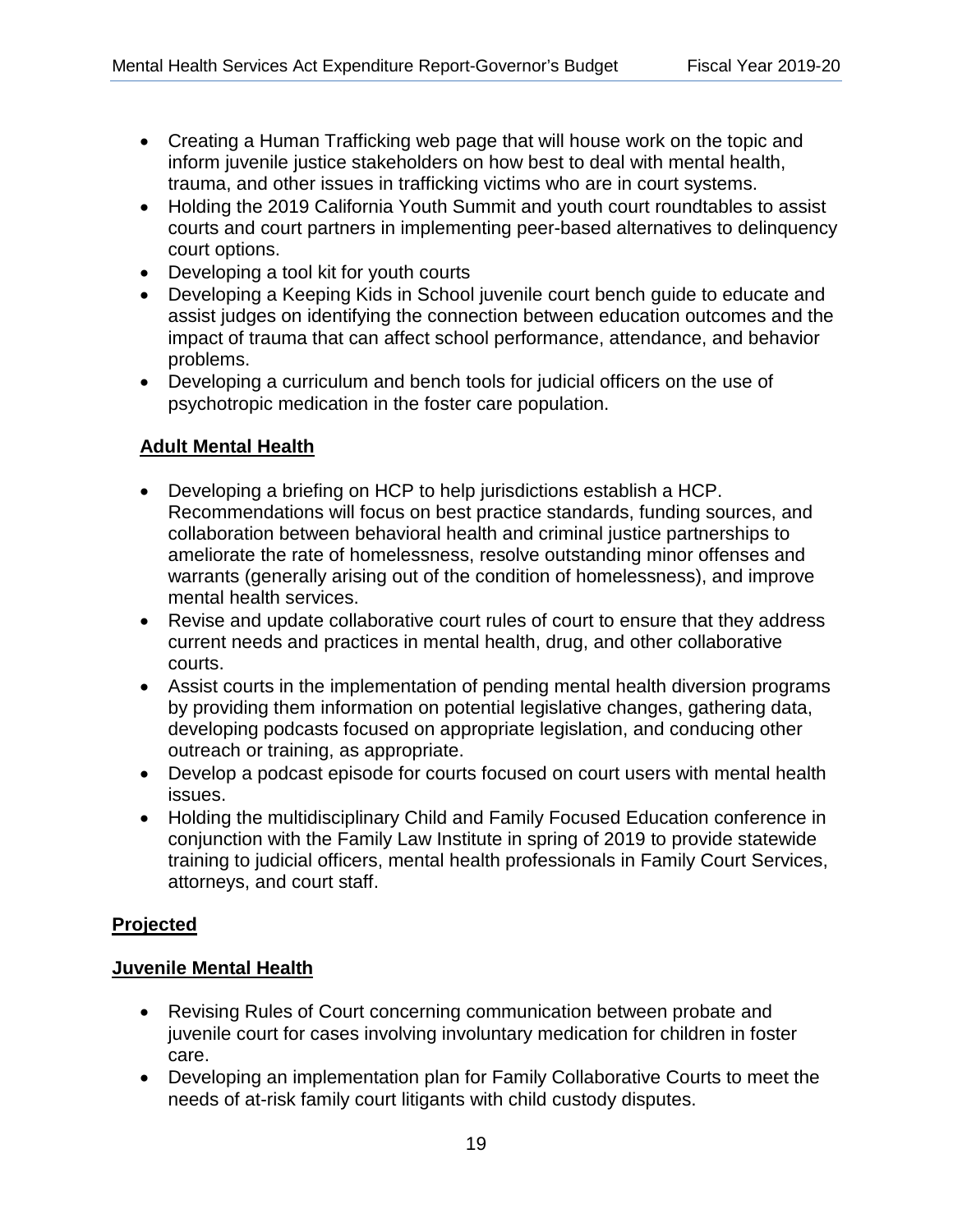- Creating a Human Trafficking web page that will house work on the topic and inform juvenile justice stakeholders on how best to deal with mental health, trauma, and other issues in trafficking victims who are in court systems.
- Holding the 2019 California Youth Summit and youth court roundtables to assist courts and court partners in implementing peer-based alternatives to delinquency court options.
- Developing a tool kit for youth courts
- Developing a Keeping Kids in School juvenile court bench guide to educate and assist judges on identifying the connection between education outcomes and the impact of trauma that can affect school performance, attendance, and behavior problems.
- Developing a curriculum and bench tools for judicial officers on the use of psychotropic medication in the foster care population.

**Adult Mental Health**

- Developing a briefing on HCP to help jurisdictions establish a HCP. Recommendations will focus on best practice standards, funding sources, and collaboration between behavioral health and criminal justice partnerships to ameliorate the rate of homelessness, resolve outstanding minor offenses and warrants (generally arising out of the condition of homelessness), and improve mental health services.
- Revise and update collaborative court rules of court to ensure that they address current needs and practices in mental health, drug, and other collaborative courts.
- Assist courts in the implementation of pending mental health diversion programs by providing them information on potential legislative changes, gathering data, developing podcasts focused on appropriate legislation, and conducing other outreach or training, as appropriate.
- Develop a podcast episode for courts focused on court users with mental health issues.
- Holding the multidisciplinary Child and Family Focused Education conference in conjunction with the Family Law Institute in spring of 2019 to provide statewide training to judicial officers, mental health professionals in Family Court Services, attorneys, and court staff.

**Projected**

**Juvenile Mental Health**

- Revising Rules of Court concerning communication between probate and juvenile court for cases involving involuntary medication for children in foster care.
- Developing an implementation plan for Family Collaborative Courts to meet the needs of at-risk family court litigants with child custody disputes.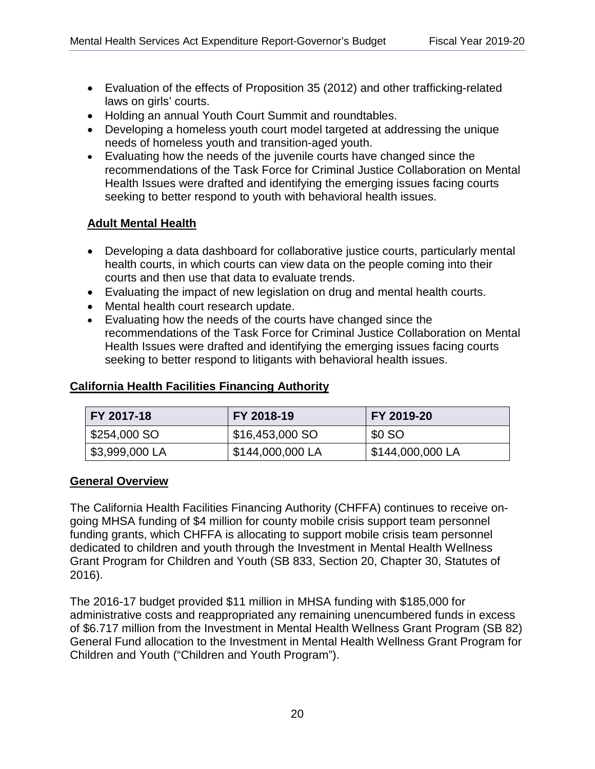- Evaluation of the effects of Proposition 35 (2012) and other trafficking-related laws on girls' courts.
- Holding an annual Youth Court Summit and roundtables.
- Developing a homeless youth court model targeted at addressing the unique needs of homeless youth and transition-aged youth.
- Evaluating how the needs of the juvenile courts have changed since the recommendations of the Task Force for Criminal Justice Collaboration on Mental Health Issues were drafted and identifying the emerging issues facing courts seeking to better respond to youth with behavioral health issues.

**Adult Mental Health**

- Developing a data dashboard for collaborative justice courts, particularly mental health courts, in which courts can view data on the people coming into their courts and then use that data to evaluate trends.
- Evaluating the impact of new legislation on drug and mental health courts.
- Mental health court research update.
- Evaluating how the needs of the courts have changed since the recommendations of the Task Force for Criminal Justice Collaboration on Mental Health Issues were drafted and identifying the emerging issues facing courts seeking to better respond to litigants with behavioral health issues.

## California Health Facilities Financing Authority

| FY 2017-18 | FY 2018-19 | FY 2019-20 |
|---|---|---|
| $254,000 SO | $16,453,000 SO | $0 SO |
| $3,999,000 LA | $144,000,000 LA | $144,000,000 LA |

### General Overview

The California Health Facilities Financing Authority (CHFFA) continues to receive on-going MHSA funding of $4 million for county mobile crisis support team personnel funding grants, which CHFFA is allocating to support mobile crisis team personnel dedicated to children and youth through the Investment in Mental Health Wellness Grant Program for Children and Youth (SB 833, Section 20, Chapter 30, Statutes of 2016).

The 2016-17 budget provided $11 million in MHSA funding with $185,000 for administrative costs and reappropriated any remaining unencumbered funds in excess of $6.717 million from the Investment in Mental Health Wellness Grant Program (SB 82) General Fund allocation to the Investment in Mental Health Wellness Grant Program for Children and Youth ("Children and Youth Program").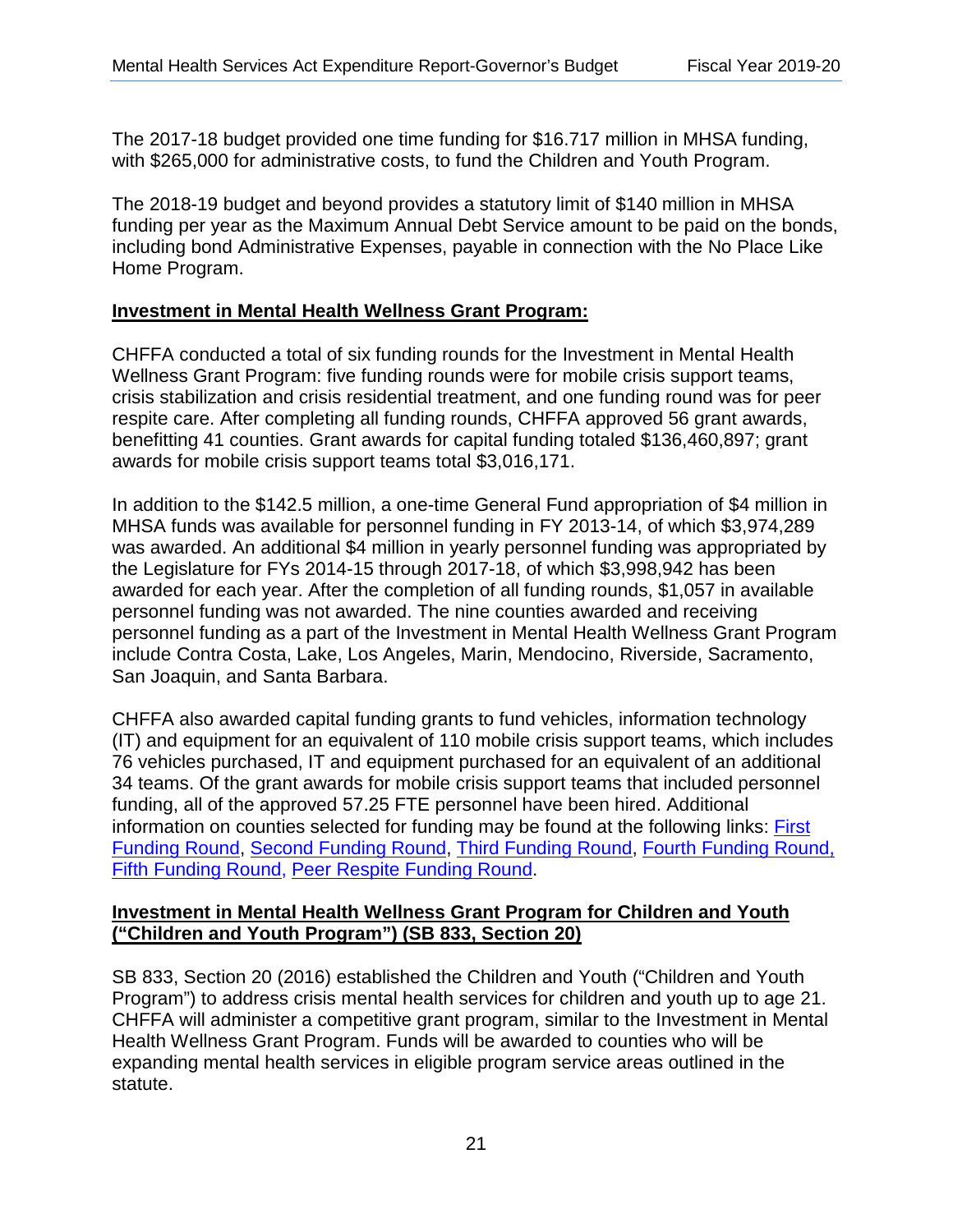The 2017-18 budget provided one time funding for $16.717 million in MHSA funding, with $265,000 for administrative costs, to fund the Children and Youth Program.

The 2018-19 budget and beyond provides a statutory limit of $140 million in MHSA funding per year as the Maximum Annual Debt Service amount to be paid on the bonds, including bond Administrative Expenses, payable in connection with the No Place Like Home Program.

**Investment in Mental Health Wellness Grant Program:**

CHFFA conducted a total of six funding rounds for the Investment in Mental Health Wellness Grant Program: five funding rounds were for mobile crisis support teams, crisis stabilization and crisis residential treatment, and one funding round was for peer respite care. After completing all funding rounds, CHFFA approved 56 grant awards, benefitting 41 counties. Grant awards for capital funding totaled $136,460,897; grant awards for mobile crisis support teams total $3,016,171.

In addition to the $142.5 million, a one-time General Fund appropriation of $4 million in MHSA funds was available for personnel funding in FY 2013-14, of which $3,974,289 was awarded. An additional $4 million in yearly personnel funding was appropriated by the Legislature for FYs 2014-15 through 2017-18, of which $3,998,942 has been awarded for each year. After the completion of all funding rounds, $1,057 in available personnel funding was not awarded. The nine counties awarded and receiving personnel funding as a part of the Investment in Mental Health Wellness Grant Program include Contra Costa, Lake, Los Angeles, Marin, Mendocino, Riverside, Sacramento, San Joaquin, and Santa Barbara.

CHFFA also awarded capital funding grants to fund vehicles, information technology (IT) and equipment for an equivalent of 110 mobile crisis support teams, which includes 76 vehicles purchased, IT and equipment purchased for an equivalent of an additional 34 teams. Of the grant awards for mobile crisis support teams that included personnel funding, all of the approved 57.25 FTE personnel have been hired. Additional information on counties selected for funding may be found at the following links: First Funding Round, Second Funding Round, Third Funding Round, Fourth Funding Round, Fifth Funding Round, Peer Respite Funding Round.

**Investment in Mental Health Wellness Grant Program for Children and Youth ("Children and Youth Program") (SB 833, Section 20)**

SB 833, Section 20 (2016) established the Children and Youth ("Children and Youth Program") to address crisis mental health services for children and youth up to age 21. CHFFA will administer a competitive grant program, similar to the Investment in Mental Health Wellness Grant Program. Funds will be awarded to counties who will be expanding mental health services in eligible program service areas outlined in the statute.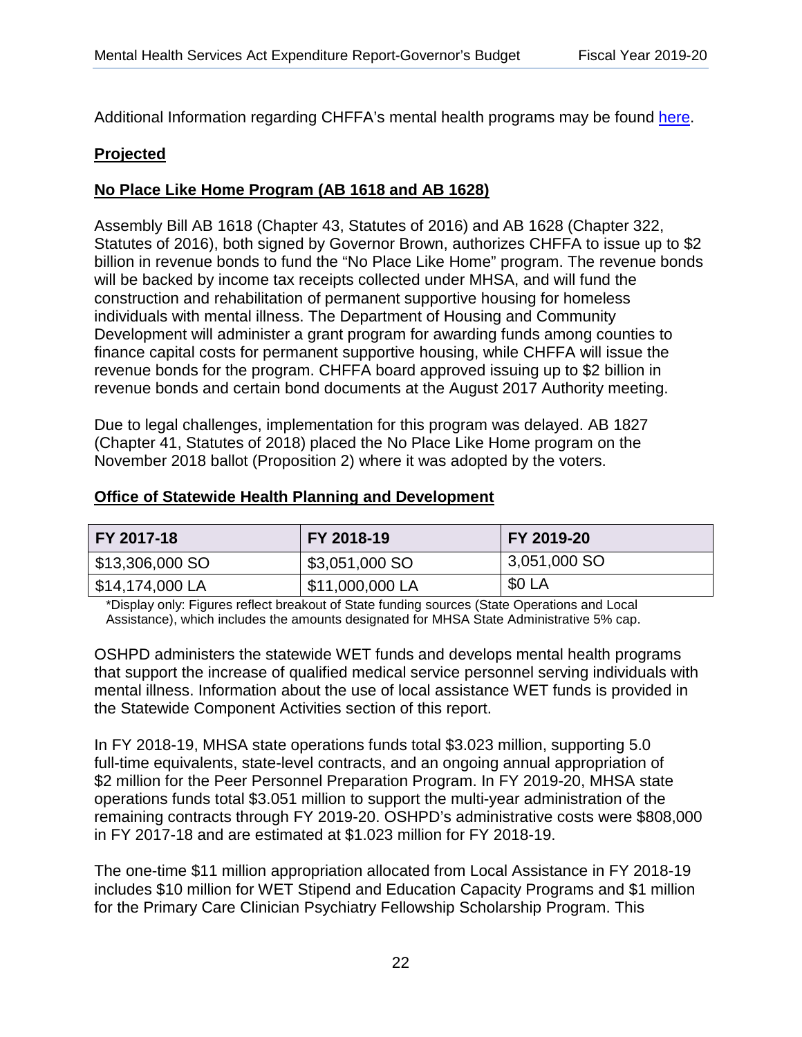Additional Information regarding CHFFA's mental health programs may be found [here](#).

**Projected**

**No Place Like Home Program (AB 1618 and AB 1628)**

Assembly Bill AB 1618 (Chapter 43, Statutes of 2016) and AB 1628 (Chapter 322, Statutes of 2016), both signed by Governor Brown, authorizes CHFFA to issue up to $2 billion in revenue bonds to fund the "No Place Like Home" program. The revenue bonds will be backed by income tax receipts collected under MHSA, and will fund the construction and rehabilitation of permanent supportive housing for homeless individuals with mental illness. The Department of Housing and Community Development will administer a grant program for awarding funds among counties to finance capital costs for permanent supportive housing, while CHFFA will issue the revenue bonds for the program. CHFFA board approved issuing up to $2 billion in revenue bonds and certain bond documents at the August 2017 Authority meeting.

Due to legal challenges, implementation for this program was delayed. AB 1827 (Chapter 41, Statutes of 2018) placed the No Place Like Home program on the November 2018 ballot (Proposition 2) where it was adopted by the voters.

**Office of Statewide Health Planning and Development**

| FY 2017-18 | FY 2018-19 | FY 2019-20 |
|---|---|---|
| $13,306,000 SO | $3,051,000 SO | 3,051,000 SO |
| $14,174,000 LA | $11,000,000 LA | $0 LA |

*Display only: Figures reflect breakout of State funding sources (State Operations and Local Assistance), which includes the amounts designated for MHSA State Administrative 5% cap.

OSHPD administers the statewide WET funds and develops mental health programs that support the increase of qualified medical service personnel serving individuals with mental illness. Information about the use of local assistance WET funds is provided in the Statewide Component Activities section of this report.

In FY 2018-19, MHSA state operations funds total $3.023 million, supporting 5.0 full-time equivalents, state-level contracts, and an ongoing annual appropriation of $2 million for the Peer Personnel Preparation Program. In FY 2019-20, MHSA state operations funds total $3.051 million to support the multi-year administration of the remaining contracts through FY 2019-20. OSHPD's administrative costs were $808,000 in FY 2017-18 and are estimated at $1.023 million for FY 2018-19.

The one-time $11 million appropriation allocated from Local Assistance in FY 2018-19 includes $10 million for WET Stipend and Education Capacity Programs and $1 million for the Primary Care Clinician Psychiatry Fellowship Scholarship Program. This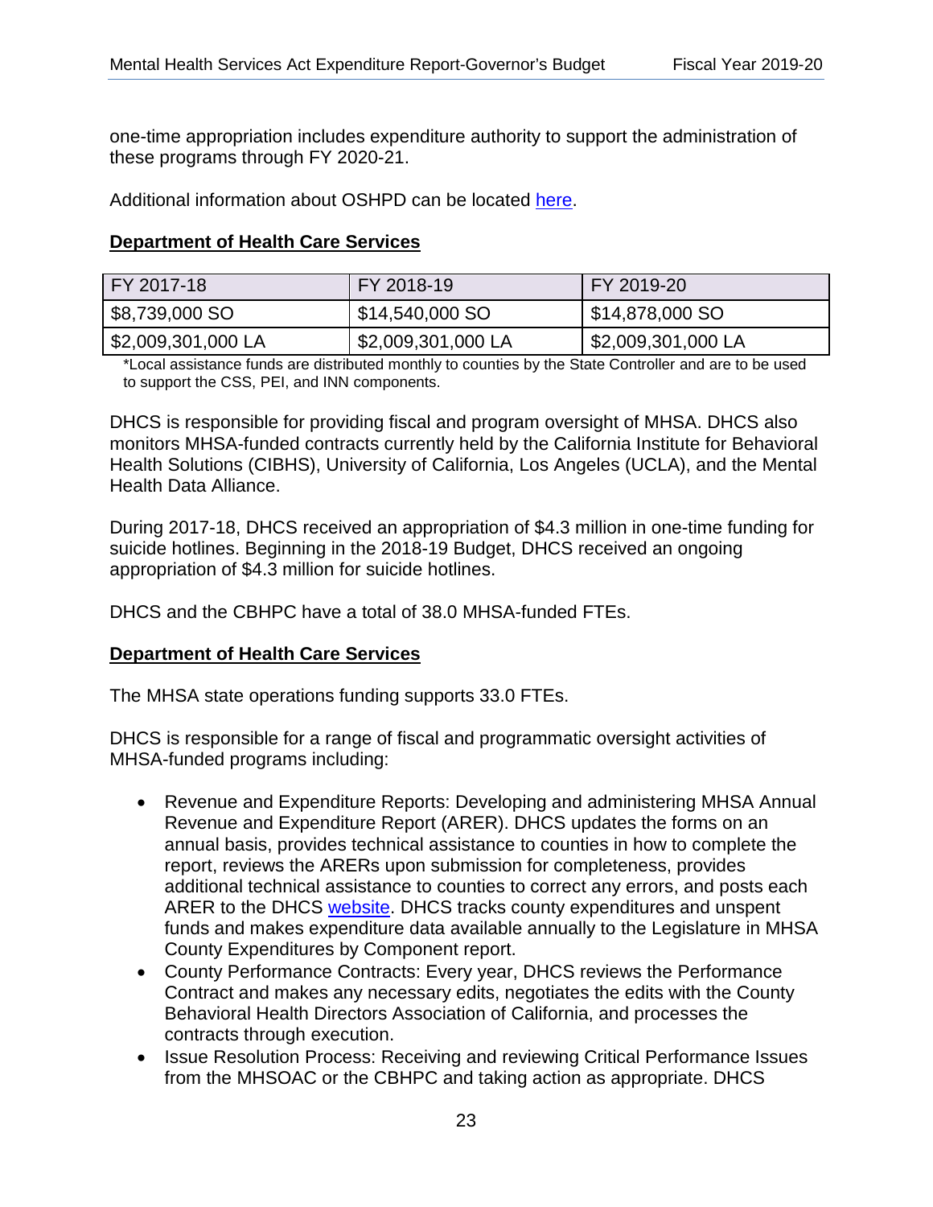one-time appropriation includes expenditure authority to support the administration of these programs through FY 2020-21.

Additional information about OSHPD can be located here.

## Department of Health Care Services

| FY 2017-18 | FY 2018-19 | FY 2019-20 |
|---|---|---|
| $8,739,000 SO | $14,540,000 SO | $14,878,000 SO |
| $2,009,301,000 LA | $2,009,301,000 LA | $2,009,301,000 LA |

*Local assistance funds are distributed monthly to counties by the State Controller and are to be used to support the CSS, PEI, and INN components.

DHCS is responsible for providing fiscal and program oversight of MHSA. DHCS also monitors MHSA-funded contracts currently held by the California Institute for Behavioral Health Solutions (CIBHS), University of California, Los Angeles (UCLA), and the Mental Health Data Alliance.

During 2017-18, DHCS received an appropriation of $4.3 million in one-time funding for suicide hotlines. Beginning in the 2018-19 Budget, DHCS received an ongoing appropriation of $4.3 million for suicide hotlines.

DHCS and the CBHPC have a total of 38.0 MHSA-funded FTEs.

## Department of Health Care Services

The MHSA state operations funding supports 33.0 FTEs.

DHCS is responsible for a range of fiscal and programmatic oversight activities of MHSA-funded programs including:

- Revenue and Expenditure Reports: Developing and administering MHSA Annual Revenue and Expenditure Report (ARER). DHCS updates the forms on an annual basis, provides technical assistance to counties in how to complete the report, reviews the ARERs upon submission for completeness, provides additional technical assistance to counties to correct any errors, and posts each ARER to the DHCS website. DHCS tracks county expenditures and unspent funds and makes expenditure data available annually to the Legislature in MHSA County Expenditures by Component report.
- County Performance Contracts: Every year, DHCS reviews the Performance Contract and makes any necessary edits, negotiates the edits with the County Behavioral Health Directors Association of California, and processes the contracts through execution.
- Issue Resolution Process: Receiving and reviewing Critical Performance Issues from the MHSOAC or the CBHPC and taking action as appropriate. DHCS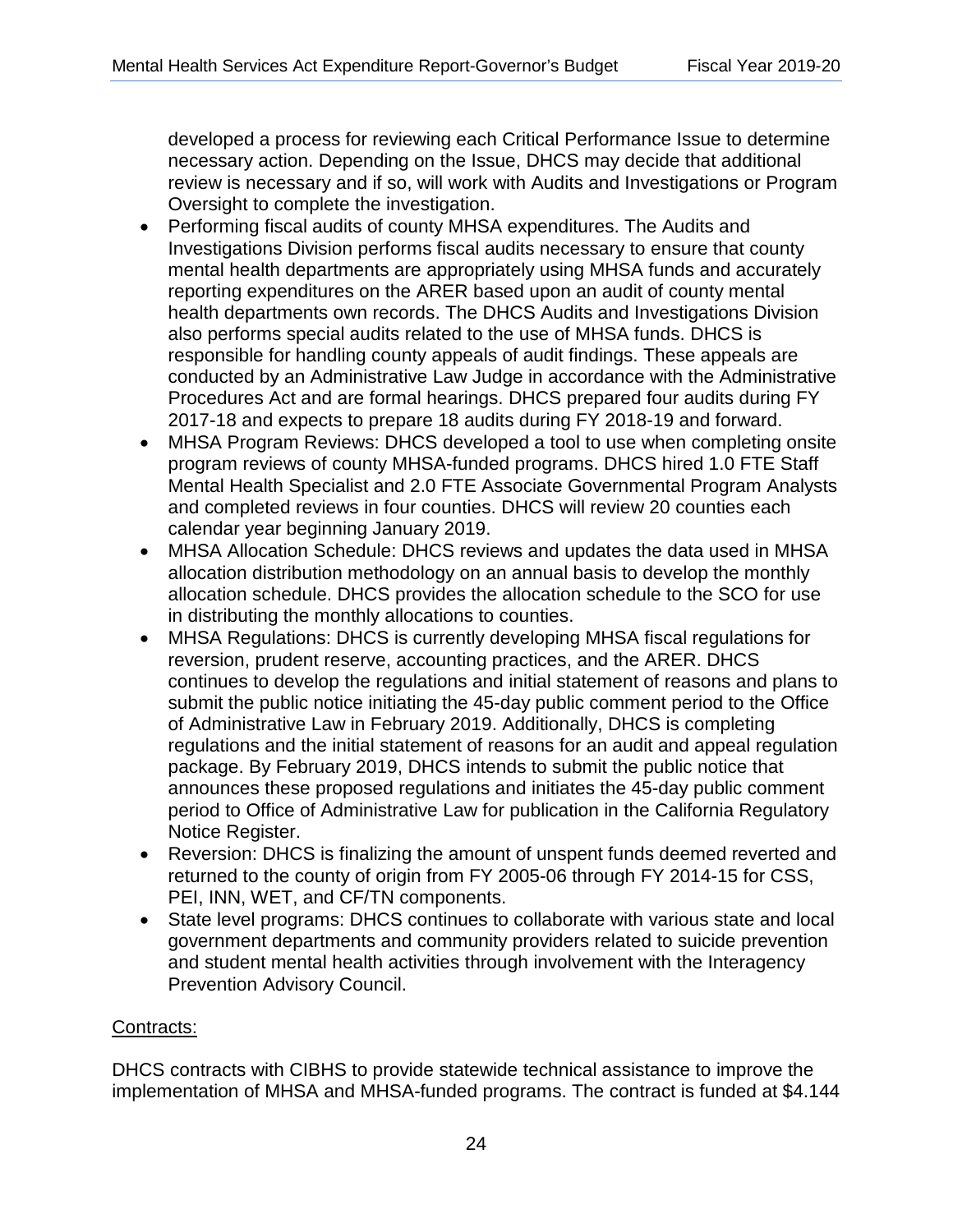developed a process for reviewing each Critical Performance Issue to determine necessary action. Depending on the Issue, DHCS may decide that additional review is necessary and if so, will work with Audits and Investigations or Program Oversight to complete the investigation.

- Performing fiscal audits of county MHSA expenditures. The Audits and Investigations Division performs fiscal audits necessary to ensure that county mental health departments are appropriately using MHSA funds and accurately reporting expenditures on the ARER based upon an audit of county mental health departments own records. The DHCS Audits and Investigations Division also performs special audits related to the use of MHSA funds. DHCS is responsible for handling county appeals of audit findings. These appeals are conducted by an Administrative Law Judge in accordance with the Administrative Procedures Act and are formal hearings. DHCS prepared four audits during FY 2017-18 and expects to prepare 18 audits during FY 2018-19 and forward.
- MHSA Program Reviews: DHCS developed a tool to use when completing onsite program reviews of county MHSA-funded programs. DHCS hired 1.0 FTE Staff Mental Health Specialist and 2.0 FTE Associate Governmental Program Analysts and completed reviews in four counties. DHCS will review 20 counties each calendar year beginning January 2019.
- MHSA Allocation Schedule: DHCS reviews and updates the data used in MHSA allocation distribution methodology on an annual basis to develop the monthly allocation schedule. DHCS provides the allocation schedule to the SCO for use in distributing the monthly allocations to counties.
- MHSA Regulations: DHCS is currently developing MHSA fiscal regulations for reversion, prudent reserve, accounting practices, and the ARER. DHCS continues to develop the regulations and initial statement of reasons and plans to submit the public notice initiating the 45-day public comment period to the Office of Administrative Law in February 2019. Additionally, DHCS is completing regulations and the initial statement of reasons for an audit and appeal regulation package. By February 2019, DHCS intends to submit the public notice that announces these proposed regulations and initiates the 45-day public comment period to Office of Administrative Law for publication in the California Regulatory Notice Register.
- Reversion: DHCS is finalizing the amount of unspent funds deemed reverted and returned to the county of origin from FY 2005-06 through FY 2014-15 for CSS, PEI, INN, WET, and CF/TN components.
- State level programs: DHCS continues to collaborate with various state and local government departments and community providers related to suicide prevention and student mental health activities through involvement with the Interagency Prevention Advisory Council.

Contracts:

DHCS contracts with CIBHS to provide statewide technical assistance to improve the implementation of MHSA and MHSA-funded programs. The contract is funded at $4.144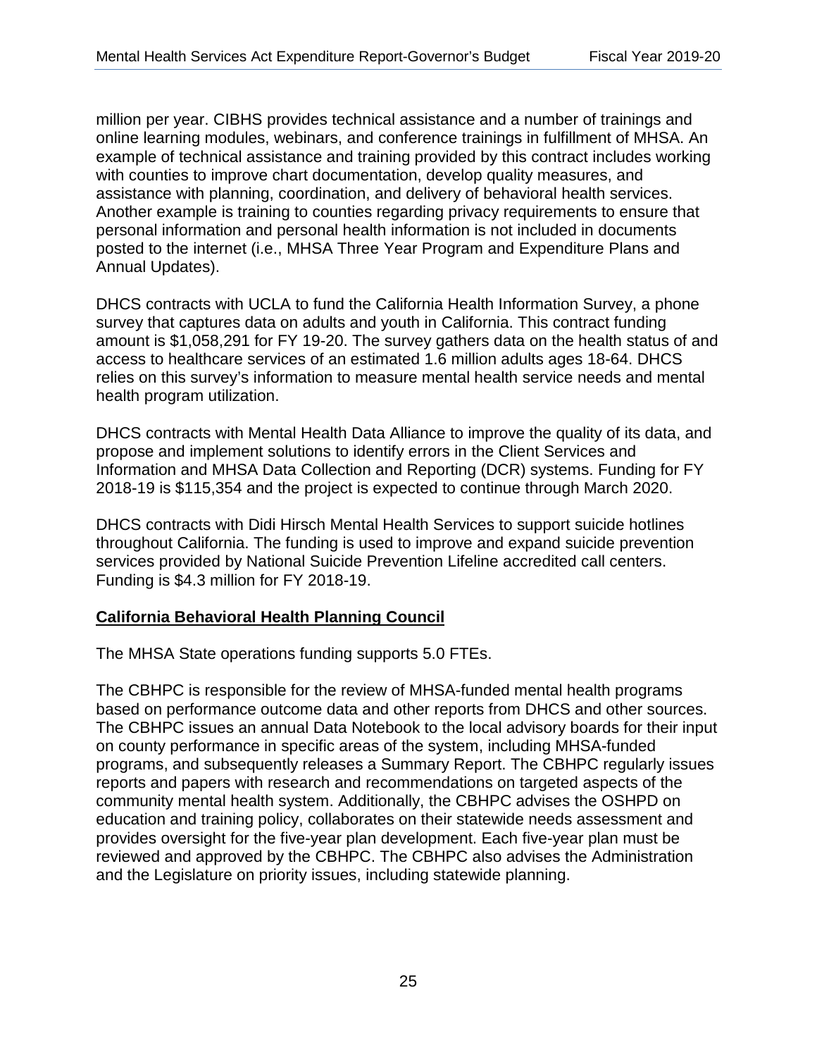million per year. CIBHS provides technical assistance and a number of trainings and online learning modules, webinars, and conference trainings in fulfillment of MHSA. An example of technical assistance and training provided by this contract includes working with counties to improve chart documentation, develop quality measures, and assistance with planning, coordination, and delivery of behavioral health services. Another example is training to counties regarding privacy requirements to ensure that personal information and personal health information is not included in documents posted to the internet (i.e., MHSA Three Year Program and Expenditure Plans and Annual Updates).

DHCS contracts with UCLA to fund the California Health Information Survey, a phone survey that captures data on adults and youth in California. This contract funding amount is $1,058,291 for FY 19-20. The survey gathers data on the health status of and access to healthcare services of an estimated 1.6 million adults ages 18-64. DHCS relies on this survey's information to measure mental health service needs and mental health program utilization.

DHCS contracts with Mental Health Data Alliance to improve the quality of its data, and propose and implement solutions to identify errors in the Client Services and Information and MHSA Data Collection and Reporting (DCR) systems. Funding for FY 2018-19 is $115,354 and the project is expected to continue through March 2020.

DHCS contracts with Didi Hirsch Mental Health Services to support suicide hotlines throughout California. The funding is used to improve and expand suicide prevention services provided by National Suicide Prevention Lifeline accredited call centers. Funding is $4.3 million for FY 2018-19.

## California Behavioral Health Planning Council

The MHSA State operations funding supports 5.0 FTEs.

The CBHPC is responsible for the review of MHSA-funded mental health programs based on performance outcome data and other reports from DHCS and other sources. The CBHPC issues an annual Data Notebook to the local advisory boards for their input on county performance in specific areas of the system, including MHSA-funded programs, and subsequently releases a Summary Report. The CBHPC regularly issues reports and papers with research and recommendations on targeted aspects of the community mental health system. Additionally, the CBHPC advises the OSHPD on education and training policy, collaborates on their statewide needs assessment and provides oversight for the five-year plan development. Each five-year plan must be reviewed and approved by the CBHPC. The CBHPC also advises the Administration and the Legislature on priority issues, including statewide planning.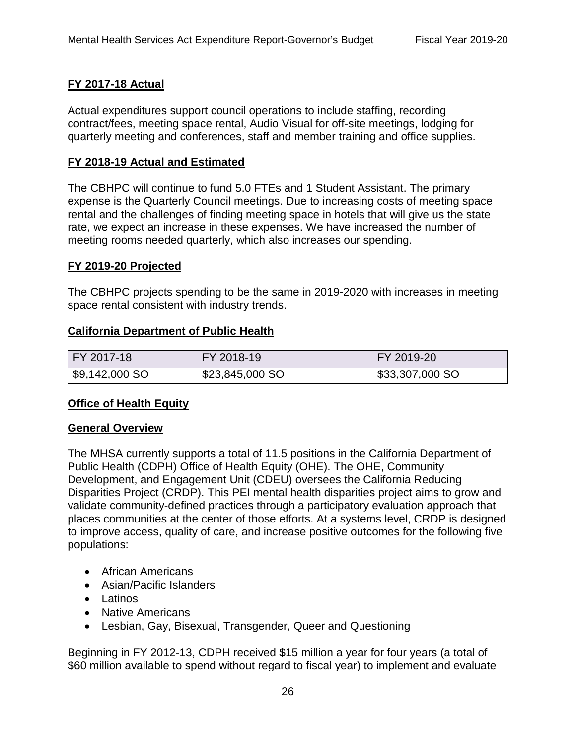**FY 2017-18 Actual**

Actual expenditures support council operations to include staffing, recording contract/fees, meeting space rental, Audio Visual for off-site meetings, lodging for quarterly meeting and conferences, staff and member training and office supplies.

**FY 2018-19 Actual and Estimated**

The CBHPC will continue to fund 5.0 FTEs and 1 Student Assistant. The primary expense is the Quarterly Council meetings. Due to increasing costs of meeting space rental and the challenges of finding meeting space in hotels that will give us the state rate, we expect an increase in these expenses. We have increased the number of meeting rooms needed quarterly, which also increases our spending.

**FY 2019-20 Projected**

The CBHPC projects spending to be the same in 2019-2020 with increases in meeting space rental consistent with industry trends.

**California Department of Public Health**

| FY 2017-18 | FY 2018-19 | FY 2019-20 |
|---|---|---|
| $9,142,000 SO | $23,845,000 SO | $33,307,000 SO |

**Office of Health Equity**

**General Overview**

The MHSA currently supports a total of 11.5 positions in the California Department of Public Health (CDPH) Office of Health Equity (OHE). The OHE, Community Development, and Engagement Unit (CDEU) oversees the California Reducing Disparities Project (CRDP). This PEI mental health disparities project aims to grow and validate community-defined practices through a participatory evaluation approach that places communities at the center of those efforts. At a systems level, CRDP is designed to improve access, quality of care, and increase positive outcomes for the following five populations:

- African Americans
- Asian/Pacific Islanders
- Latinos
- Native Americans
- Lesbian, Gay, Bisexual, Transgender, Queer and Questioning

Beginning in FY 2012-13, CDPH received $15 million a year for four years (a total of $60 million available to spend without regard to fiscal year) to implement and evaluate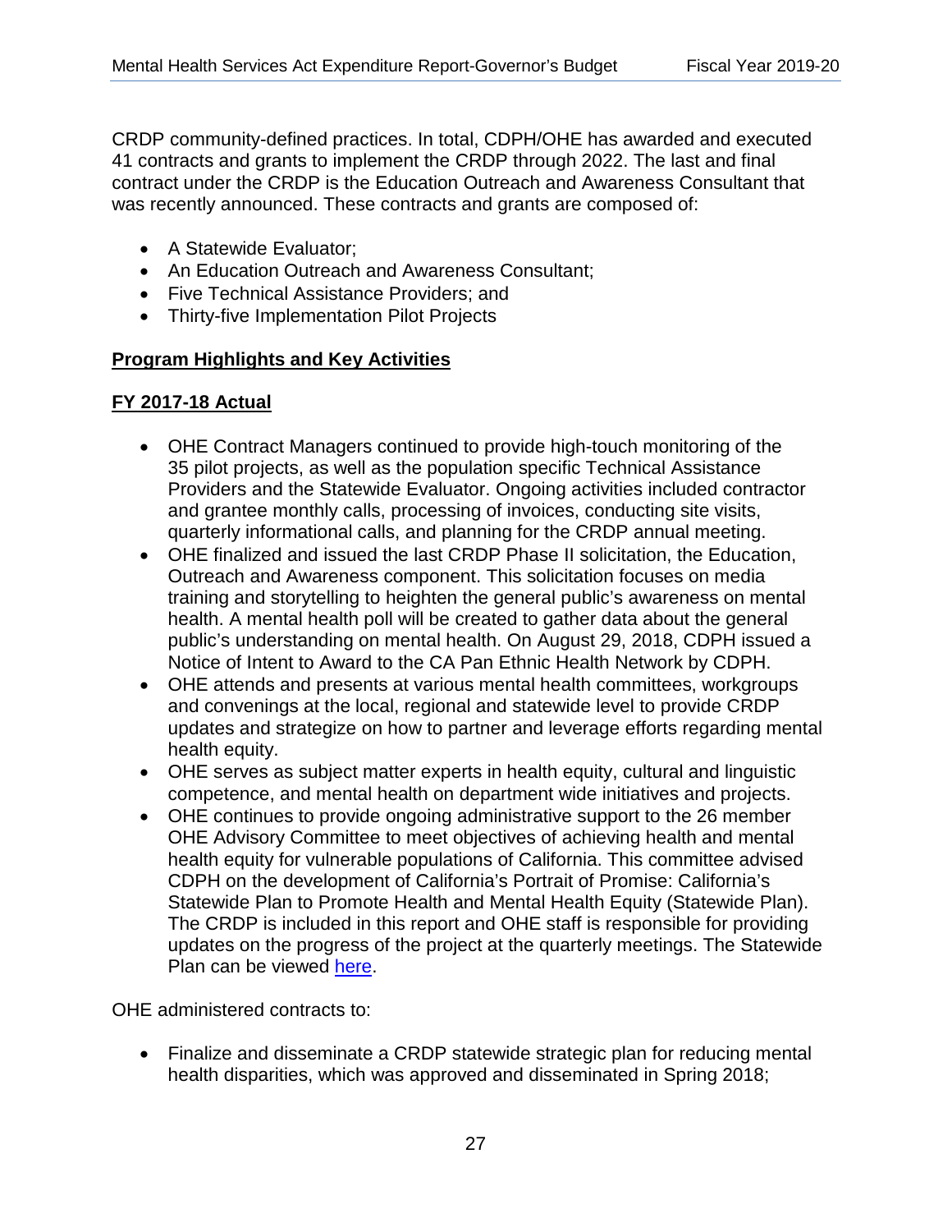CRDP community-defined practices. In total, CDPH/OHE has awarded and executed 41 contracts and grants to implement the CRDP through 2022. The last and final contract under the CRDP is the Education Outreach and Awareness Consultant that was recently announced. These contracts and grants are composed of:

- A Statewide Evaluator;
- An Education Outreach and Awareness Consultant;
- Five Technical Assistance Providers; and
- Thirty-five Implementation Pilot Projects

**Program Highlights and Key Activities**

**FY 2017-18 Actual**

- OHE Contract Managers continued to provide high-touch monitoring of the 35 pilot projects, as well as the population specific Technical Assistance Providers and the Statewide Evaluator. Ongoing activities included contractor and grantee monthly calls, processing of invoices, conducting site visits, quarterly informational calls, and planning for the CRDP annual meeting.
- OHE finalized and issued the last CRDP Phase II solicitation, the Education, Outreach and Awareness component. This solicitation focuses on media training and storytelling to heighten the general public's awareness on mental health. A mental health poll will be created to gather data about the general public's understanding on mental health. On August 29, 2018, CDPH issued a Notice of Intent to Award to the CA Pan Ethnic Health Network by CDPH.
- OHE attends and presents at various mental health committees, workgroups and convenings at the local, regional and statewide level to provide CRDP updates and strategize on how to partner and leverage efforts regarding mental health equity.
- OHE serves as subject matter experts in health equity, cultural and linguistic competence, and mental health on department wide initiatives and projects.
- OHE continues to provide ongoing administrative support to the 26 member OHE Advisory Committee to meet objectives of achieving health and mental health equity for vulnerable populations of California. This committee advised CDPH on the development of California's Portrait of Promise: California's Statewide Plan to Promote Health and Mental Health Equity (Statewide Plan). The CRDP is included in this report and OHE staff is responsible for providing updates on the progress of the project at the quarterly meetings. The Statewide Plan can be viewed here.

OHE administered contracts to:

- Finalize and disseminate a CRDP statewide strategic plan for reducing mental health disparities, which was approved and disseminated in Spring 2018;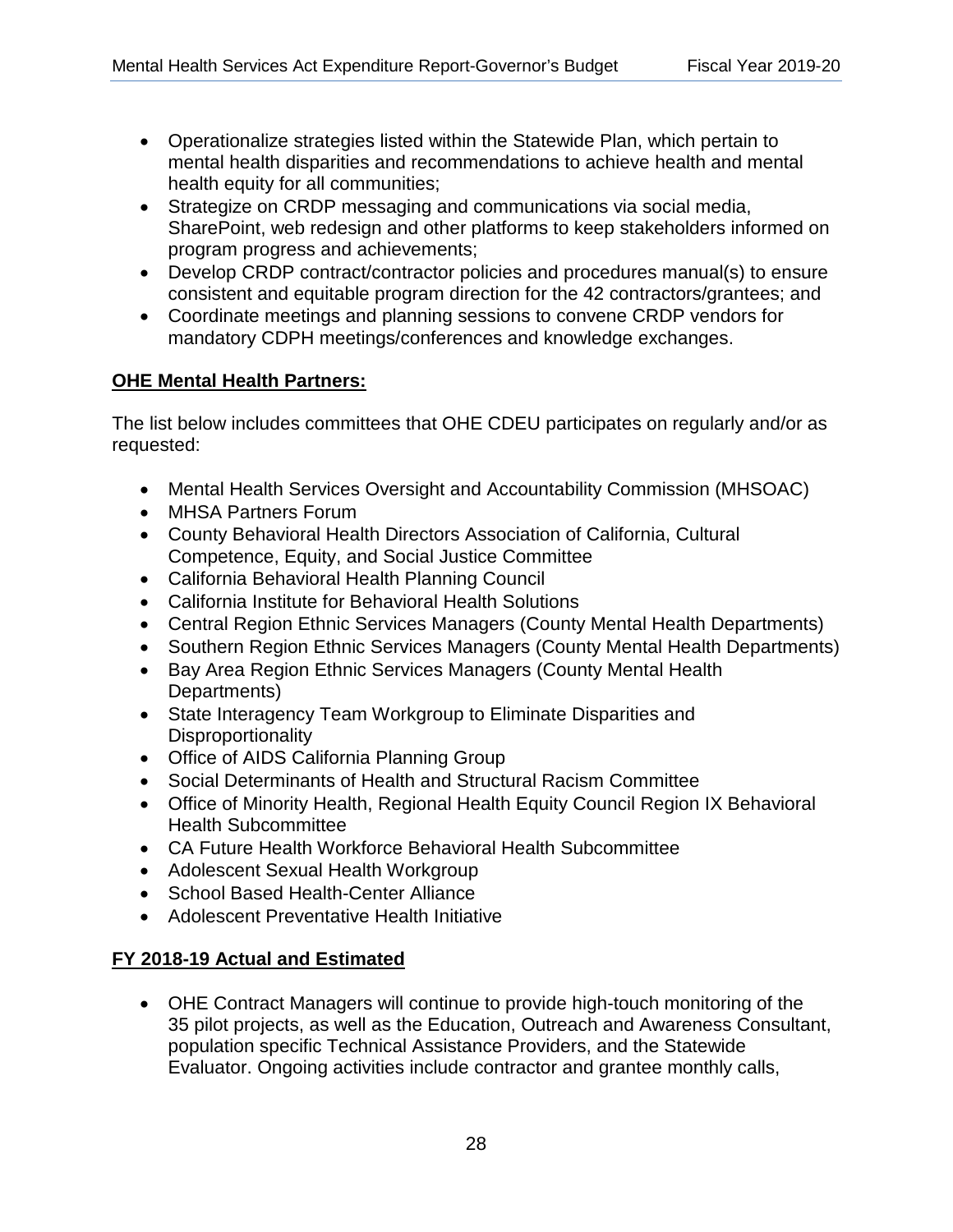- Operationalize strategies listed within the Statewide Plan, which pertain to mental health disparities and recommendations to achieve health and mental health equity for all communities;
- Strategize on CRDP messaging and communications via social media, SharePoint, web redesign and other platforms to keep stakeholders informed on program progress and achievements;
- Develop CRDP contract/contractor policies and procedures manual(s) to ensure consistent and equitable program direction for the 42 contractors/grantees; and
- Coordinate meetings and planning sessions to convene CRDP vendors for mandatory CDPH meetings/conferences and knowledge exchanges.

**<u>OHE Mental Health Partners:</u>**

The list below includes committees that OHE CDEU participates on regularly and/or as requested:

- Mental Health Services Oversight and Accountability Commission (MHSOAC)
- MHSA Partners Forum
- County Behavioral Health Directors Association of California, Cultural Competence, Equity, and Social Justice Committee
- California Behavioral Health Planning Council
- California Institute for Behavioral Health Solutions
- Central Region Ethnic Services Managers (County Mental Health Departments)
- Southern Region Ethnic Services Managers (County Mental Health Departments)
- Bay Area Region Ethnic Services Managers (County Mental Health Departments)
- State Interagency Team Workgroup to Eliminate Disparities and Disproportionality
- Office of AIDS California Planning Group
- Social Determinants of Health and Structural Racism Committee
- Office of Minority Health, Regional Health Equity Council Region IX Behavioral Health Subcommittee
- CA Future Health Workforce Behavioral Health Subcommittee
- Adolescent Sexual Health Workgroup
- School Based Health-Center Alliance
- Adolescent Preventative Health Initiative

**<u>FY 2018-19 Actual and Estimated</u>**

- OHE Contract Managers will continue to provide high-touch monitoring of the 35 pilot projects, as well as the Education, Outreach and Awareness Consultant, population specific Technical Assistance Providers, and the Statewide Evaluator. Ongoing activities include contractor and grantee monthly calls,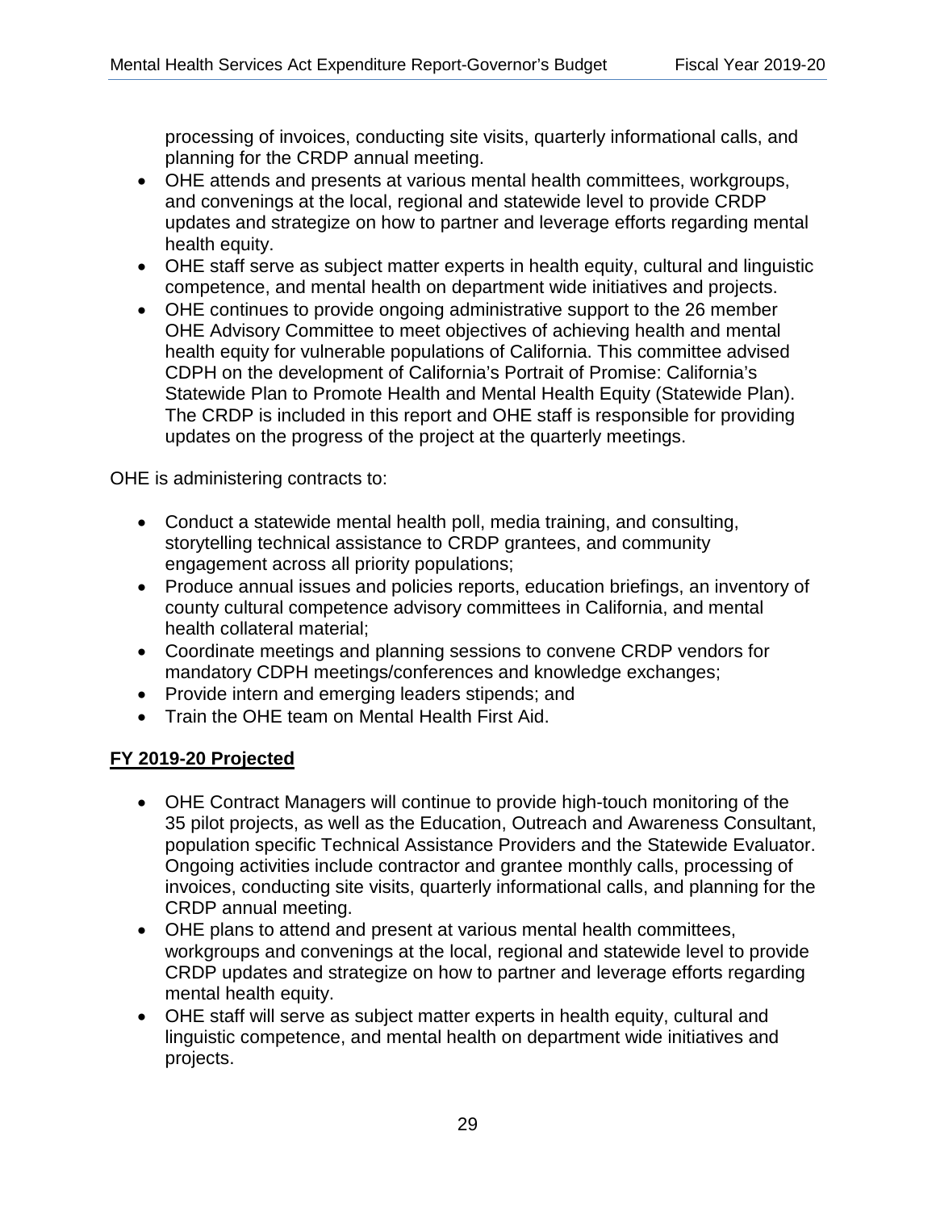processing of invoices, conducting site visits, quarterly informational calls, and planning for the CRDP annual meeting.

- OHE attends and presents at various mental health committees, workgroups, and convenings at the local, regional and statewide level to provide CRDP updates and strategize on how to partner and leverage efforts regarding mental health equity.
- OHE staff serve as subject matter experts in health equity, cultural and linguistic competence, and mental health on department wide initiatives and projects.
- OHE continues to provide ongoing administrative support to the 26 member OHE Advisory Committee to meet objectives of achieving health and mental health equity for vulnerable populations of California. This committee advised CDPH on the development of California's Portrait of Promise: California's Statewide Plan to Promote Health and Mental Health Equity (Statewide Plan). The CRDP is included in this report and OHE staff is responsible for providing updates on the progress of the project at the quarterly meetings.

OHE is administering contracts to:

- Conduct a statewide mental health poll, media training, and consulting, storytelling technical assistance to CRDP grantees, and community engagement across all priority populations;
- Produce annual issues and policies reports, education briefings, an inventory of county cultural competence advisory committees in California, and mental health collateral material;
- Coordinate meetings and planning sessions to convene CRDP vendors for mandatory CDPH meetings/conferences and knowledge exchanges;
- Provide intern and emerging leaders stipends; and
- Train the OHE team on Mental Health First Aid.

**FY 2019-20 Projected**

- OHE Contract Managers will continue to provide high-touch monitoring of the 35 pilot projects, as well as the Education, Outreach and Awareness Consultant, population specific Technical Assistance Providers and the Statewide Evaluator. Ongoing activities include contractor and grantee monthly calls, processing of invoices, conducting site visits, quarterly informational calls, and planning for the CRDP annual meeting.
- OHE plans to attend and present at various mental health committees, workgroups and convenings at the local, regional and statewide level to provide CRDP updates and strategize on how to partner and leverage efforts regarding mental health equity.
- OHE staff will serve as subject matter experts in health equity, cultural and linguistic competence, and mental health on department wide initiatives and projects.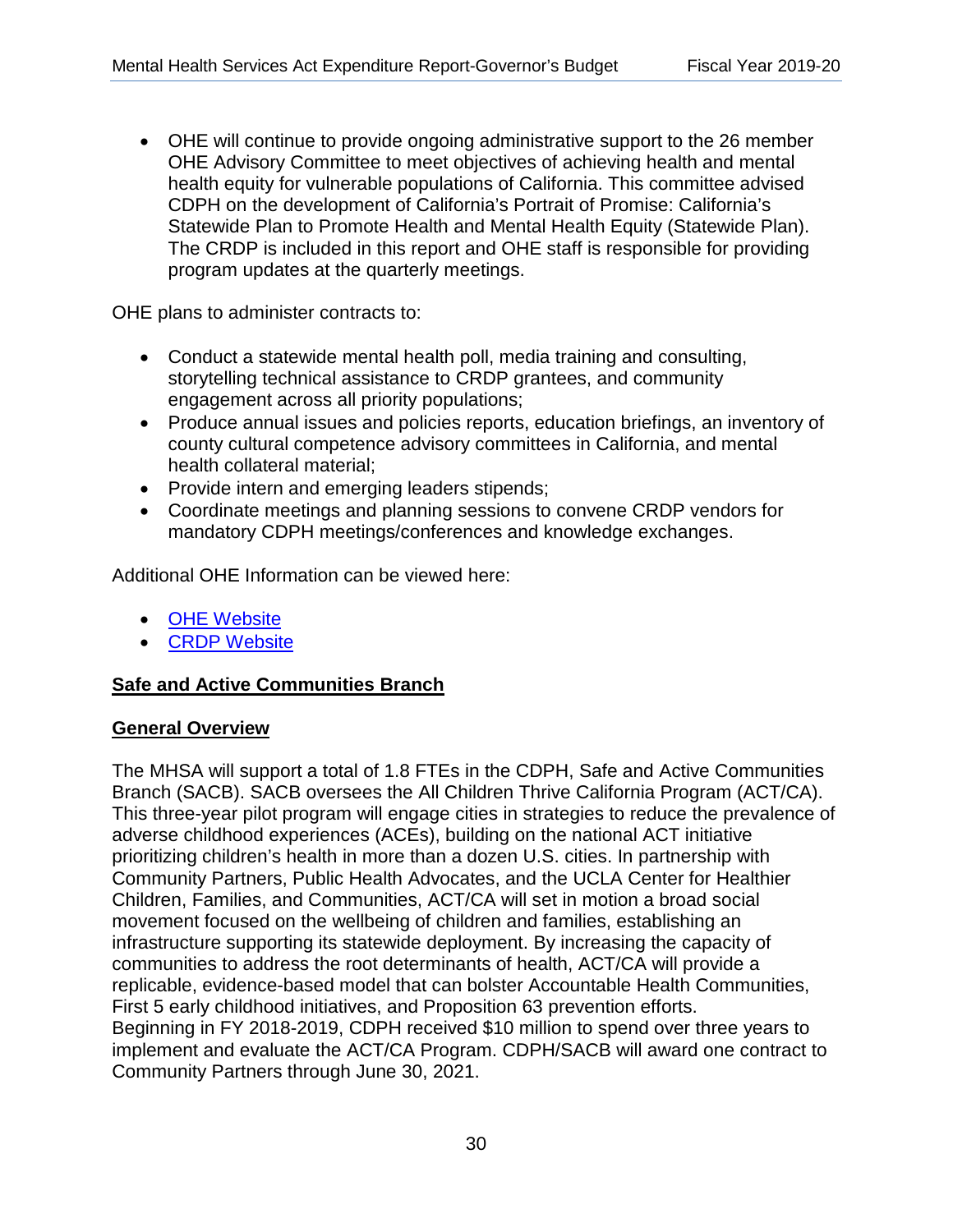- OHE will continue to provide ongoing administrative support to the 26 member OHE Advisory Committee to meet objectives of achieving health and mental health equity for vulnerable populations of California. This committee advised CDPH on the development of California's Portrait of Promise: California's Statewide Plan to Promote Health and Mental Health Equity (Statewide Plan). The CRDP is included in this report and OHE staff is responsible for providing program updates at the quarterly meetings.

OHE plans to administer contracts to:

- Conduct a statewide mental health poll, media training and consulting, storytelling technical assistance to CRDP grantees, and community engagement across all priority populations;
- Produce annual issues and policies reports, education briefings, an inventory of county cultural competence advisory committees in California, and mental health collateral material;
- Provide intern and emerging leaders stipends;
- Coordinate meetings and planning sessions to convene CRDP vendors for mandatory CDPH meetings/conferences and knowledge exchanges.

Additional OHE Information can be viewed here:

- OHE Website
- CRDP Website

## Safe and Active Communities Branch

### General Overview

The MHSA will support a total of 1.8 FTEs in the CDPH, Safe and Active Communities Branch (SACB). SACB oversees the All Children Thrive California Program (ACT/CA). This three-year pilot program will engage cities in strategies to reduce the prevalence of adverse childhood experiences (ACEs), building on the national ACT initiative prioritizing children's health in more than a dozen U.S. cities. In partnership with Community Partners, Public Health Advocates, and the UCLA Center for Healthier Children, Families, and Communities, ACT/CA will set in motion a broad social movement focused on the wellbeing of children and families, establishing an infrastructure supporting its statewide deployment. By increasing the capacity of communities to address the root determinants of health, ACT/CA will provide a replicable, evidence-based model that can bolster Accountable Health Communities, First 5 early childhood initiatives, and Proposition 63 prevention efforts. Beginning in FY 2018-2019, CDPH received $10 million to spend over three years to implement and evaluate the ACT/CA Program. CDPH/SACB will award one contract to Community Partners through June 30, 2021.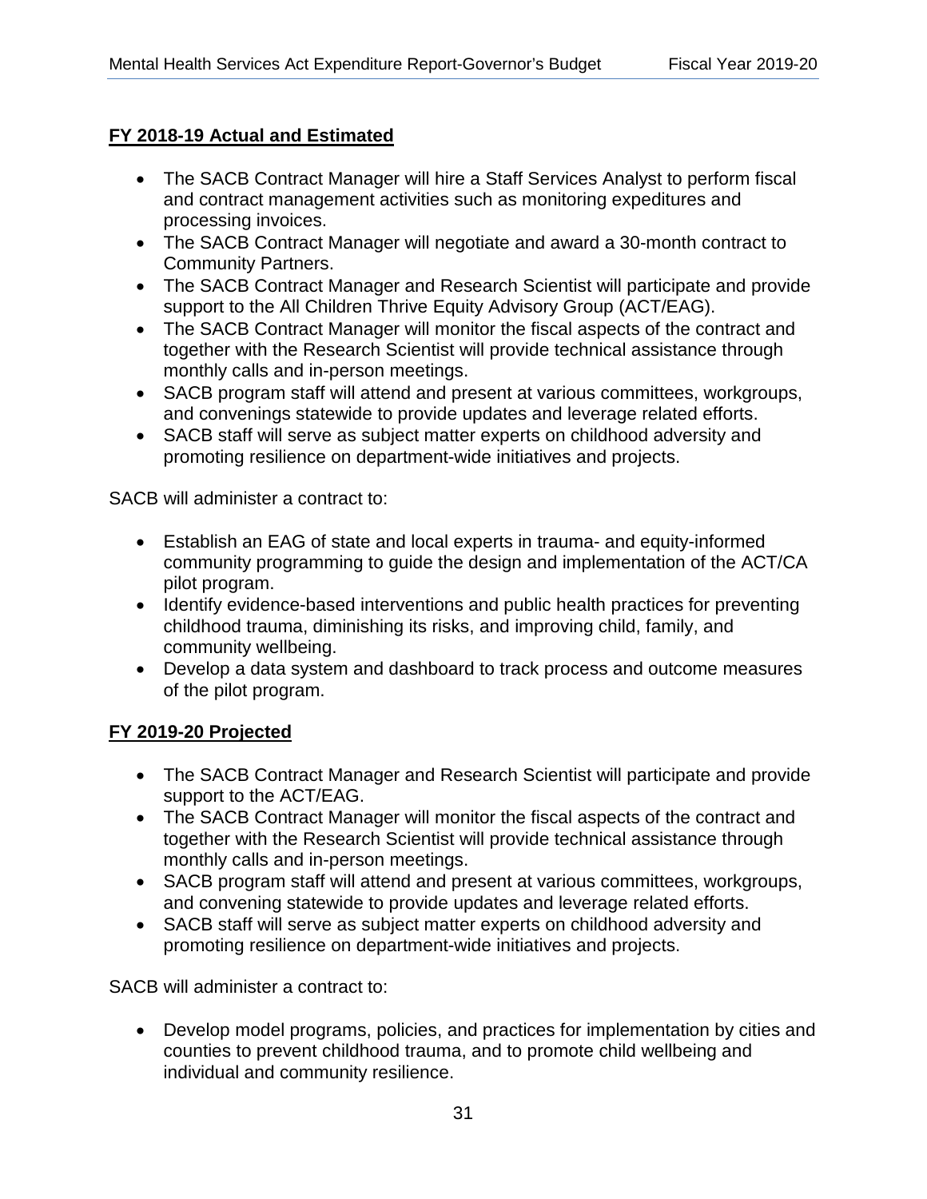**FY 2018-19 Actual and Estimated**

- The SACB Contract Manager will hire a Staff Services Analyst to perform fiscal and contract management activities such as monitoring expeditures and processing invoices.
- The SACB Contract Manager will negotiate and award a 30-month contract to Community Partners.
- The SACB Contract Manager and Research Scientist will participate and provide support to the All Children Thrive Equity Advisory Group (ACT/EAG).
- The SACB Contract Manager will monitor the fiscal aspects of the contract and together with the Research Scientist will provide technical assistance through monthly calls and in-person meetings.
- SACB program staff will attend and present at various committees, workgroups, and convenings statewide to provide updates and leverage related efforts.
- SACB staff will serve as subject matter experts on childhood adversity and promoting resilience on department-wide initiatives and projects.

SACB will administer a contract to:

- Establish an EAG of state and local experts in trauma- and equity-informed community programming to guide the design and implementation of the ACT/CA pilot program.
- Identify evidence-based interventions and public health practices for preventing childhood trauma, diminishing its risks, and improving child, family, and community wellbeing.
- Develop a data system and dashboard to track process and outcome measures of the pilot program.

**FY 2019-20 Projected**

- The SACB Contract Manager and Research Scientist will participate and provide support to the ACT/EAG.
- The SACB Contract Manager will monitor the fiscal aspects of the contract and together with the Research Scientist will provide technical assistance through monthly calls and in-person meetings.
- SACB program staff will attend and present at various committees, workgroups, and convening statewide to provide updates and leverage related efforts.
- SACB staff will serve as subject matter experts on childhood adversity and promoting resilience on department-wide initiatives and projects.

SACB will administer a contract to:

- Develop model programs, policies, and practices for implementation by cities and counties to prevent childhood trauma, and to promote child wellbeing and individual and community resilience.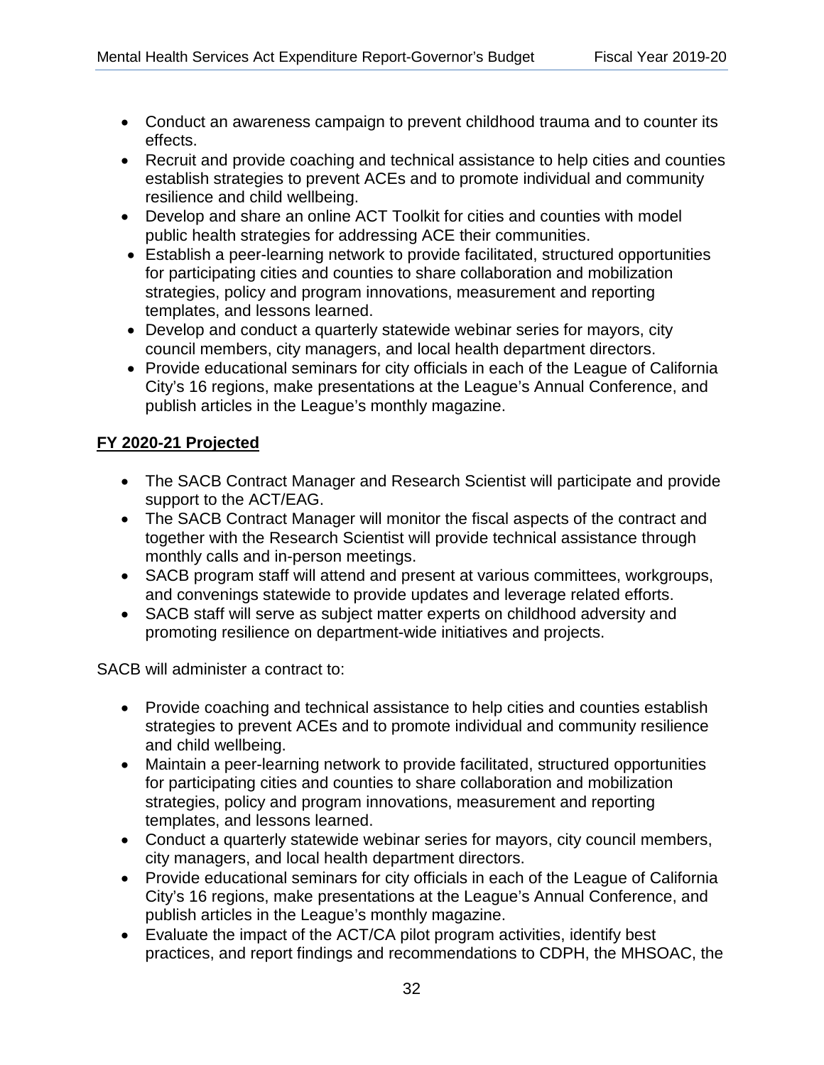- Conduct an awareness campaign to prevent childhood trauma and to counter its effects.
- Recruit and provide coaching and technical assistance to help cities and counties establish strategies to prevent ACEs and to promote individual and community resilience and child wellbeing.
- Develop and share an online ACT Toolkit for cities and counties with model public health strategies for addressing ACE their communities.
- Establish a peer-learning network to provide facilitated, structured opportunities for participating cities and counties to share collaboration and mobilization strategies, policy and program innovations, measurement and reporting templates, and lessons learned.
- Develop and conduct a quarterly statewide webinar series for mayors, city council members, city managers, and local health department directors.
- Provide educational seminars for city officials in each of the League of California City's 16 regions, make presentations at the League's Annual Conference, and publish articles in the League's monthly magazine.

**FY 2020-21 Projected**

- The SACB Contract Manager and Research Scientist will participate and provide support to the ACT/EAG.
- The SACB Contract Manager will monitor the fiscal aspects of the contract and together with the Research Scientist will provide technical assistance through monthly calls and in-person meetings.
- SACB program staff will attend and present at various committees, workgroups, and convenings statewide to provide updates and leverage related efforts.
- SACB staff will serve as subject matter experts on childhood adversity and promoting resilience on department-wide initiatives and projects.

SACB will administer a contract to:

- Provide coaching and technical assistance to help cities and counties establish strategies to prevent ACEs and to promote individual and community resilience and child wellbeing.
- Maintain a peer-learning network to provide facilitated, structured opportunities for participating cities and counties to share collaboration and mobilization strategies, policy and program innovations, measurement and reporting templates, and lessons learned.
- Conduct a quarterly statewide webinar series for mayors, city council members, city managers, and local health department directors.
- Provide educational seminars for city officials in each of the League of California City's 16 regions, make presentations at the League's Annual Conference, and publish articles in the League's monthly magazine.
- Evaluate the impact of the ACT/CA pilot program activities, identify best practices, and report findings and recommendations to CDPH, the MHSOAC, the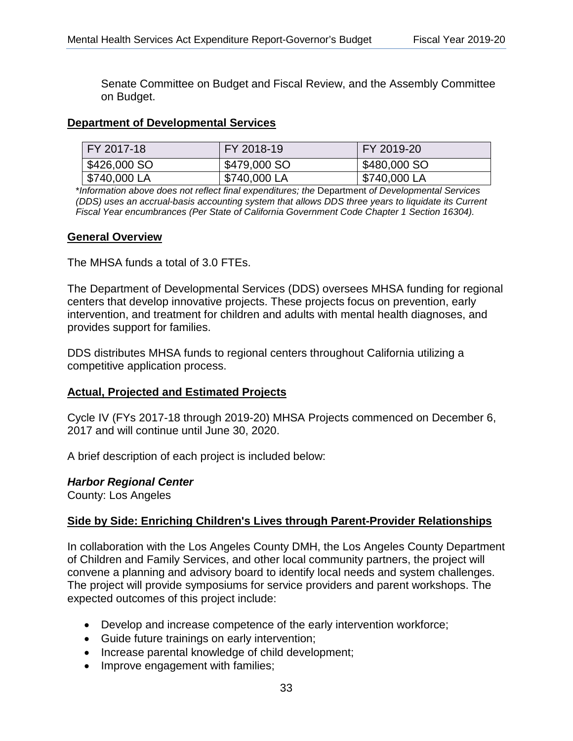Senate Committee on Budget and Fiscal Review, and the Assembly Committee on Budget.

## Department of Developmental Services

| FY 2017-18 | FY 2018-19 | FY 2019-20 |
|---|---|---|
| $426,000 SO | $479,000 SO | $480,000 SO |
| $740,000 LA | $740,000 LA | $740,000 LA |

*\*Information above does not reflect final expenditures; the* Department *of Developmental Services (DDS) uses an accrual-basis accounting system that allows DDS three years to liquidate its Current Fiscal Year encumbrances (Per State of California Government Code Chapter 1 Section 16304).*

## General Overview

The MHSA funds a total of 3.0 FTEs.

The Department of Developmental Services (DDS) oversees MHSA funding for regional centers that develop innovative projects. These projects focus on prevention, early intervention, and treatment for children and adults with mental health diagnoses, and provides support for families.

DDS distributes MHSA funds to regional centers throughout California utilizing a competitive application process.

## Actual, Projected and Estimated Projects

Cycle IV (FYs 2017-18 through 2019-20) MHSA Projects commenced on December 6, 2017 and will continue until June 30, 2020.

A brief description of each project is included below:

### *Harbor Regional Center*

County: Los Angeles

## Side by Side: Enriching Children's Lives through Parent-Provider Relationships

In collaboration with the Los Angeles County DMH, the Los Angeles County Department of Children and Family Services, and other local community partners, the project will convene a planning and advisory board to identify local needs and system challenges. The project will provide symposiums for service providers and parent workshops. The expected outcomes of this project include:

- Develop and increase competence of the early intervention workforce;
- Guide future trainings on early intervention;
- Increase parental knowledge of child development;
- Improve engagement with families;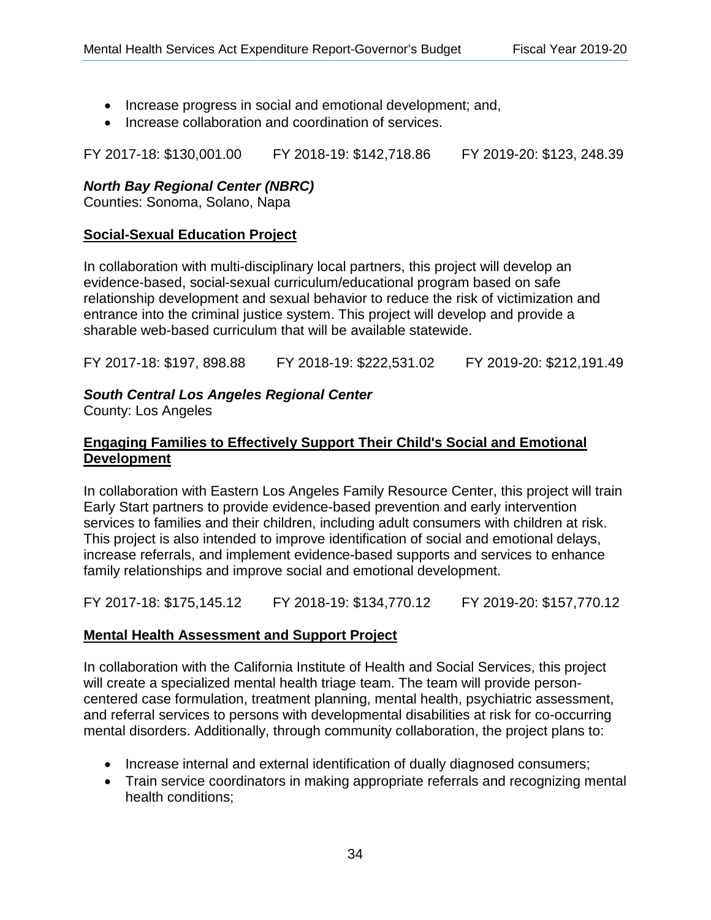- Increase progress in social and emotional development; and,
- Increase collaboration and coordination of services.

FY 2017-18: $130,001.00 FY 2018-19: $142,718.86 FY 2019-20: $123, 248.39

***North Bay Regional Center (NBRC)***

Counties: Sonoma, Solano, Napa

**Social-Sexual Education Project**

In collaboration with multi-disciplinary local partners, this project will develop an evidence-based, social-sexual curriculum/educational program based on safe relationship development and sexual behavior to reduce the risk of victimization and entrance into the criminal justice system. This project will develop and provide a sharable web-based curriculum that will be available statewide.

FY 2017-18: $197, 898.88 FY 2018-19: $222,531.02 FY 2019-20: $212,191.49

***South Central Los Angeles Regional Center***

County: Los Angeles

**Engaging Families to Effectively Support Their Child's Social and Emotional Development**

In collaboration with Eastern Los Angeles Family Resource Center, this project will train Early Start partners to provide evidence-based prevention and early intervention services to families and their children, including adult consumers with children at risk. This project is also intended to improve identification of social and emotional delays, increase referrals, and implement evidence-based supports and services to enhance family relationships and improve social and emotional development.

FY 2017-18: $175,145.12 FY 2018-19: $134,770.12 FY 2019-20: $157,770.12

**Mental Health Assessment and Support Project**

In collaboration with the California Institute of Health and Social Services, this project will create a specialized mental health triage team. The team will provide person-centered case formulation, treatment planning, mental health, psychiatric assessment, and referral services to persons with developmental disabilities at risk for co-occurring mental disorders. Additionally, through community collaboration, the project plans to:

- Increase internal and external identification of dually diagnosed consumers;
- Train service coordinators in making appropriate referrals and recognizing mental health conditions;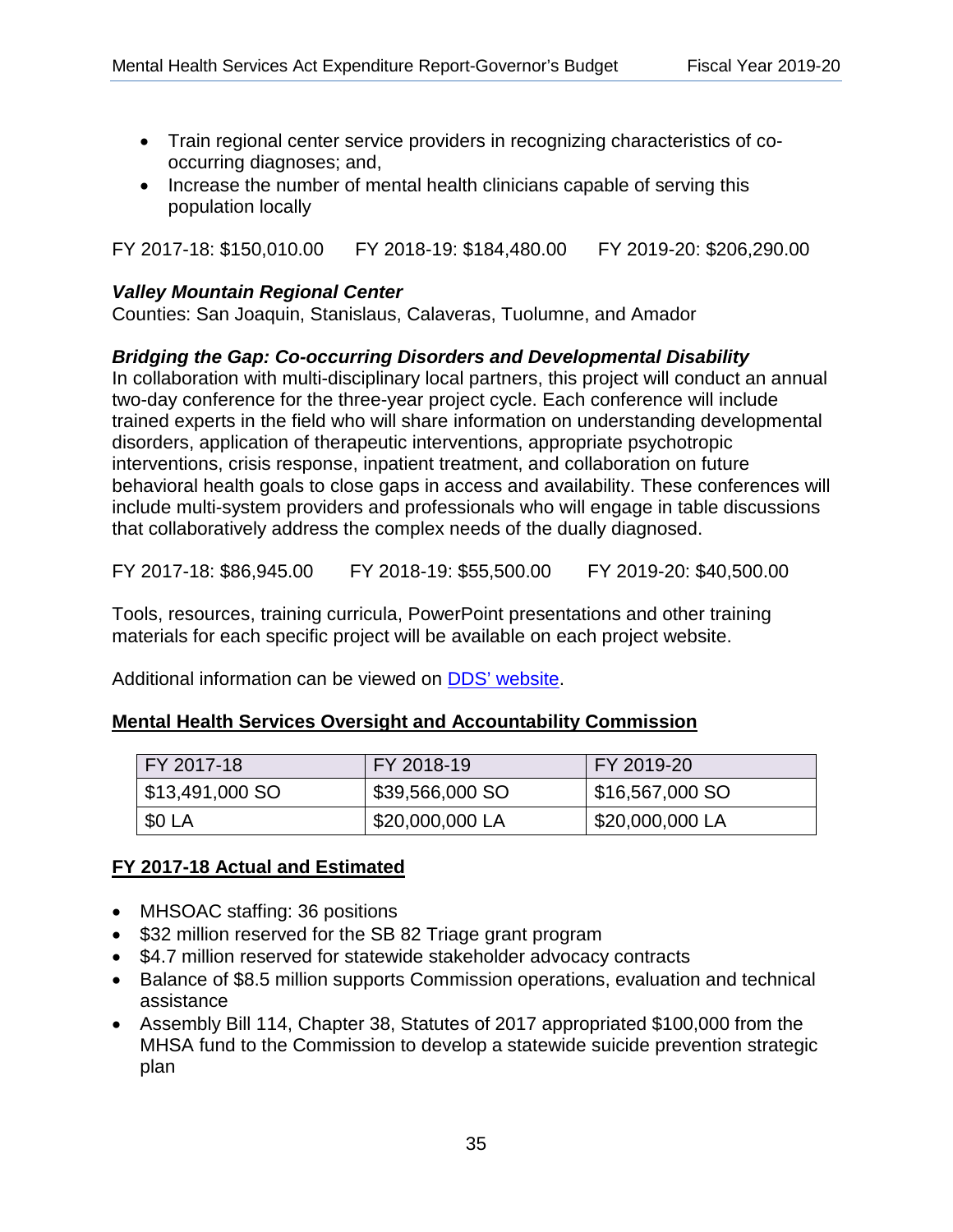- Train regional center service providers in recognizing characteristics of co-occurring diagnoses; and,
- Increase the number of mental health clinicians capable of serving this population locally

FY 2017-18: $150,010.00 FY 2018-19: $184,480.00 FY 2019-20: $206,290.00

***Valley Mountain Regional Center***

Counties: San Joaquin, Stanislaus, Calaveras, Tuolumne, and Amador

***Bridging the Gap: Co-occurring Disorders and Developmental Disability***

In collaboration with multi-disciplinary local partners, this project will conduct an annual two-day conference for the three-year project cycle. Each conference will include trained experts in the field who will share information on understanding developmental disorders, application of therapeutic interventions, appropriate psychotropic interventions, crisis response, inpatient treatment, and collaboration on future behavioral health goals to close gaps in access and availability. These conferences will include multi-system providers and professionals who will engage in table discussions that collaboratively address the complex needs of the dually diagnosed.

FY 2017-18: $86,945.00 FY 2018-19: $55,500.00 FY 2019-20: $40,500.00

Tools, resources, training curricula, PowerPoint presentations and other training materials for each specific project will be available on each project website.

Additional information can be viewed on DDS' website.

**Mental Health Services Oversight and Accountability Commission**

| FY 2017-18 | FY 2018-19 | FY 2019-20 |
|---|---|---|
| $13,491,000 SO | $39,566,000 SO | $16,567,000 SO |
| $0 LA | $20,000,000 LA | $20,000,000 LA |

**FY 2017-18 Actual and Estimated**

- MHSOAC staffing: 36 positions
- $32 million reserved for the SB 82 Triage grant program
- $4.7 million reserved for statewide stakeholder advocacy contracts
- Balance of $8.5 million supports Commission operations, evaluation and technical assistance
- Assembly Bill 114, Chapter 38, Statutes of 2017 appropriated $100,000 from the MHSA fund to the Commission to develop a statewide suicide prevention strategic plan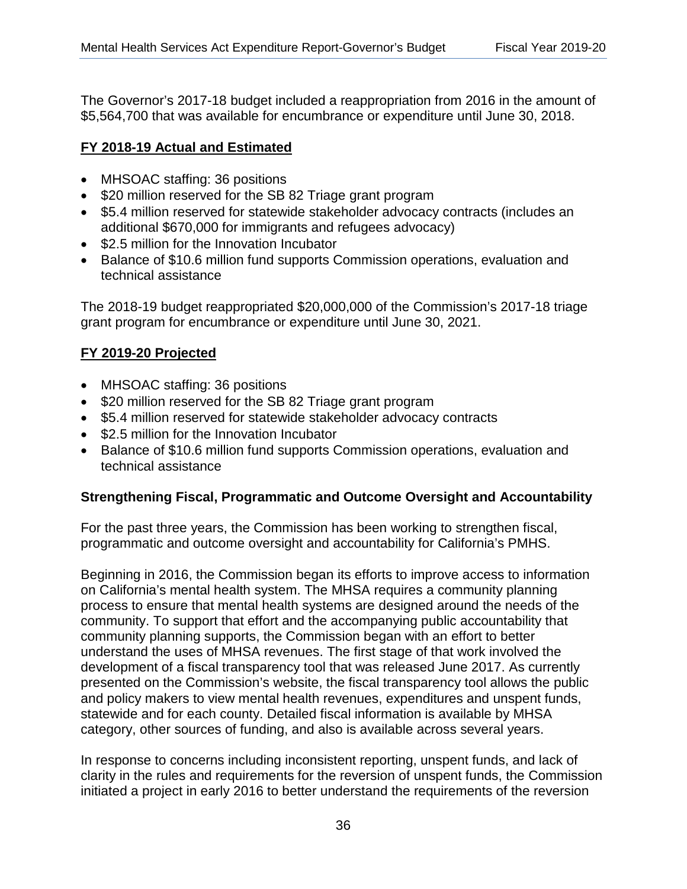The Governor's 2017-18 budget included a reappropriation from 2016 in the amount of $5,564,700 that was available for encumbrance or expenditure until June 30, 2018.

### **FY 2018-19 Actual and Estimated**

- MHSOAC staffing: 36 positions
- $20 million reserved for the SB 82 Triage grant program
- $5.4 million reserved for statewide stakeholder advocacy contracts (includes an additional $670,000 for immigrants and refugees advocacy)
- $2.5 million for the Innovation Incubator
- Balance of $10.6 million fund supports Commission operations, evaluation and technical assistance

The 2018-19 budget reappropriated $20,000,000 of the Commission's 2017-18 triage grant program for encumbrance or expenditure until June 30, 2021.

### **FY 2019-20 Projected**

- MHSOAC staffing: 36 positions
- $20 million reserved for the SB 82 Triage grant program
- $5.4 million reserved for statewide stakeholder advocacy contracts
- $2.5 million for the Innovation Incubator
- Balance of $10.6 million fund supports Commission operations, evaluation and technical assistance

### **Strengthening Fiscal, Programmatic and Outcome Oversight and Accountability**

For the past three years, the Commission has been working to strengthen fiscal, programmatic and outcome oversight and accountability for California's PMHS.

Beginning in 2016, the Commission began its efforts to improve access to information on California's mental health system. The MHSA requires a community planning process to ensure that mental health systems are designed around the needs of the community. To support that effort and the accompanying public accountability that community planning supports, the Commission began with an effort to better understand the uses of MHSA revenues. The first stage of that work involved the development of a fiscal transparency tool that was released June 2017. As currently presented on the Commission's website, the fiscal transparency tool allows the public and policy makers to view mental health revenues, expenditures and unspent funds, statewide and for each county. Detailed fiscal information is available by MHSA category, other sources of funding, and also is available across several years.

In response to concerns including inconsistent reporting, unspent funds, and lack of clarity in the rules and requirements for the reversion of unspent funds, the Commission initiated a project in early 2016 to better understand the requirements of the reversion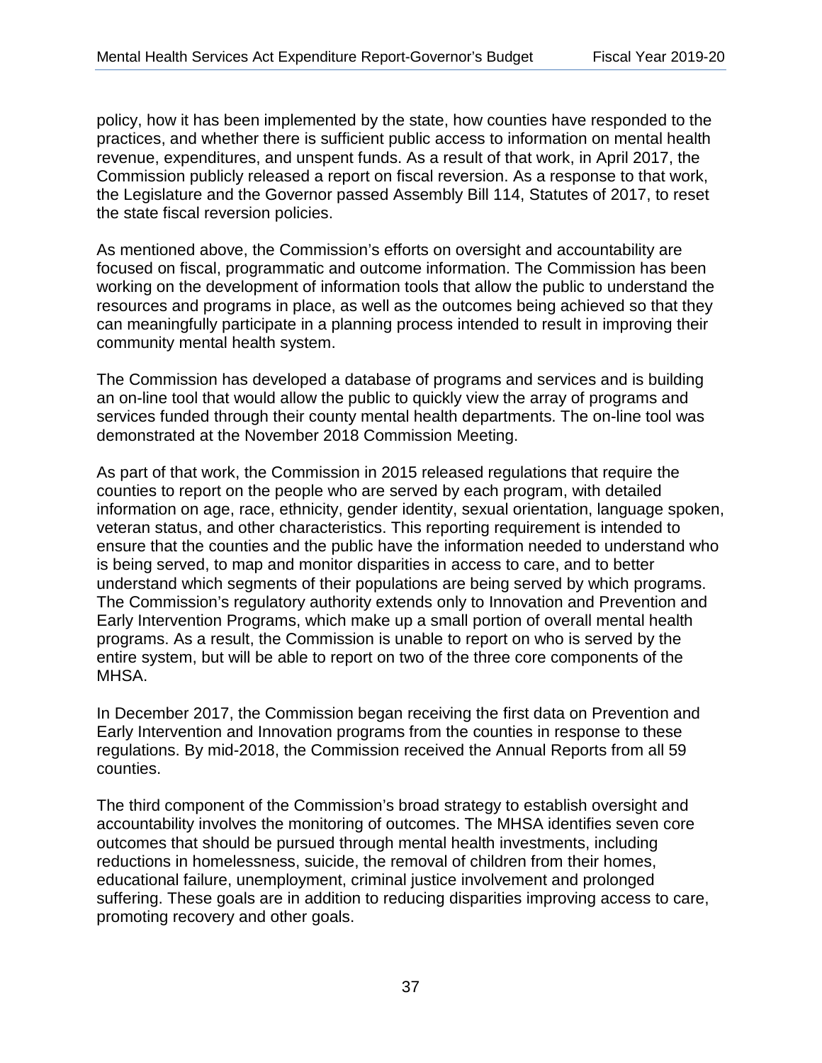policy, how it has been implemented by the state, how counties have responded to the practices, and whether there is sufficient public access to information on mental health revenue, expenditures, and unspent funds. As a result of that work, in April 2017, the Commission publicly released a report on fiscal reversion. As a response to that work, the Legislature and the Governor passed Assembly Bill 114, Statutes of 2017, to reset the state fiscal reversion policies.

As mentioned above, the Commission's efforts on oversight and accountability are focused on fiscal, programmatic and outcome information. The Commission has been working on the development of information tools that allow the public to understand the resources and programs in place, as well as the outcomes being achieved so that they can meaningfully participate in a planning process intended to result in improving their community mental health system.

The Commission has developed a database of programs and services and is building an on-line tool that would allow the public to quickly view the array of programs and services funded through their county mental health departments. The on-line tool was demonstrated at the November 2018 Commission Meeting.

As part of that work, the Commission in 2015 released regulations that require the counties to report on the people who are served by each program, with detailed information on age, race, ethnicity, gender identity, sexual orientation, language spoken, veteran status, and other characteristics. This reporting requirement is intended to ensure that the counties and the public have the information needed to understand who is being served, to map and monitor disparities in access to care, and to better understand which segments of their populations are being served by which programs. The Commission's regulatory authority extends only to Innovation and Prevention and Early Intervention Programs, which make up a small portion of overall mental health programs. As a result, the Commission is unable to report on who is served by the entire system, but will be able to report on two of the three core components of the MHSA.

In December 2017, the Commission began receiving the first data on Prevention and Early Intervention and Innovation programs from the counties in response to these regulations. By mid-2018, the Commission received the Annual Reports from all 59 counties.

The third component of the Commission's broad strategy to establish oversight and accountability involves the monitoring of outcomes. The MHSA identifies seven core outcomes that should be pursued through mental health investments, including reductions in homelessness, suicide, the removal of children from their homes, educational failure, unemployment, criminal justice involvement and prolonged suffering. These goals are in addition to reducing disparities improving access to care, promoting recovery and other goals.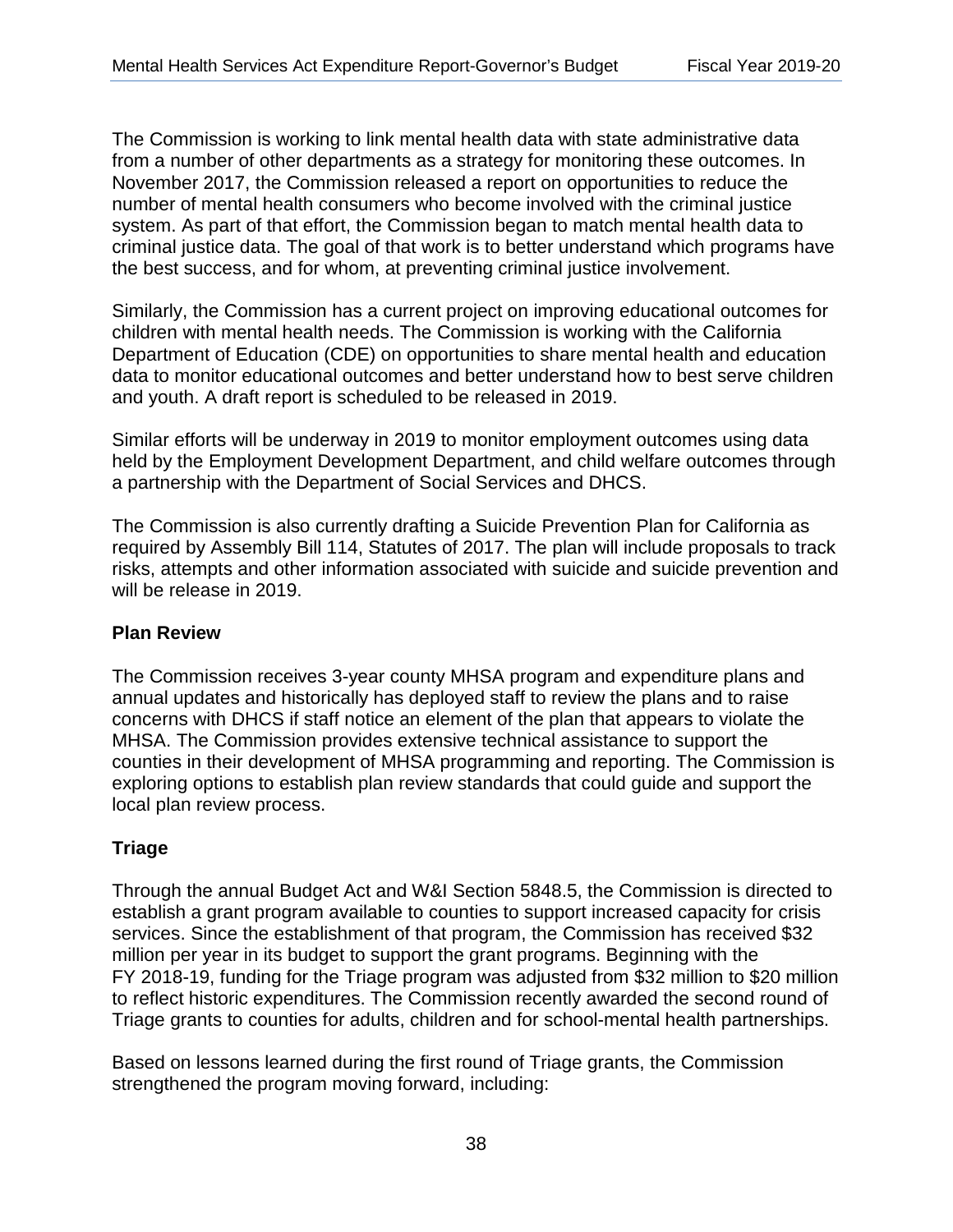The Commission is working to link mental health data with state administrative data from a number of other departments as a strategy for monitoring these outcomes. In November 2017, the Commission released a report on opportunities to reduce the number of mental health consumers who become involved with the criminal justice system. As part of that effort, the Commission began to match mental health data to criminal justice data. The goal of that work is to better understand which programs have the best success, and for whom, at preventing criminal justice involvement.

Similarly, the Commission has a current project on improving educational outcomes for children with mental health needs. The Commission is working with the California Department of Education (CDE) on opportunities to share mental health and education data to monitor educational outcomes and better understand how to best serve children and youth. A draft report is scheduled to be released in 2019.

Similar efforts will be underway in 2019 to monitor employment outcomes using data held by the Employment Development Department, and child welfare outcomes through a partnership with the Department of Social Services and DHCS.

The Commission is also currently drafting a Suicide Prevention Plan for California as required by Assembly Bill 114, Statutes of 2017. The plan will include proposals to track risks, attempts and other information associated with suicide and suicide prevention and will be release in 2019.

### Plan Review

The Commission receives 3-year county MHSA program and expenditure plans and annual updates and historically has deployed staff to review the plans and to raise concerns with DHCS if staff notice an element of the plan that appears to violate the MHSA. The Commission provides extensive technical assistance to support the counties in their development of MHSA programming and reporting. The Commission is exploring options to establish plan review standards that could guide and support the local plan review process.

### Triage

Through the annual Budget Act and W&I Section 5848.5, the Commission is directed to establish a grant program available to counties to support increased capacity for crisis services. Since the establishment of that program, the Commission has received $32 million per year in its budget to support the grant programs. Beginning with the FY 2018-19, funding for the Triage program was adjusted from $32 million to $20 million to reflect historic expenditures. The Commission recently awarded the second round of Triage grants to counties for adults, children and for school-mental health partnerships.

Based on lessons learned during the first round of Triage grants, the Commission strengthened the program moving forward, including: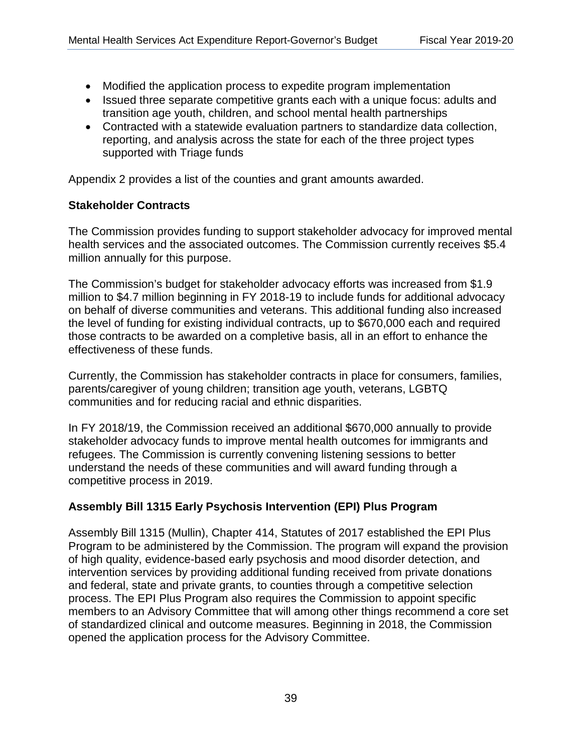- Modified the application process to expedite program implementation
- Issued three separate competitive grants each with a unique focus: adults and transition age youth, children, and school mental health partnerships
- Contracted with a statewide evaluation partners to standardize data collection, reporting, and analysis across the state for each of the three project types supported with Triage funds

Appendix 2 provides a list of the counties and grant amounts awarded.

**Stakeholder Contracts**

The Commission provides funding to support stakeholder advocacy for improved mental health services and the associated outcomes. The Commission currently receives $5.4 million annually for this purpose.

The Commission's budget for stakeholder advocacy efforts was increased from $1.9 million to $4.7 million beginning in FY 2018-19 to include funds for additional advocacy on behalf of diverse communities and veterans. This additional funding also increased the level of funding for existing individual contracts, up to $670,000 each and required those contracts to be awarded on a completive basis, all in an effort to enhance the effectiveness of these funds.

Currently, the Commission has stakeholder contracts in place for consumers, families, parents/caregiver of young children; transition age youth, veterans, LGBTQ communities and for reducing racial and ethnic disparities.

In FY 2018/19, the Commission received an additional $670,000 annually to provide stakeholder advocacy funds to improve mental health outcomes for immigrants and refugees. The Commission is currently convening listening sessions to better understand the needs of these communities and will award funding through a competitive process in 2019.

**Assembly Bill 1315 Early Psychosis Intervention (EPI) Plus Program**

Assembly Bill 1315 (Mullin), Chapter 414, Statutes of 2017 established the EPI Plus Program to be administered by the Commission. The program will expand the provision of high quality, evidence-based early psychosis and mood disorder detection, and intervention services by providing additional funding received from private donations and federal, state and private grants, to counties through a competitive selection process. The EPI Plus Program also requires the Commission to appoint specific members to an Advisory Committee that will among other things recommend a core set of standardized clinical and outcome measures. Beginning in 2018, the Commission opened the application process for the Advisory Committee.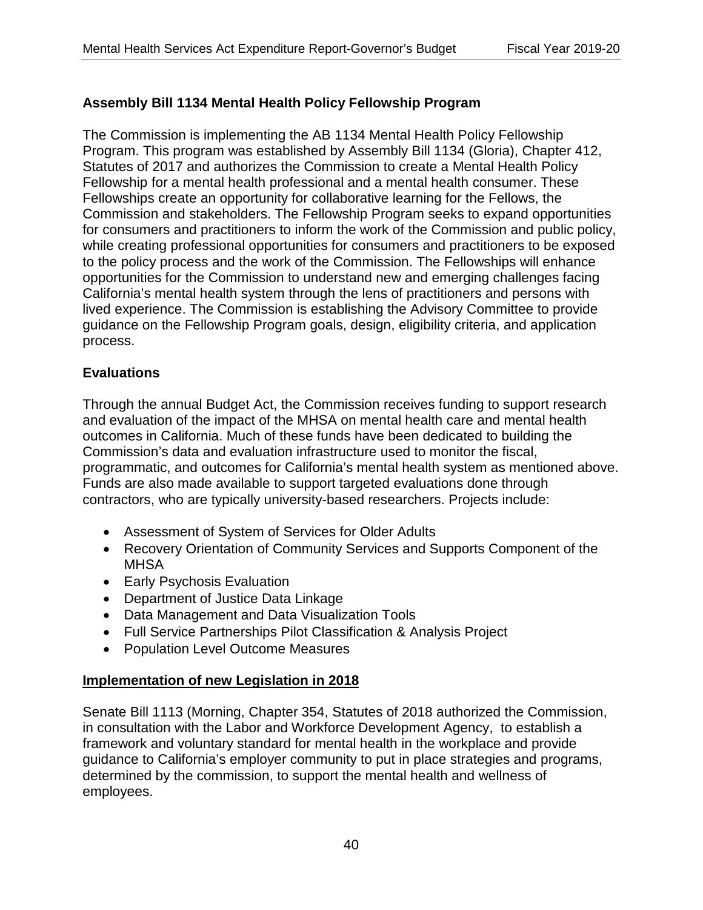**Assembly Bill 1134 Mental Health Policy Fellowship Program**

The Commission is implementing the AB 1134 Mental Health Policy Fellowship Program. This program was established by Assembly Bill 1134 (Gloria), Chapter 412, Statutes of 2017 and authorizes the Commission to create a Mental Health Policy Fellowship for a mental health professional and a mental health consumer. These Fellowships create an opportunity for collaborative learning for the Fellows, the Commission and stakeholders. The Fellowship Program seeks to expand opportunities for consumers and practitioners to inform the work of the Commission and public policy, while creating professional opportunities for consumers and practitioners to be exposed to the policy process and the work of the Commission. The Fellowships will enhance opportunities for the Commission to understand new and emerging challenges facing California's mental health system through the lens of practitioners and persons with lived experience. The Commission is establishing the Advisory Committee to provide guidance on the Fellowship Program goals, design, eligibility criteria, and application process.

**Evaluations**

Through the annual Budget Act, the Commission receives funding to support research and evaluation of the impact of the MHSA on mental health care and mental health outcomes in California. Much of these funds have been dedicated to building the Commission's data and evaluation infrastructure used to monitor the fiscal, programmatic, and outcomes for California's mental health system as mentioned above. Funds are also made available to support targeted evaluations done through contractors, who are typically university-based researchers. Projects include:

- Assessment of System of Services for Older Adults
- Recovery Orientation of Community Services and Supports Component of the MHSA
- Early Psychosis Evaluation
- Department of Justice Data Linkage
- Data Management and Data Visualization Tools
- Full Service Partnerships Pilot Classification & Analysis Project
- Population Level Outcome Measures

**Implementation of new Legislation in 2018**

Senate Bill 1113 (Morning, Chapter 354, Statutes of 2018 authorized the Commission, in consultation with the Labor and Workforce Development Agency, to establish a framework and voluntary standard for mental health in the workplace and provide guidance to California's employer community to put in place strategies and programs, determined by the commission, to support the mental health and wellness of employees.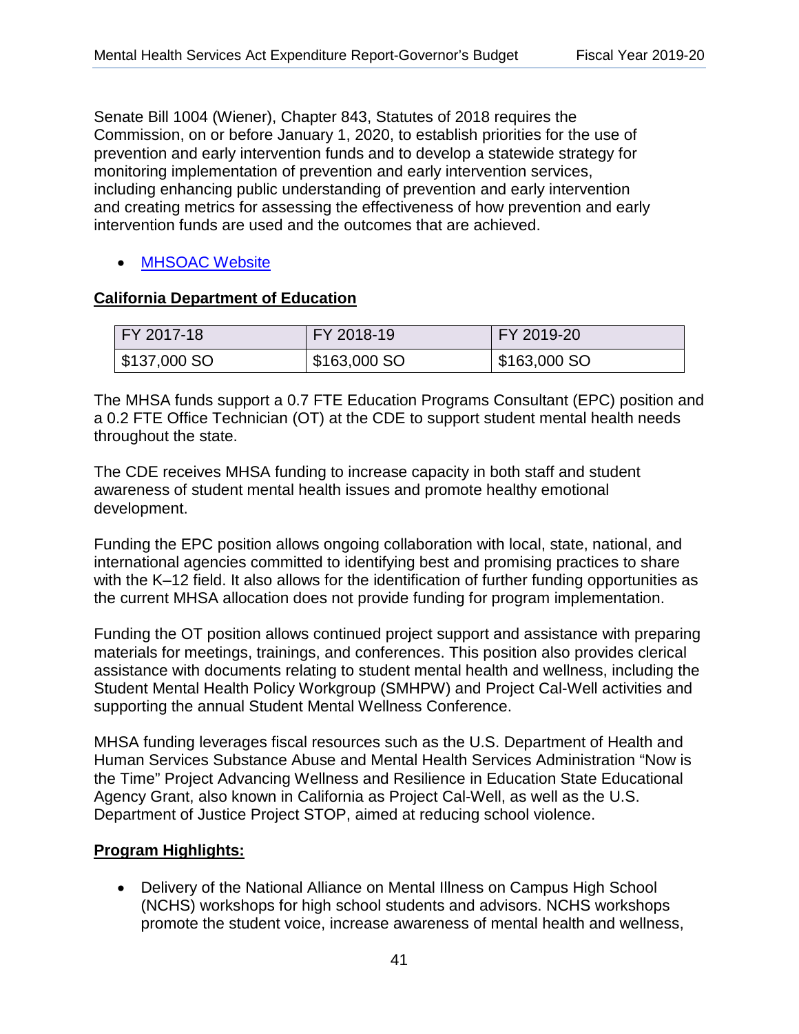Senate Bill 1004 (Wiener), Chapter 843, Statutes of 2018 requires the Commission, on or before January 1, 2020, to establish priorities for the use of prevention and early intervention funds and to develop a statewide strategy for monitoring implementation of prevention and early intervention services, including enhancing public understanding of prevention and early intervention and creating metrics for assessing the effectiveness of how prevention and early intervention funds are used and the outcomes that are achieved.

- MHSOAC Website

## California Department of Education

| FY 2017-18 | FY 2018-19 | FY 2019-20 |
|---|---|---|
| $137,000 SO | $163,000 SO | $163,000 SO |

The MHSA funds support a 0.7 FTE Education Programs Consultant (EPC) position and a 0.2 FTE Office Technician (OT) at the CDE to support student mental health needs throughout the state.

The CDE receives MHSA funding to increase capacity in both staff and student awareness of student mental health issues and promote healthy emotional development.

Funding the EPC position allows ongoing collaboration with local, state, national, and international agencies committed to identifying best and promising practices to share with the K–12 field. It also allows for the identification of further funding opportunities as the current MHSA allocation does not provide funding for program implementation.

Funding the OT position allows continued project support and assistance with preparing materials for meetings, trainings, and conferences. This position also provides clerical assistance with documents relating to student mental health and wellness, including the Student Mental Health Policy Workgroup (SMHPW) and Project Cal-Well activities and supporting the annual Student Mental Wellness Conference.

MHSA funding leverages fiscal resources such as the U.S. Department of Health and Human Services Substance Abuse and Mental Health Services Administration "Now is the Time" Project Advancing Wellness and Resilience in Education State Educational Agency Grant, also known in California as Project Cal-Well, as well as the U.S. Department of Justice Project STOP, aimed at reducing school violence.

**Program Highlights:**

- Delivery of the National Alliance on Mental Illness on Campus High School (NCHS) workshops for high school students and advisors. NCHS workshops promote the student voice, increase awareness of mental health and wellness,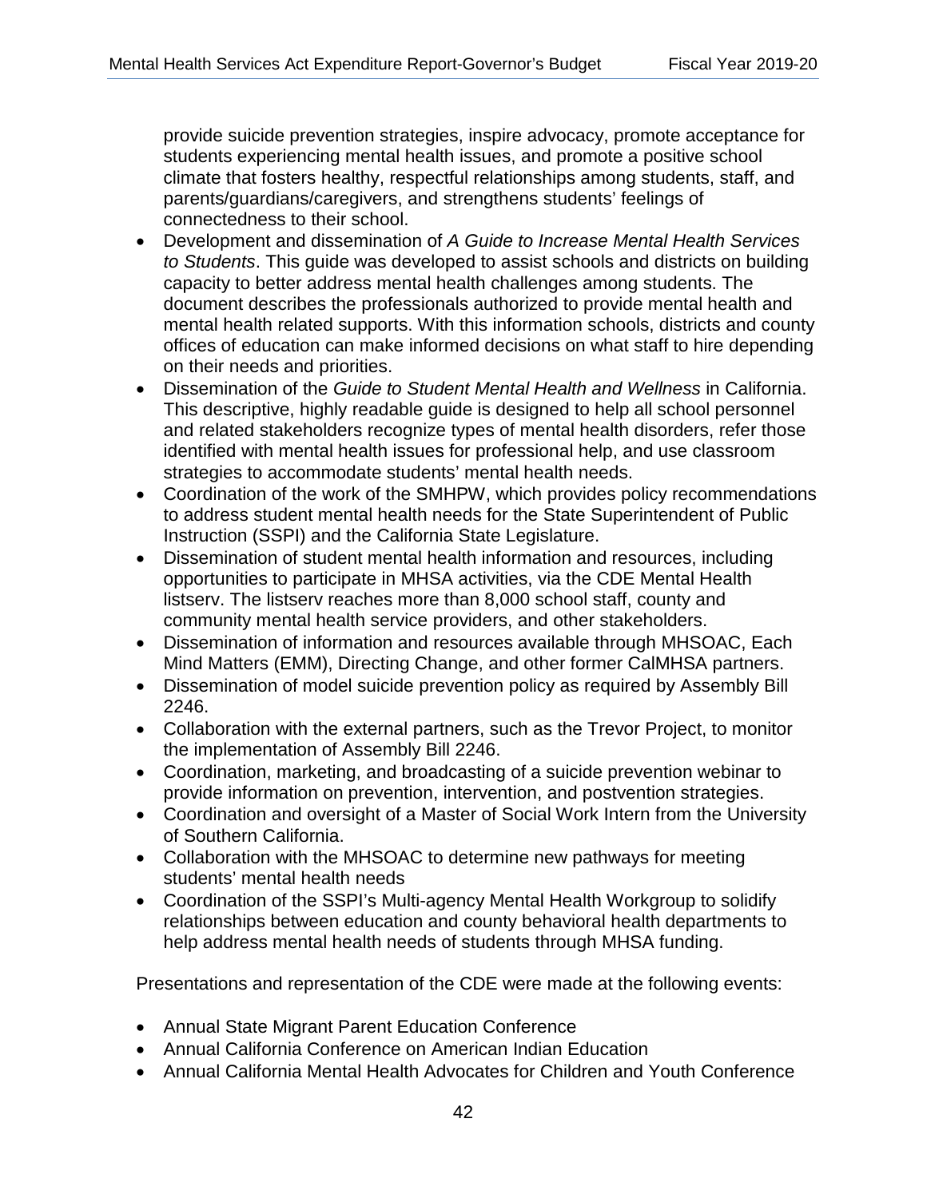provide suicide prevention strategies, inspire advocacy, promote acceptance for students experiencing mental health issues, and promote a positive school climate that fosters healthy, respectful relationships among students, staff, and parents/guardians/caregivers, and strengthens students' feelings of connectedness to their school.

- Development and dissemination of *A Guide to Increase Mental Health Services to Students*. This guide was developed to assist schools and districts on building capacity to better address mental health challenges among students. The document describes the professionals authorized to provide mental health and mental health related supports. With this information schools, districts and county offices of education can make informed decisions on what staff to hire depending on their needs and priorities.
- Dissemination of the *Guide to Student Mental Health and Wellness* in California. This descriptive, highly readable guide is designed to help all school personnel and related stakeholders recognize types of mental health disorders, refer those identified with mental health issues for professional help, and use classroom strategies to accommodate students' mental health needs.
- Coordination of the work of the SMHPW, which provides policy recommendations to address student mental health needs for the State Superintendent of Public Instruction (SSPI) and the California State Legislature.
- Dissemination of student mental health information and resources, including opportunities to participate in MHSA activities, via the CDE Mental Health listserv. The listserv reaches more than 8,000 school staff, county and community mental health service providers, and other stakeholders.
- Dissemination of information and resources available through MHSOAC, Each Mind Matters (EMM), Directing Change, and other former CalMHSA partners.
- Dissemination of model suicide prevention policy as required by Assembly Bill 2246.
- Collaboration with the external partners, such as the Trevor Project, to monitor the implementation of Assembly Bill 2246.
- Coordination, marketing, and broadcasting of a suicide prevention webinar to provide information on prevention, intervention, and postvention strategies.
- Coordination and oversight of a Master of Social Work Intern from the University of Southern California.
- Collaboration with the MHSOAC to determine new pathways for meeting students' mental health needs
- Coordination of the SSPI's Multi-agency Mental Health Workgroup to solidify relationships between education and county behavioral health departments to help address mental health needs of students through MHSA funding.

Presentations and representation of the CDE were made at the following events:

- Annual State Migrant Parent Education Conference
- Annual California Conference on American Indian Education
- Annual California Mental Health Advocates for Children and Youth Conference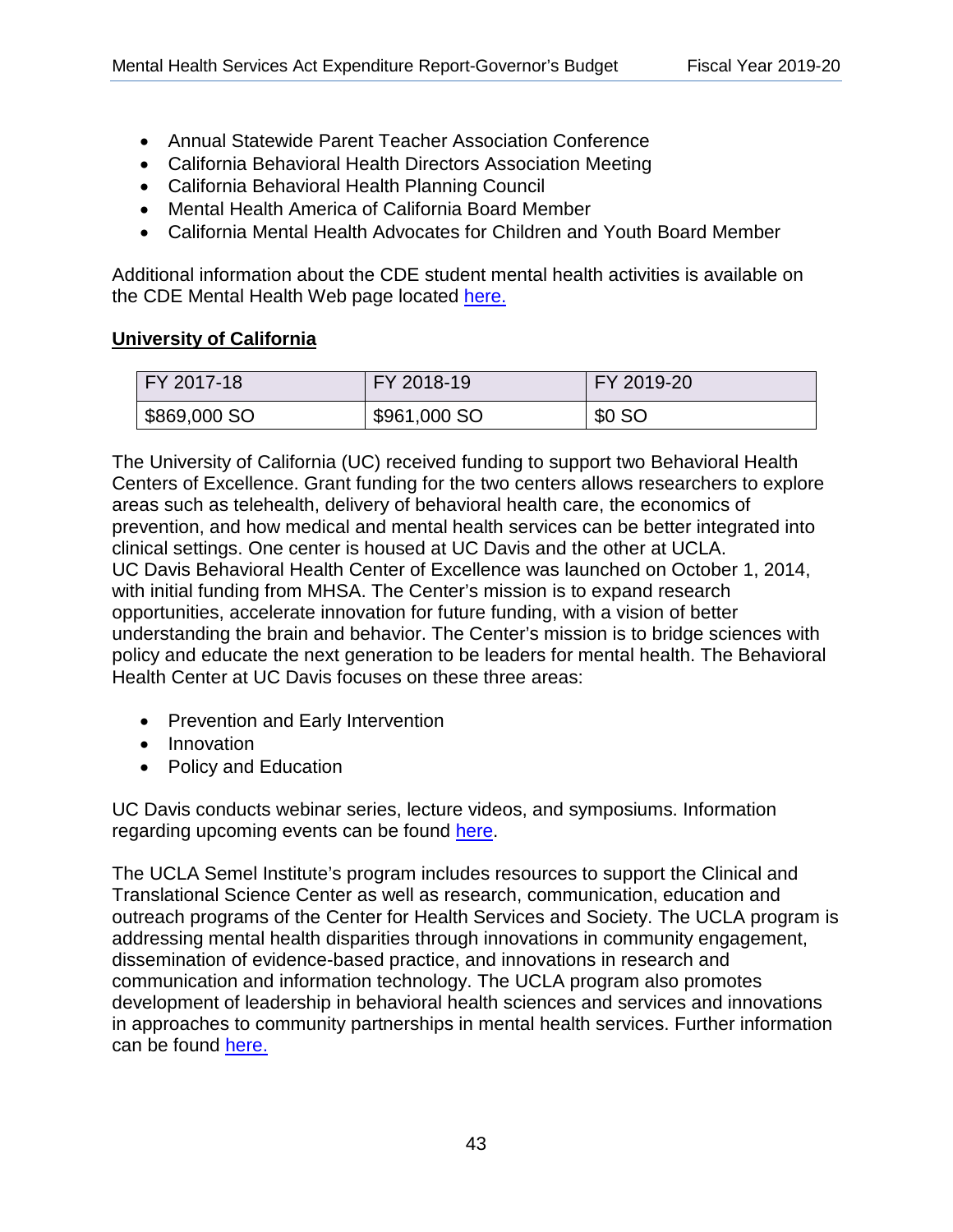- Annual Statewide Parent Teacher Association Conference
- California Behavioral Health Directors Association Meeting
- California Behavioral Health Planning Council
- Mental Health America of California Board Member
- California Mental Health Advocates for Children and Youth Board Member

Additional information about the CDE student mental health activities is available on the CDE Mental Health Web page located here.

**University of California**

| FY 2017-18 | FY 2018-19 | FY 2019-20 |
|---|---|---|
| $869,000 SO | $961,000 SO | $0 SO |

The University of California (UC) received funding to support two Behavioral Health Centers of Excellence. Grant funding for the two centers allows researchers to explore areas such as telehealth, delivery of behavioral health care, the economics of prevention, and how medical and mental health services can be better integrated into clinical settings. One center is housed at UC Davis and the other at UCLA. UC Davis Behavioral Health Center of Excellence was launched on October 1, 2014, with initial funding from MHSA. The Center's mission is to expand research opportunities, accelerate innovation for future funding, with a vision of better understanding the brain and behavior. The Center's mission is to bridge sciences with policy and educate the next generation to be leaders for mental health. The Behavioral Health Center at UC Davis focuses on these three areas:

- Prevention and Early Intervention
- Innovation
- Policy and Education

UC Davis conducts webinar series, lecture videos, and symposiums. Information regarding upcoming events can be found here.

The UCLA Semel Institute's program includes resources to support the Clinical and Translational Science Center as well as research, communication, education and outreach programs of the Center for Health Services and Society. The UCLA program is addressing mental health disparities through innovations in community engagement, dissemination of evidence-based practice, and innovations in research and communication and information technology. The UCLA program also promotes development of leadership in behavioral health sciences and services and innovations in approaches to community partnerships in mental health services. Further information can be found here.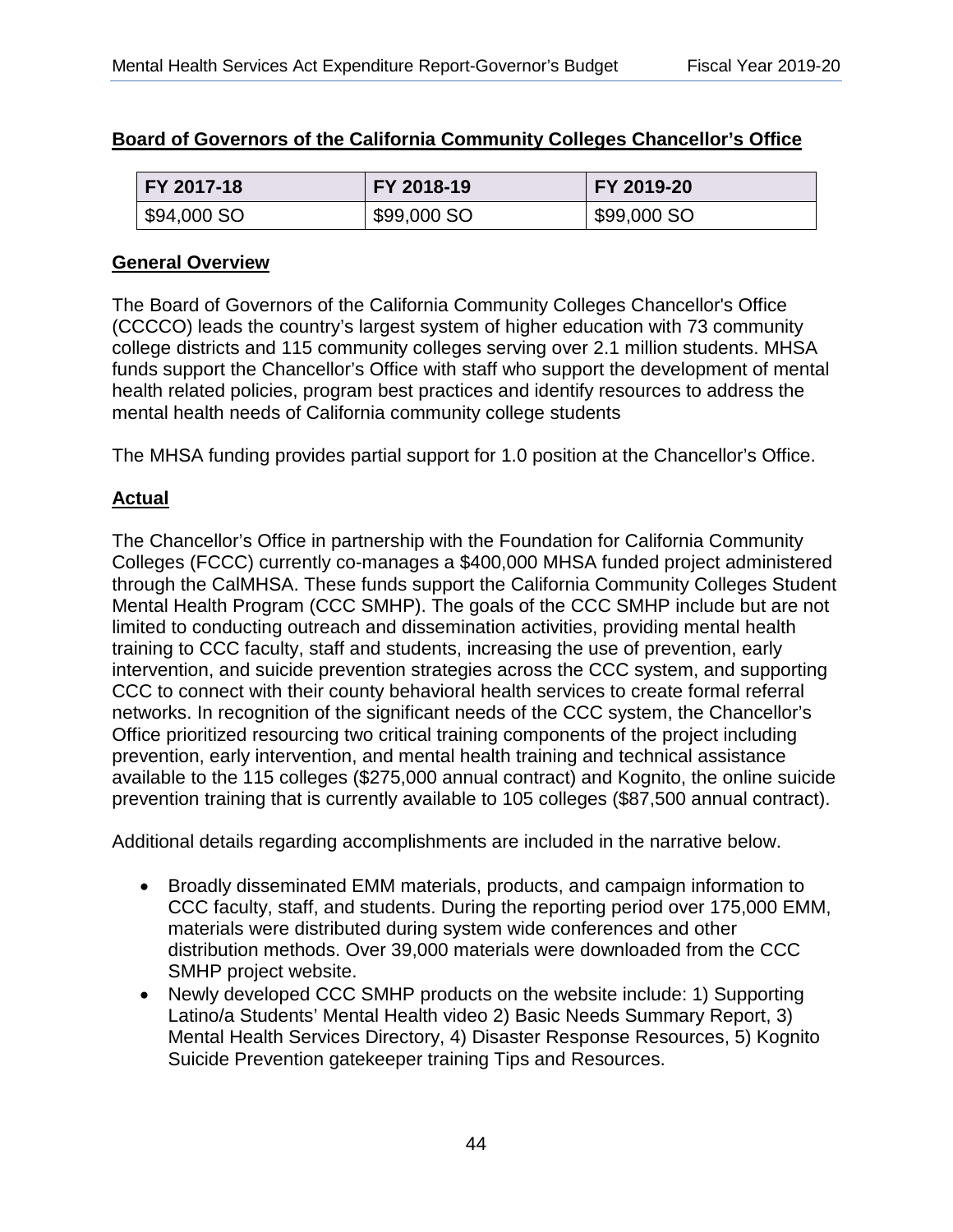## Board of Governors of the California Community Colleges Chancellor's Office

| FY 2017-18 | FY 2018-19 | FY 2019-20 |
|---|---|---|
| $94,000 SO | $99,000 SO | $99,000 SO |

### General Overview

The Board of Governors of the California Community Colleges Chancellor's Office (CCCCO) leads the country's largest system of higher education with 73 community college districts and 115 community colleges serving over 2.1 million students. MHSA funds support the Chancellor's Office with staff who support the development of mental health related policies, program best practices and identify resources to address the mental health needs of California community college students

The MHSA funding provides partial support for 1.0 position at the Chancellor's Office.

### Actual

The Chancellor's Office in partnership with the Foundation for California Community Colleges (FCCC) currently co-manages a $400,000 MHSA funded project administered through the CalMHSA. These funds support the California Community Colleges Student Mental Health Program (CCC SMHP). The goals of the CCC SMHP include but are not limited to conducting outreach and dissemination activities, providing mental health training to CCC faculty, staff and students, increasing the use of prevention, early intervention, and suicide prevention strategies across the CCC system, and supporting CCC to connect with their county behavioral health services to create formal referral networks. In recognition of the significant needs of the CCC system, the Chancellor's Office prioritized resourcing two critical training components of the project including prevention, early intervention, and mental health training and technical assistance available to the 115 colleges ($275,000 annual contract) and Kognito, the online suicide prevention training that is currently available to 105 colleges ($87,500 annual contract).

Additional details regarding accomplishments are included in the narrative below.

- Broadly disseminated EMM materials, products, and campaign information to CCC faculty, staff, and students. During the reporting period over 175,000 EMM, materials were distributed during system wide conferences and other distribution methods. Over 39,000 materials were downloaded from the CCC SMHP project website.
- Newly developed CCC SMHP products on the website include: 1) Supporting Latino/a Students' Mental Health video 2) Basic Needs Summary Report, 3) Mental Health Services Directory, 4) Disaster Response Resources, 5) Kognito Suicide Prevention gatekeeper training Tips and Resources.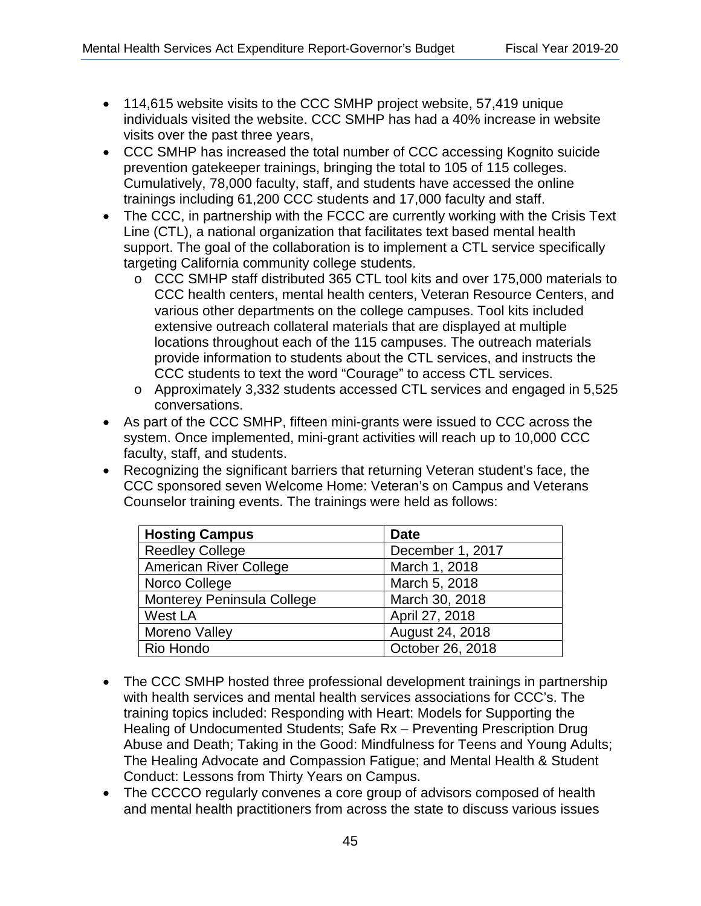- 114,615 website visits to the CCC SMHP project website, 57,419 unique individuals visited the website. CCC SMHP has had a 40% increase in website visits over the past three years,
- CCC SMHP has increased the total number of CCC accessing Kognito suicide prevention gatekeeper trainings, bringing the total to 105 of 115 colleges. Cumulatively, 78,000 faculty, staff, and students have accessed the online trainings including 61,200 CCC students and 17,000 faculty and staff.
- The CCC, in partnership with the FCCC are currently working with the Crisis Text Line (CTL), a national organization that facilitates text based mental health support. The goal of the collaboration is to implement a CTL service specifically targeting California community college students.
  - CCC SMHP staff distributed 365 CTL tool kits and over 175,000 materials to CCC health centers, mental health centers, Veteran Resource Centers, and various other departments on the college campuses. Tool kits included extensive outreach collateral materials that are displayed at multiple locations throughout each of the 115 campuses. The outreach materials provide information to students about the CTL services, and instructs the CCC students to text the word "Courage" to access CTL services.
  - Approximately 3,332 students accessed CTL services and engaged in 5,525 conversations.
- As part of the CCC SMHP, fifteen mini-grants were issued to CCC across the system. Once implemented, mini-grant activities will reach up to 10,000 CCC faculty, staff, and students.
- Recognizing the significant barriers that returning Veteran student's face, the CCC sponsored seven Welcome Home: Veteran's on Campus and Veterans Counselor training events. The trainings were held as follows:

| Hosting Campus | Date |
|---|---|
| Reedley College | December 1, 2017 |
| American River College | March 1, 2018 |
| Norco College | March 5, 2018 |
| Monterey Peninsula College | March 30, 2018 |
| West LA | April 27, 2018 |
| Moreno Valley | August 24, 2018 |
| Rio Hondo | October 26, 2018 |

- The CCC SMHP hosted three professional development trainings in partnership with health services and mental health services associations for CCC's. The training topics included: Responding with Heart: Models for Supporting the Healing of Undocumented Students; Safe Rx – Preventing Prescription Drug Abuse and Death; Taking in the Good: Mindfulness for Teens and Young Adults; The Healing Advocate and Compassion Fatigue; and Mental Health & Student Conduct: Lessons from Thirty Years on Campus.
- The CCCCO regularly convenes a core group of advisors composed of health and mental health practitioners from across the state to discuss various issues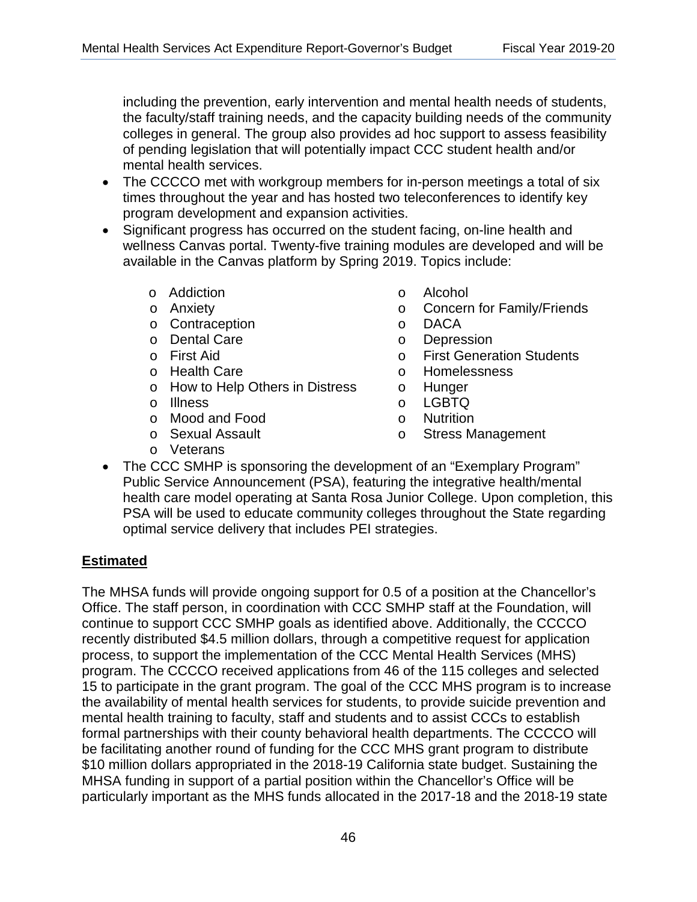including the prevention, early intervention and mental health needs of students, the faculty/staff training needs, and the capacity building needs of the community colleges in general. The group also provides ad hoc support to assess feasibility of pending legislation that will potentially impact CCC student health and/or mental health services.

- The CCCCO met with workgroup members for in-person meetings a total of six times throughout the year and has hosted two teleconferences to identify key program development and expansion activities.
- Significant progress has occurred on the student facing, on-line health and wellness Canvas portal. Twenty-five training modules are developed and will be available in the Canvas platform by Spring 2019. Topics include:
  - Addiction
  - Alcohol
  - Anxiety
  - Concern for Family/Friends
  - Contraception
  - DACA
  - Dental Care
  - Depression
  - First Aid
  - First Generation Students
  - Health Care
  - Homelessness
  - How to Help Others in Distress
  - Hunger
  - Illness
  - LGBTQ
  - Mood and Food
  - Nutrition
  - Sexual Assault
  - Stress Management
  - Veterans
- The CCC SMHP is sponsoring the development of an "Exemplary Program" Public Service Announcement (PSA), featuring the integrative health/mental health care model operating at Santa Rosa Junior College. Upon completion, this PSA will be used to educate community colleges throughout the State regarding optimal service delivery that includes PEI strategies.

**Estimated**

The MHSA funds will provide ongoing support for 0.5 of a position at the Chancellor's Office. The staff person, in coordination with CCC SMHP staff at the Foundation, will continue to support CCC SMHP goals as identified above. Additionally, the CCCCO recently distributed $4.5 million dollars, through a competitive request for application process, to support the implementation of the CCC Mental Health Services (MHS) program. The CCCCO received applications from 46 of the 115 colleges and selected 15 to participate in the grant program. The goal of the CCC MHS program is to increase the availability of mental health services for students, to provide suicide prevention and mental health training to faculty, staff and students and to assist CCCs to establish formal partnerships with their county behavioral health departments. The CCCCO will be facilitating another round of funding for the CCC MHS grant program to distribute $10 million dollars appropriated in the 2018-19 California state budget. Sustaining the MHSA funding in support of a partial position within the Chancellor's Office will be particularly important as the MHS funds allocated in the 2017-18 and the 2018-19 state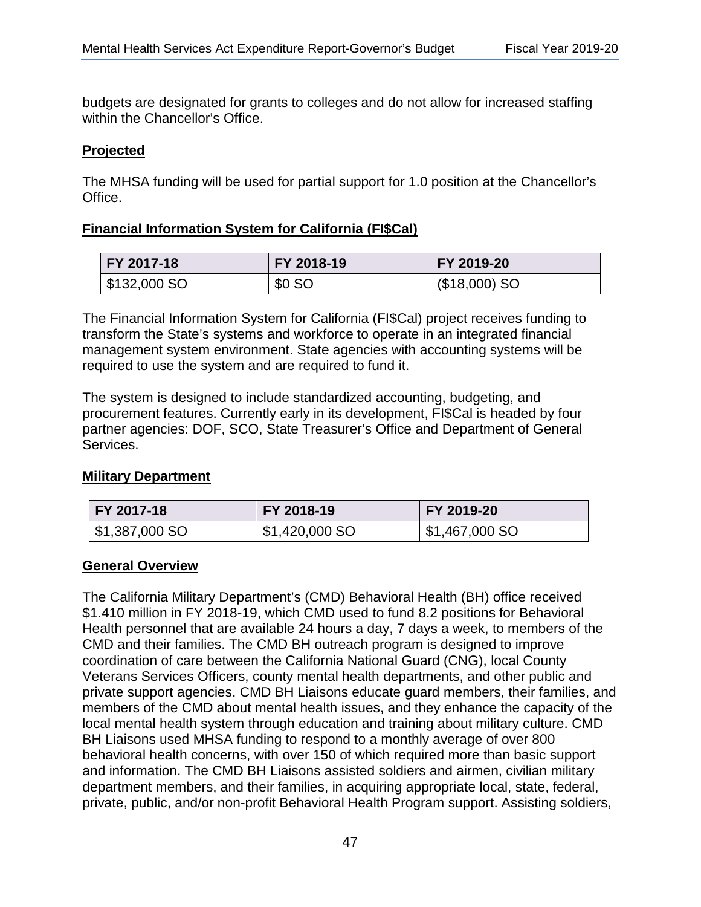budgets are designated for grants to colleges and do not allow for increased staffing within the Chancellor's Office.

**Projected**

The MHSA funding will be used for partial support for 1.0 position at the Chancellor's Office.

**Financial Information System for California (FI$Cal)**

| FY 2017-18 | FY 2018-19 | FY 2019-20 |
|---|---|---|
| $132,000 SO | $0 SO | ($18,000) SO |

The Financial Information System for California (FI$Cal) project receives funding to transform the State's systems and workforce to operate in an integrated financial management system environment. State agencies with accounting systems will be required to use the system and are required to fund it.

The system is designed to include standardized accounting, budgeting, and procurement features. Currently early in its development, FI$Cal is headed by four partner agencies: DOF, SCO, State Treasurer's Office and Department of General Services.

**Military Department**

| FY 2017-18 | FY 2018-19 | FY 2019-20 |
|---|---|---|
| $1,387,000 SO | $1,420,000 SO | $1,467,000 SO |

**General Overview**

The California Military Department's (CMD) Behavioral Health (BH) office received $1.410 million in FY 2018-19, which CMD used to fund 8.2 positions for Behavioral Health personnel that are available 24 hours a day, 7 days a week, to members of the CMD and their families. The CMD BH outreach program is designed to improve coordination of care between the California National Guard (CNG), local County Veterans Services Officers, county mental health departments, and other public and private support agencies. CMD BH Liaisons educate guard members, their families, and members of the CMD about mental health issues, and they enhance the capacity of the local mental health system through education and training about military culture. CMD BH Liaisons used MHSA funding to respond to a monthly average of over 800 behavioral health concerns, with over 150 of which required more than basic support and information. The CMD BH Liaisons assisted soldiers and airmen, civilian military department members, and their families, in acquiring appropriate local, state, federal, private, public, and/or non-profit Behavioral Health Program support. Assisting soldiers,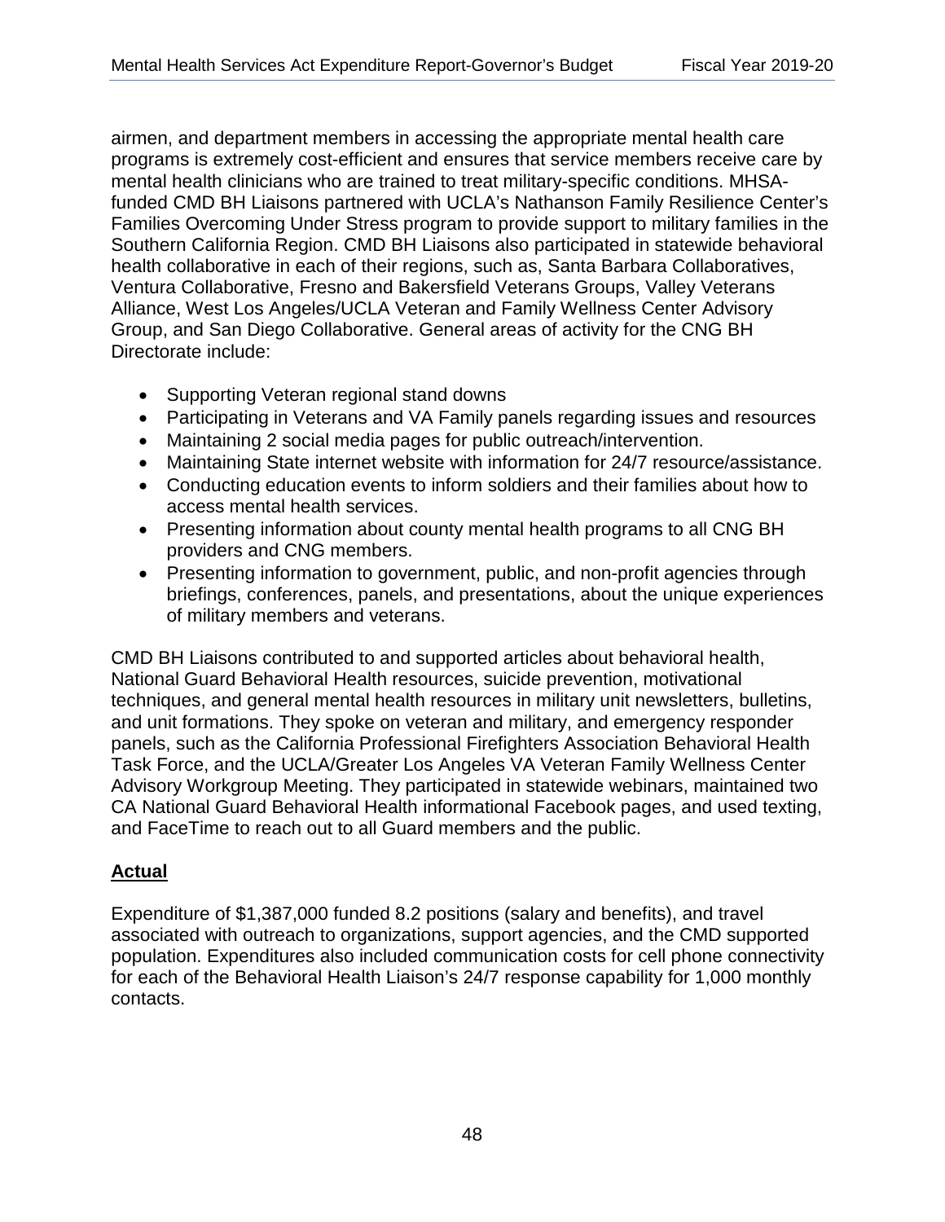airmen, and department members in accessing the appropriate mental health care programs is extremely cost-efficient and ensures that service members receive care by mental health clinicians who are trained to treat military-specific conditions. MHSA-funded CMD BH Liaisons partnered with UCLA's Nathanson Family Resilience Center's Families Overcoming Under Stress program to provide support to military families in the Southern California Region. CMD BH Liaisons also participated in statewide behavioral health collaborative in each of their regions, such as, Santa Barbara Collaboratives, Ventura Collaborative, Fresno and Bakersfield Veterans Groups, Valley Veterans Alliance, West Los Angeles/UCLA Veteran and Family Wellness Center Advisory Group, and San Diego Collaborative. General areas of activity for the CNG BH Directorate include:

- Supporting Veteran regional stand downs
- Participating in Veterans and VA Family panels regarding issues and resources
- Maintaining 2 social media pages for public outreach/intervention.
- Maintaining State internet website with information for 24/7 resource/assistance.
- Conducting education events to inform soldiers and their families about how to access mental health services.
- Presenting information about county mental health programs to all CNG BH providers and CNG members.
- Presenting information to government, public, and non-profit agencies through briefings, conferences, panels, and presentations, about the unique experiences of military members and veterans.

CMD BH Liaisons contributed to and supported articles about behavioral health, National Guard Behavioral Health resources, suicide prevention, motivational techniques, and general mental health resources in military unit newsletters, bulletins, and unit formations. They spoke on veteran and military, and emergency responder panels, such as the California Professional Firefighters Association Behavioral Health Task Force, and the UCLA/Greater Los Angeles VA Veteran Family Wellness Center Advisory Workgroup Meeting. They participated in statewide webinars, maintained two CA National Guard Behavioral Health informational Facebook pages, and used texting, and FaceTime to reach out to all Guard members and the public.

## Actual

Expenditure of $1,387,000 funded 8.2 positions (salary and benefits), and travel associated with outreach to organizations, support agencies, and the CMD supported population. Expenditures also included communication costs for cell phone connectivity for each of the Behavioral Health Liaison's 24/7 response capability for 1,000 monthly contacts.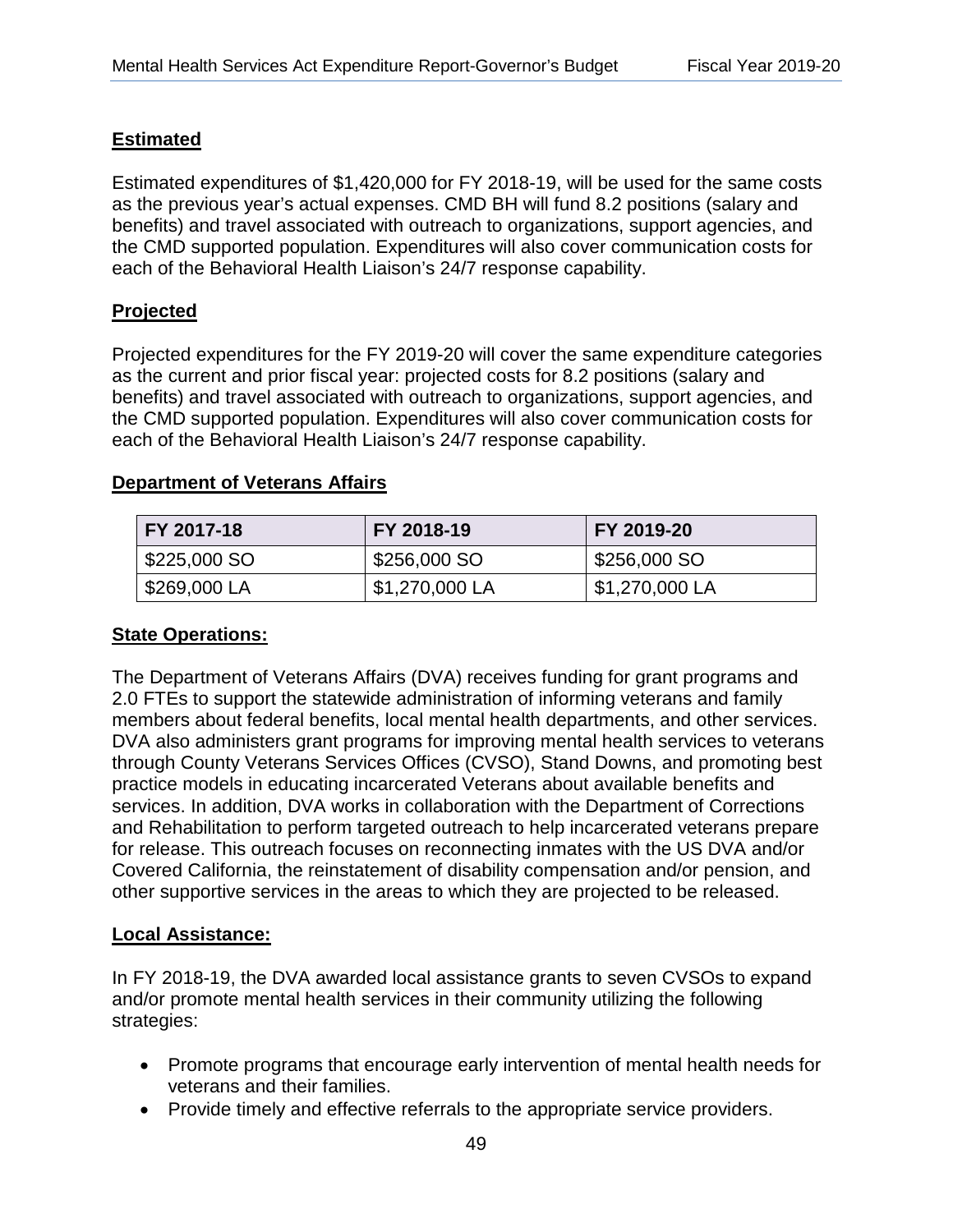**Estimated**

Estimated expenditures of $1,420,000 for FY 2018-19, will be used for the same costs as the previous year's actual expenses. CMD BH will fund 8.2 positions (salary and benefits) and travel associated with outreach to organizations, support agencies, and the CMD supported population. Expenditures will also cover communication costs for each of the Behavioral Health Liaison's 24/7 response capability.

**Projected**

Projected expenditures for the FY 2019-20 will cover the same expenditure categories as the current and prior fiscal year: projected costs for 8.2 positions (salary and benefits) and travel associated with outreach to organizations, support agencies, and the CMD supported population. Expenditures will also cover communication costs for each of the Behavioral Health Liaison's 24/7 response capability.

**Department of Veterans Affairs**

| FY 2017-18 | FY 2018-19 | FY 2019-20 |
|---|---|---|
| $225,000 SO | $256,000 SO | $256,000 SO |
| $269,000 LA | $1,270,000 LA | $1,270,000 LA |

**State Operations:**

The Department of Veterans Affairs (DVA) receives funding for grant programs and 2.0 FTEs to support the statewide administration of informing veterans and family members about federal benefits, local mental health departments, and other services. DVA also administers grant programs for improving mental health services to veterans through County Veterans Services Offices (CVSO), Stand Downs, and promoting best practice models in educating incarcerated Veterans about available benefits and services. In addition, DVA works in collaboration with the Department of Corrections and Rehabilitation to perform targeted outreach to help incarcerated veterans prepare for release. This outreach focuses on reconnecting inmates with the US DVA and/or Covered California, the reinstatement of disability compensation and/or pension, and other supportive services in the areas to which they are projected to be released.

**Local Assistance:**

In FY 2018-19, the DVA awarded local assistance grants to seven CVSOs to expand and/or promote mental health services in their community utilizing the following strategies:

- Promote programs that encourage early intervention of mental health needs for veterans and their families.
- Provide timely and effective referrals to the appropriate service providers.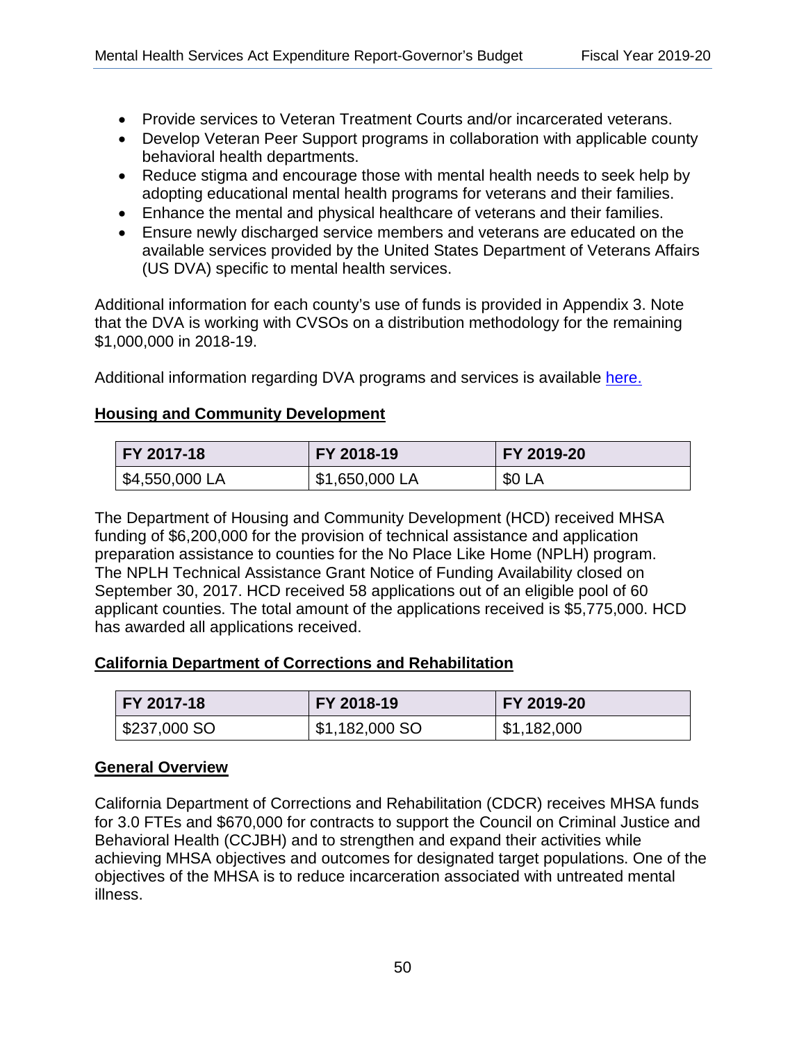- Provide services to Veteran Treatment Courts and/or incarcerated veterans.
- Develop Veteran Peer Support programs in collaboration with applicable county behavioral health departments.
- Reduce stigma and encourage those with mental health needs to seek help by adopting educational mental health programs for veterans and their families.
- Enhance the mental and physical healthcare of veterans and their families.
- Ensure newly discharged service members and veterans are educated on the available services provided by the United States Department of Veterans Affairs (US DVA) specific to mental health services.

Additional information for each county's use of funds is provided in Appendix 3. Note that the DVA is working with CVSOs on a distribution methodology for the remaining $1,000,000 in 2018-19.

Additional information regarding DVA programs and services is available [here.]()

## Housing and Community Development

| FY 2017-18 | FY 2018-19 | FY 2019-20 |
|---|---|---|
| $4,550,000 LA | $1,650,000 LA | $0 LA |

The Department of Housing and Community Development (HCD) received MHSA funding of $6,200,000 for the provision of technical assistance and application preparation assistance to counties for the No Place Like Home (NPLH) program. The NPLH Technical Assistance Grant Notice of Funding Availability closed on September 30, 2017. HCD received 58 applications out of an eligible pool of 60 applicant counties. The total amount of the applications received is $5,775,000. HCD has awarded all applications received.

## California Department of Corrections and Rehabilitation

| FY 2017-18 | FY 2018-19 | FY 2019-20 |
|---|---|---|
| $237,000 SO | $1,182,000 SO | $1,182,000 |

## General Overview

California Department of Corrections and Rehabilitation (CDCR) receives MHSA funds for 3.0 FTEs and $670,000 for contracts to support the Council on Criminal Justice and Behavioral Health (CCJBH) and to strengthen and expand their activities while achieving MHSA objectives and outcomes for designated target populations. One of the objectives of the MHSA is to reduce incarceration associated with untreated mental illness.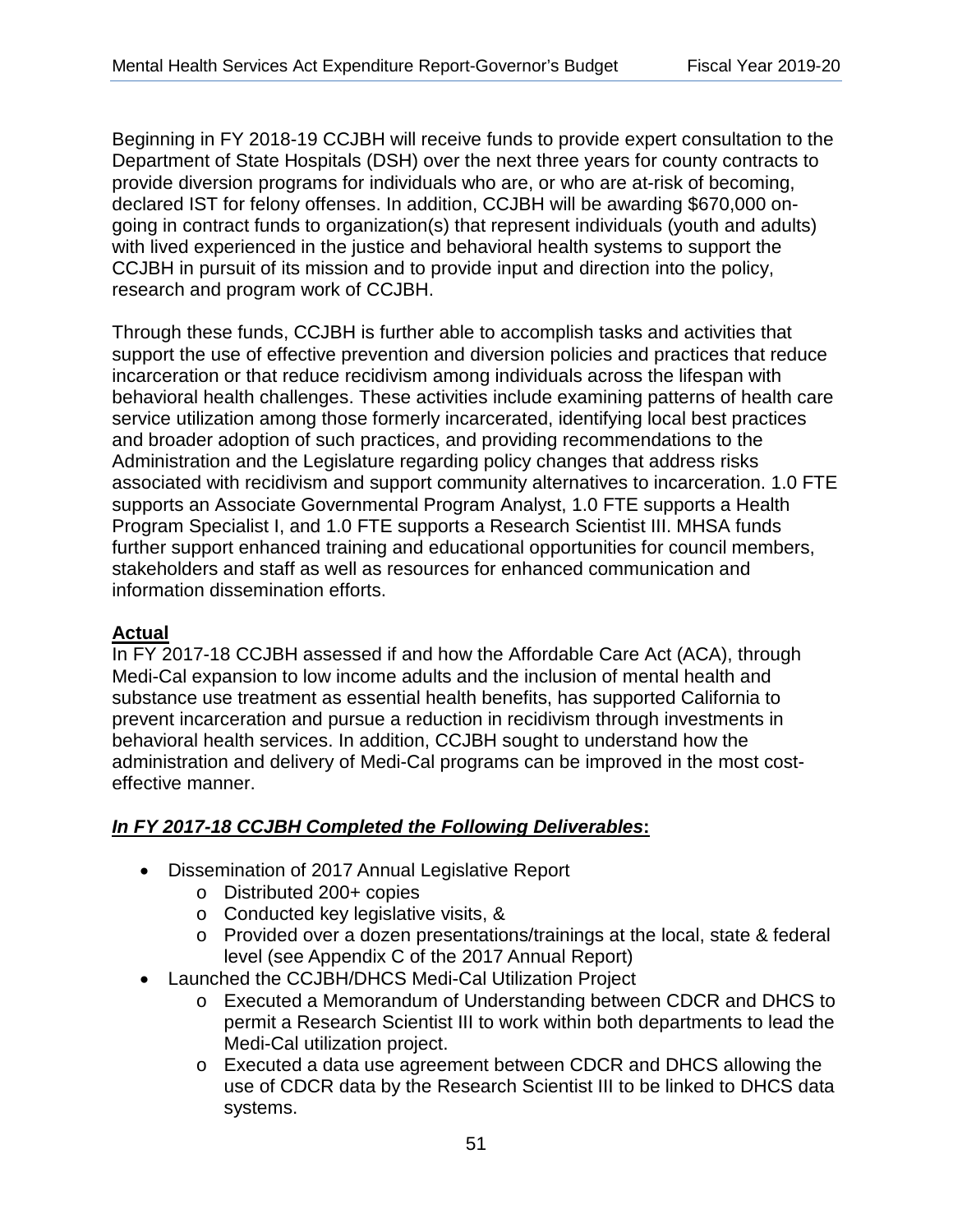Beginning in FY 2018-19 CCJBH will receive funds to provide expert consultation to the Department of State Hospitals (DSH) over the next three years for county contracts to provide diversion programs for individuals who are, or who are at-risk of becoming, declared IST for felony offenses. In addition, CCJBH will be awarding $670,000 on-going in contract funds to organization(s) that represent individuals (youth and adults) with lived experienced in the justice and behavioral health systems to support the CCJBH in pursuit of its mission and to provide input and direction into the policy, research and program work of CCJBH.

Through these funds, CCJBH is further able to accomplish tasks and activities that support the use of effective prevention and diversion policies and practices that reduce incarceration or that reduce recidivism among individuals across the lifespan with behavioral health challenges. These activities include examining patterns of health care service utilization among those formerly incarcerated, identifying local best practices and broader adoption of such practices, and providing recommendations to the Administration and the Legislature regarding policy changes that address risks associated with recidivism and support community alternatives to incarceration. 1.0 FTE supports an Associate Governmental Program Analyst, 1.0 FTE supports a Health Program Specialist I, and 1.0 FTE supports a Research Scientist III. MHSA funds further support enhanced training and educational opportunities for council members, stakeholders and staff as well as resources for enhanced communication and information dissemination efforts.

**Actual**

In FY 2017-18 CCJBH assessed if and how the Affordable Care Act (ACA), through Medi-Cal expansion to low income adults and the inclusion of mental health and substance use treatment as essential health benefits, has supported California to prevent incarceration and pursue a reduction in recidivism through investments in behavioral health services. In addition, CCJBH sought to understand how the administration and delivery of Medi-Cal programs can be improved in the most cost-effective manner.

***In FY 2017-18 CCJBH Completed the Following Deliverables*:**

- Dissemination of 2017 Annual Legislative Report
  - Distributed 200+ copies
  - Conducted key legislative visits, &
  - Provided over a dozen presentations/trainings at the local, state & federal level (see Appendix C of the 2017 Annual Report)
- Launched the CCJBH/DHCS Medi-Cal Utilization Project
  - Executed a Memorandum of Understanding between CDCR and DHCS to permit a Research Scientist III to work within both departments to lead the Medi-Cal utilization project.
  - Executed a data use agreement between CDCR and DHCS allowing the use of CDCR data by the Research Scientist III to be linked to DHCS data systems.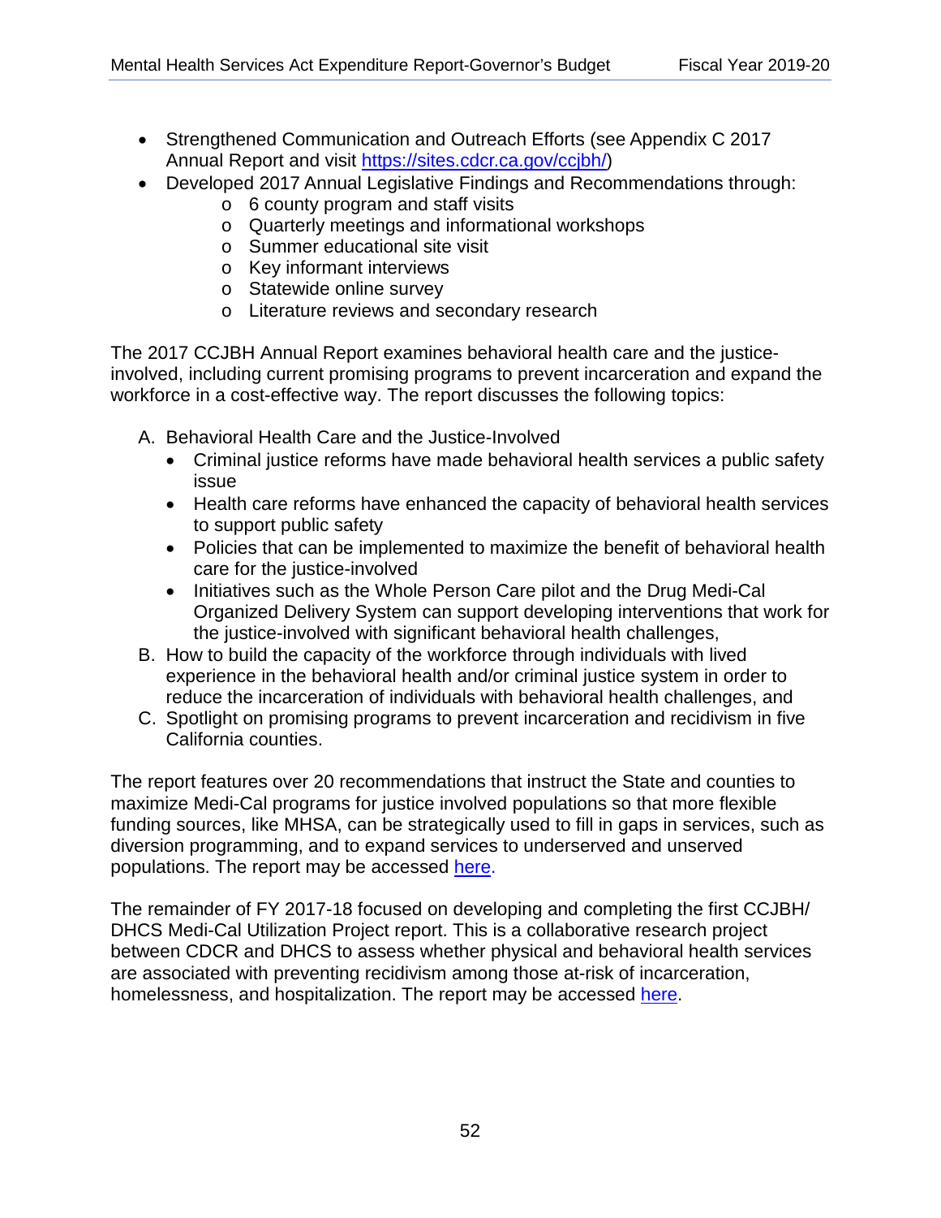- Strengthened Communication and Outreach Efforts (see Appendix C 2017 Annual Report and visit https://sites.cdcr.ca.gov/ccjbh/)
- Developed 2017 Annual Legislative Findings and Recommendations through:
  - 6 county program and staff visits
  - Quarterly meetings and informational workshops
  - Summer educational site visit
  - Key informant interviews
  - Statewide online survey
  - Literature reviews and secondary research

The 2017 CCJBH Annual Report examines behavioral health care and the justice-involved, including current promising programs to prevent incarceration and expand the workforce in a cost-effective way. The report discusses the following topics:

A. Behavioral Health Care and the Justice-Involved
   - Criminal justice reforms have made behavioral health services a public safety issue
   - Health care reforms have enhanced the capacity of behavioral health services to support public safety
   - Policies that can be implemented to maximize the benefit of behavioral health care for the justice-involved
   - Initiatives such as the Whole Person Care pilot and the Drug Medi-Cal Organized Delivery System can support developing interventions that work for the justice-involved with significant behavioral health challenges,
B. How to build the capacity of the workforce through individuals with lived experience in the behavioral health and/or criminal justice system in order to reduce the incarceration of individuals with behavioral health challenges, and
C. Spotlight on promising programs to prevent incarceration and recidivism in five California counties.

The report features over 20 recommendations that instruct the State and counties to maximize Medi-Cal programs for justice involved populations so that more flexible funding sources, like MHSA, can be strategically used to fill in gaps in services, such as diversion programming, and to expand services to underserved and unserved populations. The report may be accessed here.

The remainder of FY 2017-18 focused on developing and completing the first CCJBH/ DHCS Medi-Cal Utilization Project report. This is a collaborative research project between CDCR and DHCS to assess whether physical and behavioral health services are associated with preventing recidivism among those at-risk of incarceration, homelessness, and hospitalization. The report may be accessed here.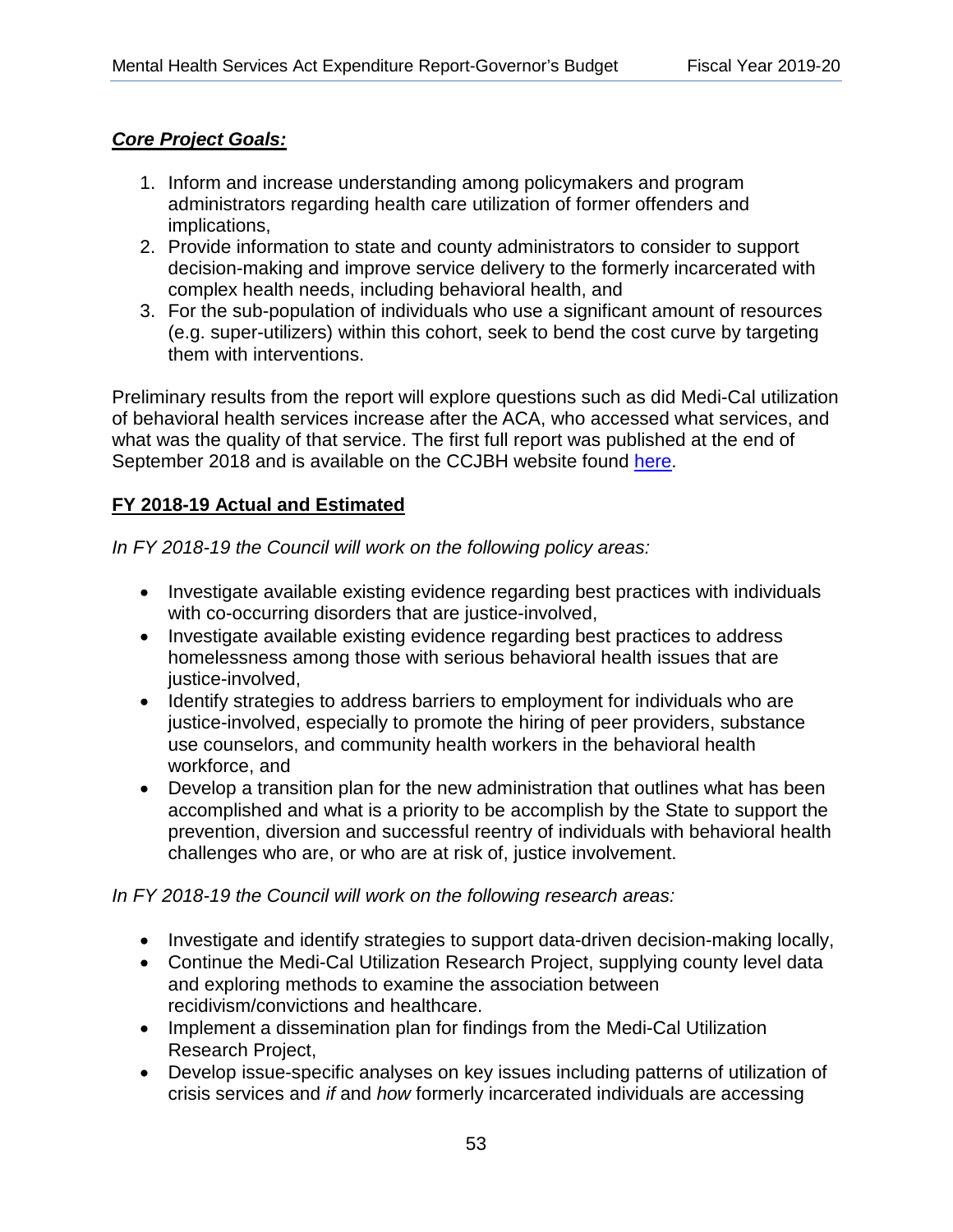***Core Project Goals:***

1. Inform and increase understanding among policymakers and program administrators regarding health care utilization of former offenders and implications,
2. Provide information to state and county administrators to consider to support decision-making and improve service delivery to the formerly incarcerated with complex health needs, including behavioral health, and
3. For the sub-population of individuals who use a significant amount of resources (e.g. super-utilizers) within this cohort, seek to bend the cost curve by targeting them with interventions.

Preliminary results from the report will explore questions such as did Medi-Cal utilization of behavioral health services increase after the ACA, who accessed what services, and what was the quality of that service. The first full report was published at the end of September 2018 and is available on the CCJBH website found here.

**FY 2018-19 Actual and Estimated**

*In FY 2018-19 the Council will work on the following policy areas:*

- Investigate available existing evidence regarding best practices with individuals with co-occurring disorders that are justice-involved,
- Investigate available existing evidence regarding best practices to address homelessness among those with serious behavioral health issues that are justice-involved,
- Identify strategies to address barriers to employment for individuals who are justice-involved, especially to promote the hiring of peer providers, substance use counselors, and community health workers in the behavioral health workforce, and
- Develop a transition plan for the new administration that outlines what has been accomplished and what is a priority to be accomplish by the State to support the prevention, diversion and successful reentry of individuals with behavioral health challenges who are, or who are at risk of, justice involvement.

*In FY 2018-19 the Council will work on the following research areas:*

- Investigate and identify strategies to support data-driven decision-making locally,
- Continue the Medi-Cal Utilization Research Project, supplying county level data and exploring methods to examine the association between recidivism/convictions and healthcare.
- Implement a dissemination plan for findings from the Medi-Cal Utilization Research Project,
- Develop issue-specific analyses on key issues including patterns of utilization of crisis services and *if* and *how* formerly incarcerated individuals are accessing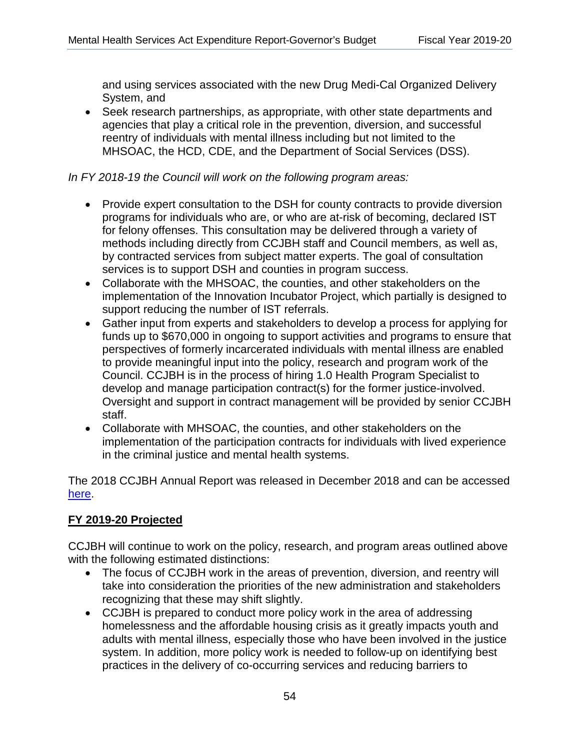and using services associated with the new Drug Medi-Cal Organized Delivery System, and

- Seek research partnerships, as appropriate, with other state departments and agencies that play a critical role in the prevention, diversion, and successful reentry of individuals with mental illness including but not limited to the MHSOAC, the HCD, CDE, and the Department of Social Services (DSS).

*In FY 2018-19 the Council will work on the following program areas:*

- Provide expert consultation to the DSH for county contracts to provide diversion programs for individuals who are, or who are at-risk of becoming, declared IST for felony offenses. This consultation may be delivered through a variety of methods including directly from CCJBH staff and Council members, as well as, by contracted services from subject matter experts. The goal of consultation services is to support DSH and counties in program success.
- Collaborate with the MHSOAC, the counties, and other stakeholders on the implementation of the Innovation Incubator Project, which partially is designed to support reducing the number of IST referrals.
- Gather input from experts and stakeholders to develop a process for applying for funds up to $670,000 in ongoing to support activities and programs to ensure that perspectives of formerly incarcerated individuals with mental illness are enabled to provide meaningful input into the policy, research and program work of the Council. CCJBH is in the process of hiring 1.0 Health Program Specialist to develop and manage participation contract(s) for the former justice-involved. Oversight and support in contract management will be provided by senior CCJBH staff.
- Collaborate with MHSOAC, the counties, and other stakeholders on the implementation of the participation contracts for individuals with lived experience in the criminal justice and mental health systems.

The 2018 CCJBH Annual Report was released in December 2018 and can be accessed here.

**FY 2019-20 Projected**

CCJBH will continue to work on the policy, research, and program areas outlined above with the following estimated distinctions:

- The focus of CCJBH work in the areas of prevention, diversion, and reentry will take into consideration the priorities of the new administration and stakeholders recognizing that these may shift slightly.
- CCJBH is prepared to conduct more policy work in the area of addressing homelessness and the affordable housing crisis as it greatly impacts youth and adults with mental illness, especially those who have been involved in the justice system. In addition, more policy work is needed to follow-up on identifying best practices in the delivery of co-occurring services and reducing barriers to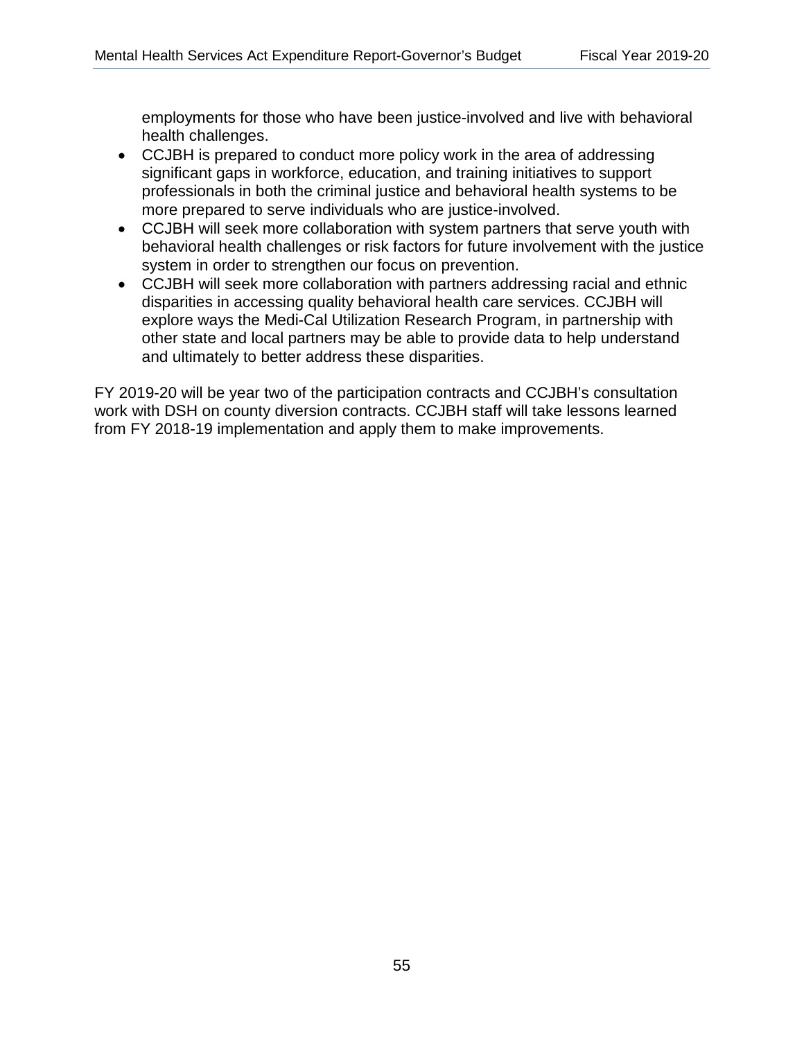employments for those who have been justice-involved and live with behavioral health challenges.

- CCJBH is prepared to conduct more policy work in the area of addressing significant gaps in workforce, education, and training initiatives to support professionals in both the criminal justice and behavioral health systems to be more prepared to serve individuals who are justice-involved.
- CCJBH will seek more collaboration with system partners that serve youth with behavioral health challenges or risk factors for future involvement with the justice system in order to strengthen our focus on prevention.
- CCJBH will seek more collaboration with partners addressing racial and ethnic disparities in accessing quality behavioral health care services. CCJBH will explore ways the Medi-Cal Utilization Research Program, in partnership with other state and local partners may be able to provide data to help understand and ultimately to better address these disparities.

FY 2019-20 will be year two of the participation contracts and CCJBH's consultation work with DSH on county diversion contracts. CCJBH staff will take lessons learned from FY 2018-19 implementation and apply them to make improvements.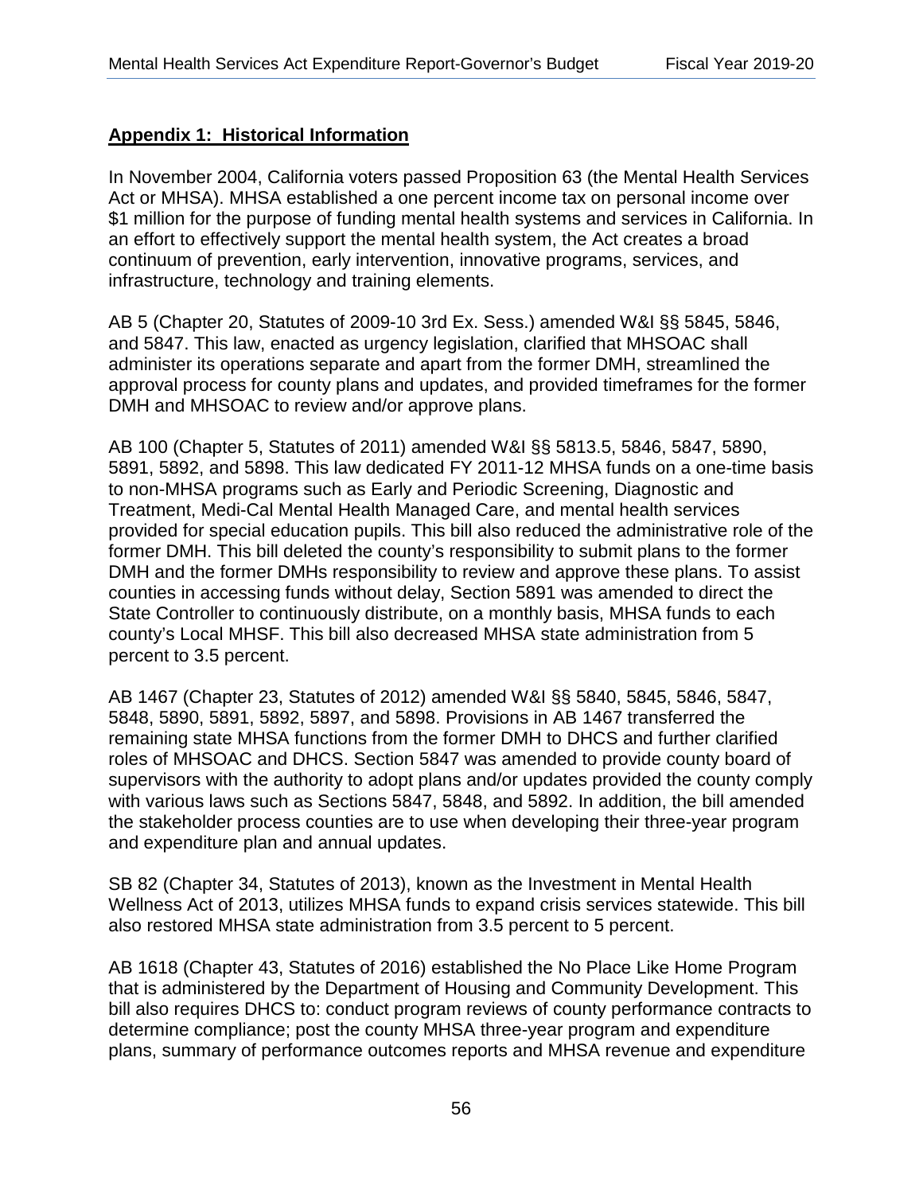## Appendix 1: Historical Information

In November 2004, California voters passed Proposition 63 (the Mental Health Services Act or MHSA). MHSA established a one percent income tax on personal income over $1 million for the purpose of funding mental health systems and services in California. In an effort to effectively support the mental health system, the Act creates a broad continuum of prevention, early intervention, innovative programs, services, and infrastructure, technology and training elements.

AB 5 (Chapter 20, Statutes of 2009-10 3rd Ex. Sess.) amended W&I §§ 5845, 5846, and 5847. This law, enacted as urgency legislation, clarified that MHSOAC shall administer its operations separate and apart from the former DMH, streamlined the approval process for county plans and updates, and provided timeframes for the former DMH and MHSOAC to review and/or approve plans.

AB 100 (Chapter 5, Statutes of 2011) amended W&I §§ 5813.5, 5846, 5847, 5890, 5891, 5892, and 5898. This law dedicated FY 2011-12 MHSA funds on a one-time basis to non-MHSA programs such as Early and Periodic Screening, Diagnostic and Treatment, Medi-Cal Mental Health Managed Care, and mental health services provided for special education pupils. This bill also reduced the administrative role of the former DMH. This bill deleted the county's responsibility to submit plans to the former DMH and the former DMHs responsibility to review and approve these plans. To assist counties in accessing funds without delay, Section 5891 was amended to direct the State Controller to continuously distribute, on a monthly basis, MHSA funds to each county's Local MHSF. This bill also decreased MHSA state administration from 5 percent to 3.5 percent.

AB 1467 (Chapter 23, Statutes of 2012) amended W&I §§ 5840, 5845, 5846, 5847, 5848, 5890, 5891, 5892, 5897, and 5898. Provisions in AB 1467 transferred the remaining state MHSA functions from the former DMH to DHCS and further clarified roles of MHSOAC and DHCS. Section 5847 was amended to provide county board of supervisors with the authority to adopt plans and/or updates provided the county comply with various laws such as Sections 5847, 5848, and 5892. In addition, the bill amended the stakeholder process counties are to use when developing their three-year program and expenditure plan and annual updates.

SB 82 (Chapter 34, Statutes of 2013), known as the Investment in Mental Health Wellness Act of 2013, utilizes MHSA funds to expand crisis services statewide. This bill also restored MHSA state administration from 3.5 percent to 5 percent.

AB 1618 (Chapter 43, Statutes of 2016) established the No Place Like Home Program that is administered by the Department of Housing and Community Development. This bill also requires DHCS to: conduct program reviews of county performance contracts to determine compliance; post the county MHSA three-year program and expenditure plans, summary of performance outcomes reports and MHSA revenue and expenditure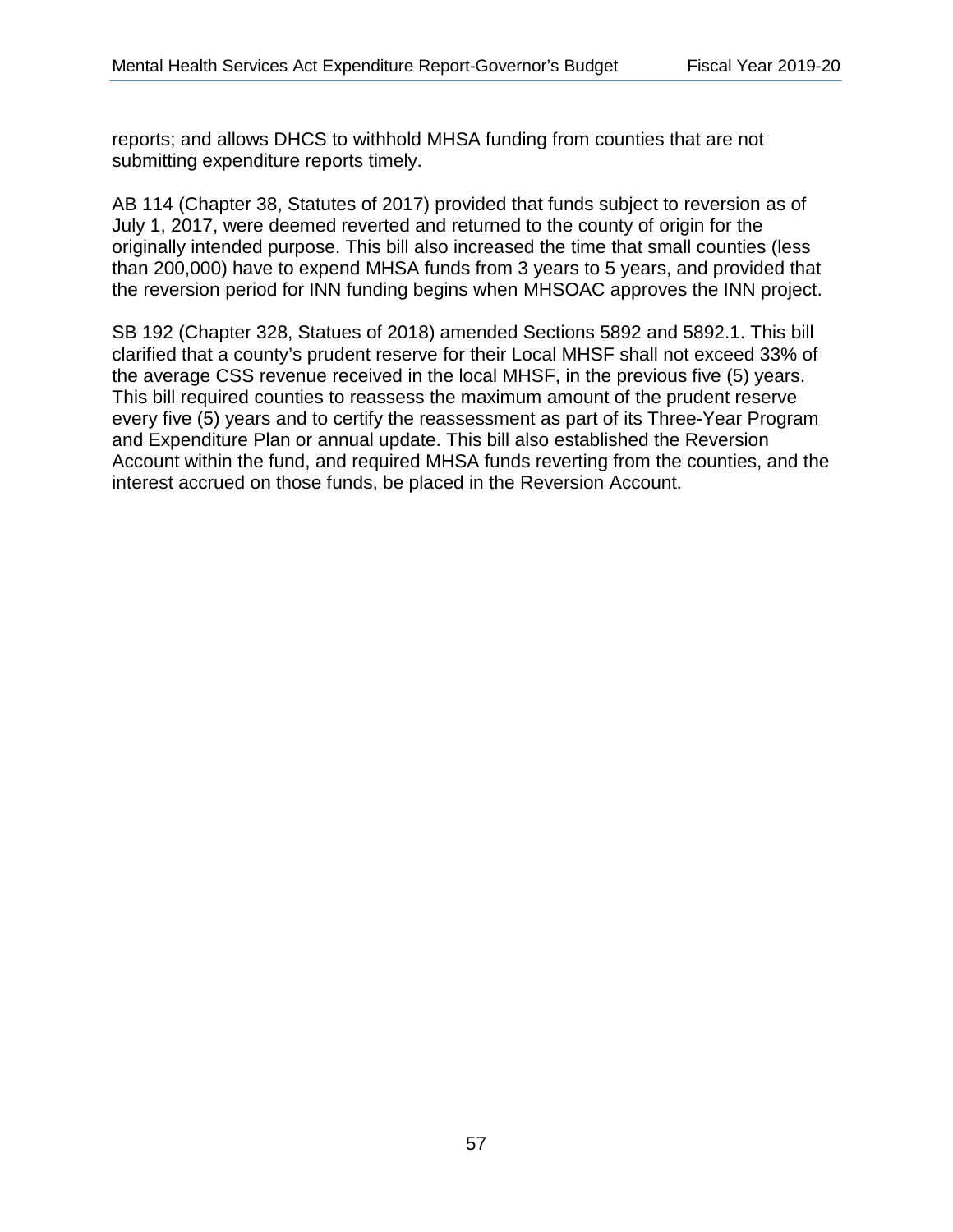reports; and allows DHCS to withhold MHSA funding from counties that are not submitting expenditure reports timely.

AB 114 (Chapter 38, Statutes of 2017) provided that funds subject to reversion as of July 1, 2017, were deemed reverted and returned to the county of origin for the originally intended purpose. This bill also increased the time that small counties (less than 200,000) have to expend MHSA funds from 3 years to 5 years, and provided that the reversion period for INN funding begins when MHSOAC approves the INN project.

SB 192 (Chapter 328, Statues of 2018) amended Sections 5892 and 5892.1. This bill clarified that a county's prudent reserve for their Local MHSF shall not exceed 33% of the average CSS revenue received in the local MHSF, in the previous five (5) years. This bill required counties to reassess the maximum amount of the prudent reserve every five (5) years and to certify the reassessment as part of its Three-Year Program and Expenditure Plan or annual update. This bill also established the Reversion Account within the fund, and required MHSA funds reverting from the counties, and the interest accrued on those funds, be placed in the Reversion Account.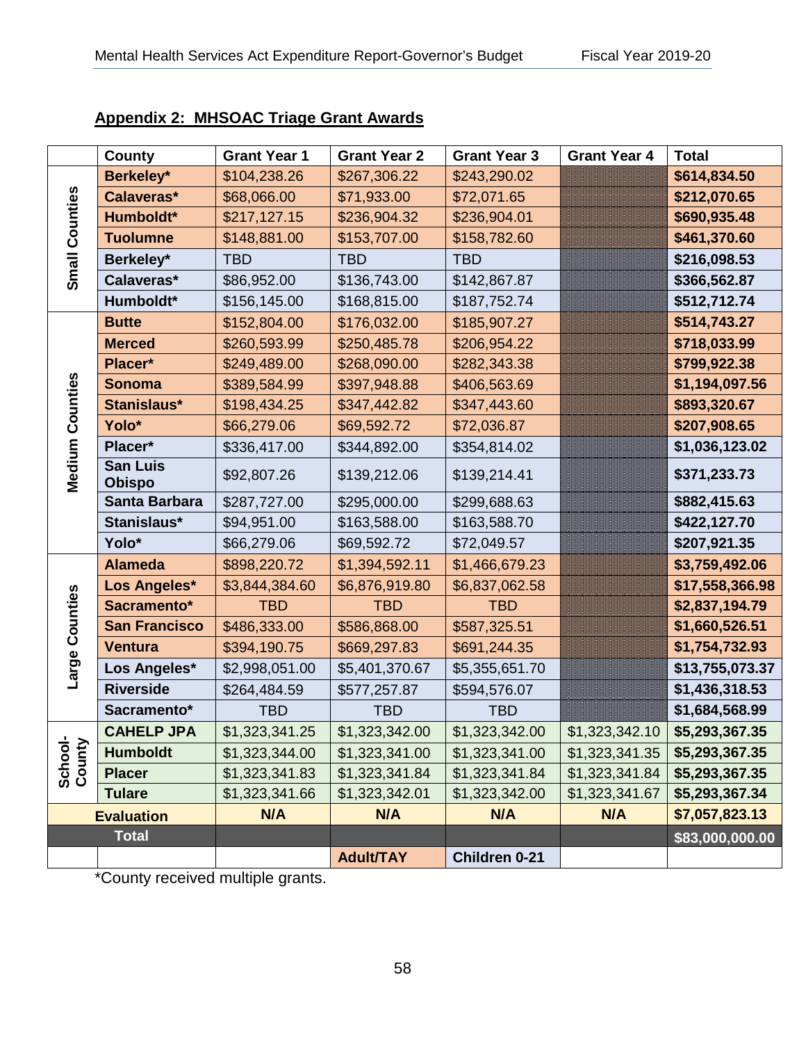## Appendix 2: MHSOAC Triage Grant Awards

| | County | Grant Year 1 | Grant Year 2 | Grant Year 3 | Grant Year 4 | Total |
|---|---|---|---|---|---|---|
| Small Counties | **Berkeley*** | $104,238.26 | $267,306.22 | $243,290.02 | | **$614,834.50** |
| | **Calaveras*** | $68,066.00 | $71,933.00 | $72,071.65 | | **$212,070.65** |
| | **Humboldt*** | $217,127.15 | $236,904.32 | $236,904.01 | | **$690,935.48** |
| | **Tuolumne** | $148,881.00 | $153,707.00 | $158,782.60 | | **$461,370.60** |
| | **Berkeley*** | TBD | TBD | TBD | | **$216,098.53** |
| | **Calaveras*** | $86,952.00 | $136,743.00 | $142,867.87 | | **$366,562.87** |
| | **Humboldt*** | $156,145.00 | $168,815.00 | $187,752.74 | | **$512,712.74** |
| Medium Counties | **Butte** | $152,804.00 | $176,032.00 | $185,907.27 | | **$514,743.27** |
| | **Merced** | $260,593.99 | $250,485.78 | $206,954.22 | | **$718,033.99** |
| | **Placer*** | $249,489.00 | $268,090.00 | $282,343.38 | | **$799,922.38** |
| | **Sonoma** | $389,584.99 | $397,948.88 | $406,563.69 | | **$1,194,097.56** |
| | **Stanislaus*** | $198,434.25 | $347,442.82 | $347,443.60 | | **$893,320.67** |
| | **Yolo*** | $66,279.06 | $69,592.72 | $72,036.87 | | **$207,908.65** |
| | **Placer*** | $336,417.00 | $344,892.00 | $354,814.02 | | **$1,036,123.02** |
| | **San Luis Obispo** | $92,807.26 | $139,212.06 | $139,214.41 | | **$371,233.73** |
| | **Santa Barbara** | $287,727.00 | $295,000.00 | $299,688.63 | | **$882,415.63** |
| | **Stanislaus*** | $94,951.00 | $163,588.00 | $163,588.70 | | **$422,127.70** |
| | **Yolo*** | $66,279.06 | $69,592.72 | $72,049.57 | | **$207,921.35** |
| Large Counties | **Alameda** | $898,220.72 | $1,394,592.11 | $1,466,679.23 | | **$3,759,492.06** |
| | **Los Angeles*** | $3,844,384.60 | $6,876,919.80 | $6,837,062.58 | | **$17,558,366.98** |
| | **Sacramento*** | TBD | TBD | TBD | | **$2,837,194.79** |
| | **San Francisco** | $486,333.00 | $586,868.00 | $587,325.51 | | **$1,660,526.51** |
| | **Ventura** | $394,190.75 | $669,297.83 | $691,244.35 | | **$1,754,732.93** |
| | **Los Angeles*** | $2,998,051.00 | $5,401,370.67 | $5,355,651.70 | | **$13,755,073.37** |
| | **Riverside** | $264,484.59 | $577,257.87 | $594,576.07 | | **$1,436,318.53** |
| | **Sacramento*** | TBD | TBD | TBD | | **$1,684,568.99** |
| School-County | **CAHELP JPA** | $1,323,341.25 | $1,323,342.00 | $1,323,342.00 | $1,323,342.10 | **$5,293,367.35** |
| | **Humboldt** | $1,323,344.00 | $1,323,341.00 | $1,323,341.00 | $1,323,341.35 | **$5,293,367.35** |
| | **Placer** | $1,323,341.83 | $1,323,341.84 | $1,323,341.84 | $1,323,341.84 | **$5,293,367.35** |
| | **Tulare** | $1,323,341.66 | $1,323,342.01 | $1,323,342.00 | $1,323,341.67 | **$5,293,367.34** |
| **Evaluation** | | **N/A** | **N/A** | **N/A** | **N/A** | **$7,057,823.13** |
| **Total** | | | | | | **$83,000,000.00** |
| | | | **Adult/TAY** | **Children 0-21** | | |

*County received multiple grants.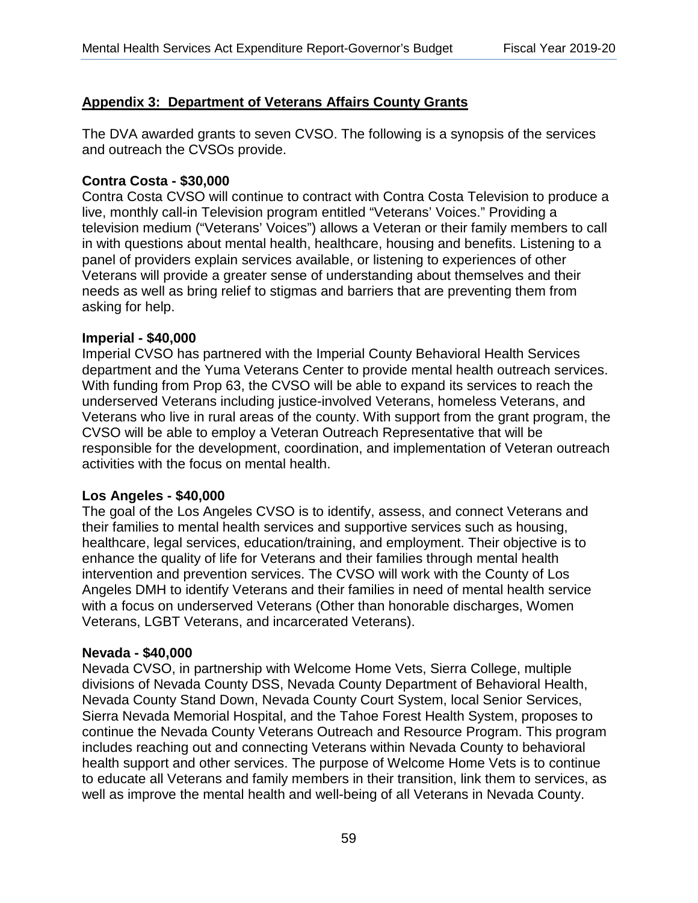## Appendix 3: Department of Veterans Affairs County Grants

The DVA awarded grants to seven CVSO. The following is a synopsis of the services and outreach the CVSOs provide.

**Contra Costa - $30,000**

Contra Costa CVSO will continue to contract with Contra Costa Television to produce a live, monthly call-in Television program entitled "Veterans' Voices." Providing a television medium ("Veterans' Voices") allows a Veteran or their family members to call in with questions about mental health, healthcare, housing and benefits. Listening to a panel of providers explain services available, or listening to experiences of other Veterans will provide a greater sense of understanding about themselves and their needs as well as bring relief to stigmas and barriers that are preventing them from asking for help.

**Imperial - $40,000**

Imperial CVSO has partnered with the Imperial County Behavioral Health Services department and the Yuma Veterans Center to provide mental health outreach services. With funding from Prop 63, the CVSO will be able to expand its services to reach the underserved Veterans including justice-involved Veterans, homeless Veterans, and Veterans who live in rural areas of the county. With support from the grant program, the CVSO will be able to employ a Veteran Outreach Representative that will be responsible for the development, coordination, and implementation of Veteran outreach activities with the focus on mental health.

**Los Angeles - $40,000**

The goal of the Los Angeles CVSO is to identify, assess, and connect Veterans and their families to mental health services and supportive services such as housing, healthcare, legal services, education/training, and employment. Their objective is to enhance the quality of life for Veterans and their families through mental health intervention and prevention services. The CVSO will work with the County of Los Angeles DMH to identify Veterans and their families in need of mental health service with a focus on underserved Veterans (Other than honorable discharges, Women Veterans, LGBT Veterans, and incarcerated Veterans).

**Nevada - $40,000**

Nevada CVSO, in partnership with Welcome Home Vets, Sierra College, multiple divisions of Nevada County DSS, Nevada County Department of Behavioral Health, Nevada County Stand Down, Nevada County Court System, local Senior Services, Sierra Nevada Memorial Hospital, and the Tahoe Forest Health System, proposes to continue the Nevada County Veterans Outreach and Resource Program. This program includes reaching out and connecting Veterans within Nevada County to behavioral health support and other services. The purpose of Welcome Home Vets is to continue to educate all Veterans and family members in their transition, link them to services, as well as improve the mental health and well-being of all Veterans in Nevada County.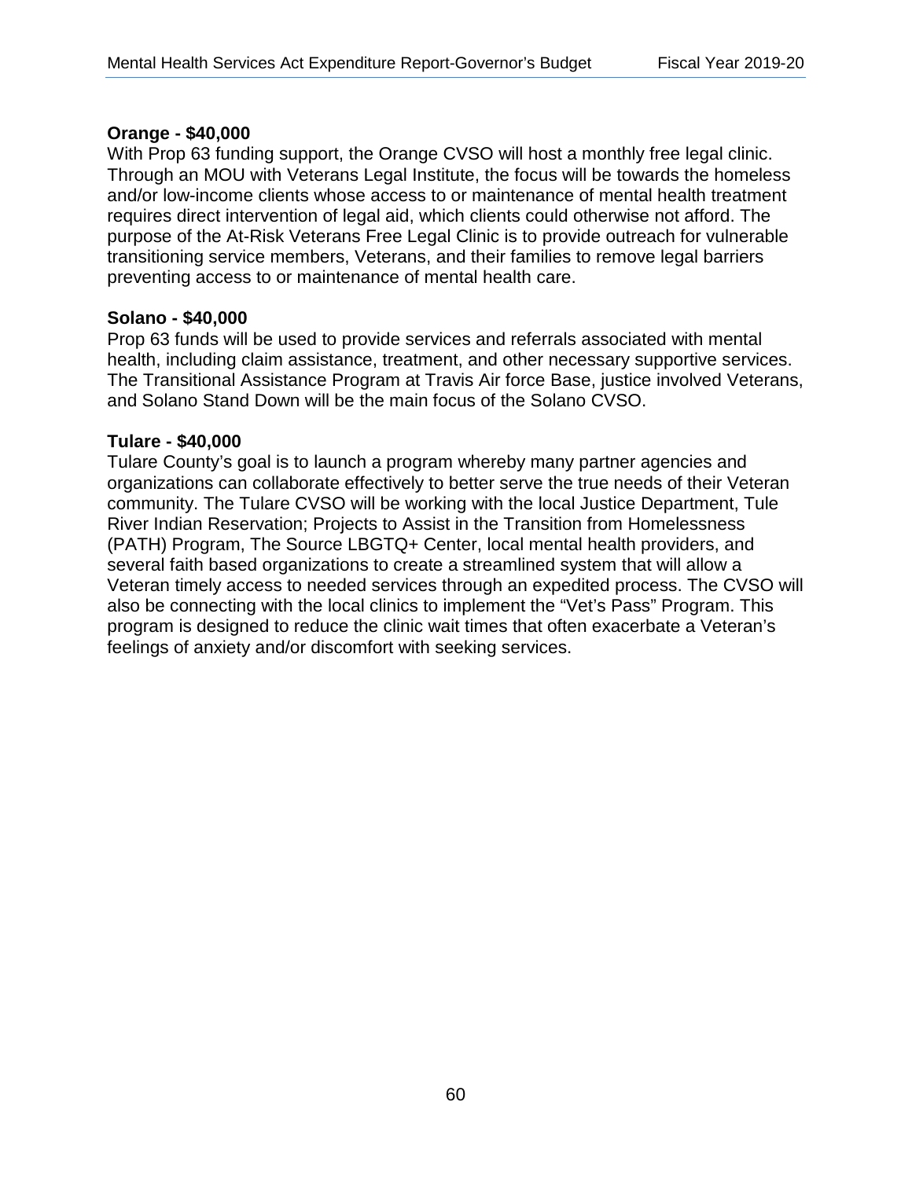**Orange - $40,000**

With Prop 63 funding support, the Orange CVSO will host a monthly free legal clinic. Through an MOU with Veterans Legal Institute, the focus will be towards the homeless and/or low-income clients whose access to or maintenance of mental health treatment requires direct intervention of legal aid, which clients could otherwise not afford. The purpose of the At-Risk Veterans Free Legal Clinic is to provide outreach for vulnerable transitioning service members, Veterans, and their families to remove legal barriers preventing access to or maintenance of mental health care.

**Solano - $40,000**

Prop 63 funds will be used to provide services and referrals associated with mental health, including claim assistance, treatment, and other necessary supportive services. The Transitional Assistance Program at Travis Air force Base, justice involved Veterans, and Solano Stand Down will be the main focus of the Solano CVSO.

**Tulare - $40,000**

Tulare County's goal is to launch a program whereby many partner agencies and organizations can collaborate effectively to better serve the true needs of their Veteran community. The Tulare CVSO will be working with the local Justice Department, Tule River Indian Reservation; Projects to Assist in the Transition from Homelessness (PATH) Program, The Source LBGTQ+ Center, local mental health providers, and several faith based organizations to create a streamlined system that will allow a Veteran timely access to needed services through an expedited process. The CVSO will also be connecting with the local clinics to implement the "Vet's Pass" Program. This program is designed to reduce the clinic wait times that often exacerbate a Veteran's feelings of anxiety and/or discomfort with seeking services.